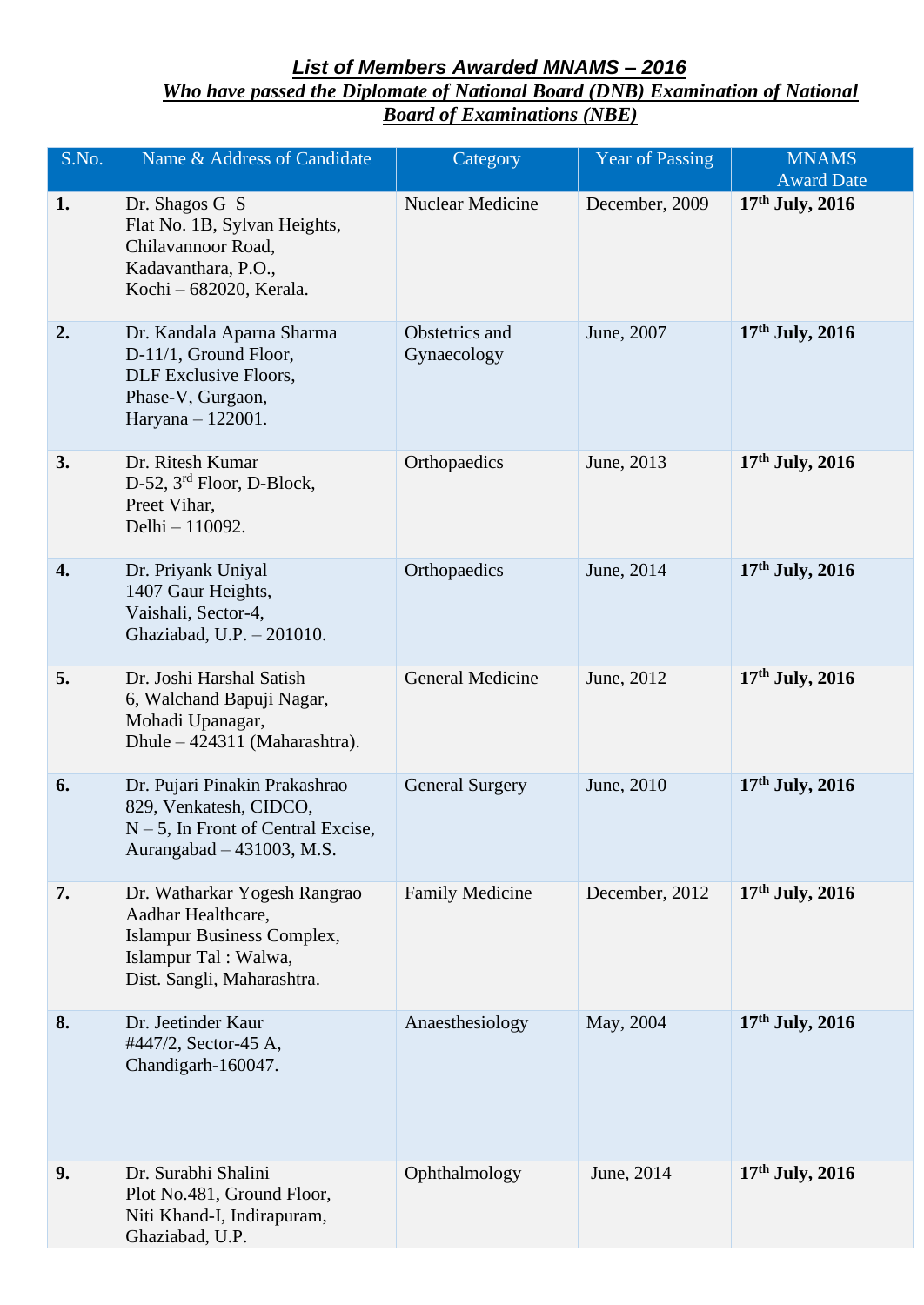# ***List of Members Awarded MNAMS – 2016***

## ***Who have passed the Diplomate of National Board (DNB) Examination of National Board of Examinations (NBE)***

| S.No. | Name & Address of Candidate | Category | Year of Passing | MNAMS Award Date |
|---|---|---|---|---|
| **1.** | Dr. Shagos G S<br>Flat No. 1B, Sylvan Heights,<br>Chilavannoor Road,<br>Kadavanthara, P.O.,<br>Kochi – 682020, Kerala. | Nuclear Medicine | December, 2009 | **17th July, 2016** |
| **2.** | Dr. Kandala Aparna Sharma<br>D-11/1, Ground Floor,<br>DLF Exclusive Floors,<br>Phase-V, Gurgaon,<br>Haryana – 122001. | Obstetrics and Gynaecology | June, 2007 | **17th July, 2016** |
| **3.** | Dr. Ritesh Kumar<br>D-52, 3rd Floor, D-Block,<br>Preet Vihar,<br>Delhi – 110092. | Orthopaedics | June, 2013 | **17th July, 2016** |
| **4.** | Dr. Priyank Uniyal<br>1407 Gaur Heights,<br>Vaishali, Sector-4,<br>Ghaziabad, U.P. – 201010. | Orthopaedics | June, 2014 | **17th July, 2016** |
| **5.** | Dr. Joshi Harshal Satish<br>6, Walchand Bapuji Nagar,<br>Mohadi Upanagar,<br>Dhule – 424311 (Maharashtra). | General Medicine | June, 2012 | **17th July, 2016** |
| **6.** | Dr. Pujari Pinakin Prakashrao<br>829, Venkatesh, CIDCO,<br>N – 5, In Front of Central Excise,<br>Aurangabad – 431003, M.S. | General Surgery | June, 2010 | **17th July, 2016** |
| **7.** | Dr. Watharkar Yogesh Rangrao<br>Aadhar Healthcare,<br>Islampur Business Complex,<br>Islampur Tal : Walwa,<br>Dist. Sangli, Maharashtra. | Family Medicine | December, 2012 | **17th July, 2016** |
| **8.** | Dr. Jeetinder Kaur<br>#447/2, Sector-45 A,<br>Chandigarh-160047. | Anaesthesiology | May, 2004 | **17th July, 2016** |
| **9.** | Dr. Surabhi Shalini<br>Plot No.481, Ground Floor,<br>Niti Khand-I, Indirapuram,<br>Ghaziabad, U.P. | Ophthalmology | June, 2014 | **17th July, 2016** |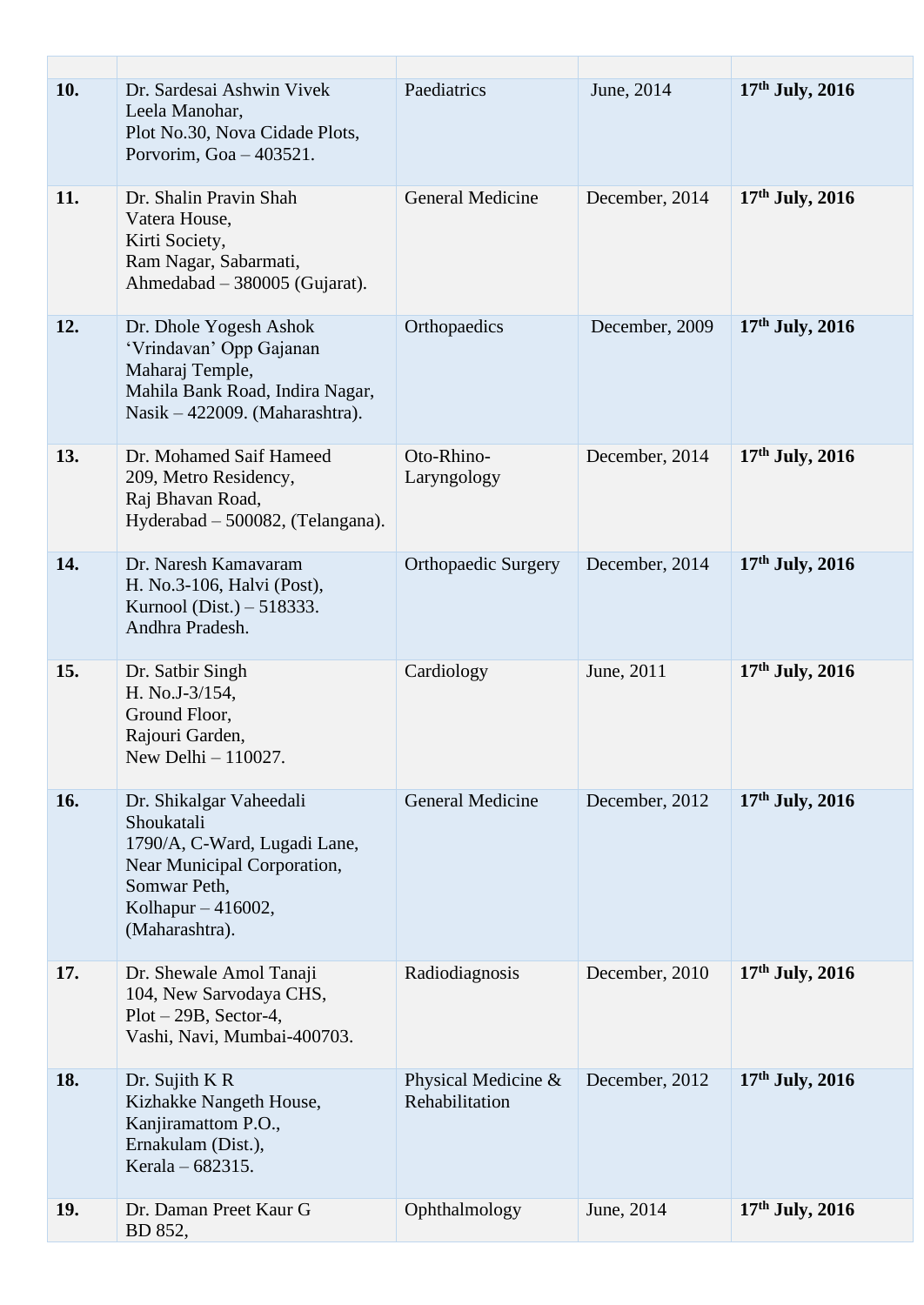| | | | | |
|---|---|---|---|---|
| **10.** | Dr. Sardesai Ashwin Vivek<br>Leela Manohar,<br>Plot No.30, Nova Cidade Plots,<br>Porvorim, Goa – 403521. | Paediatrics | June, 2014 | **17th July, 2016** |
| **11.** | Dr. Shalin Pravin Shah<br>Vatera House,<br>Kirti Society,<br>Ram Nagar, Sabarmati,<br>Ahmedabad – 380005 (Gujarat). | General Medicine | December, 2014 | **17th July, 2016** |
| **12.** | Dr. Dhole Yogesh Ashok<br>'Vrindavan' Opp Gajanan<br>Maharaj Temple,<br>Mahila Bank Road, Indira Nagar,<br>Nasik – 422009. (Maharashtra). | Orthopaedics | December, 2009 | **17th July, 2016** |
| **13.** | Dr. Mohamed Saif Hameed<br>209, Metro Residency,<br>Raj Bhavan Road,<br>Hyderabad – 500082, (Telangana). | Oto-Rhino-Laryngology | December, 2014 | **17th July, 2016** |
| **14.** | Dr. Naresh Kamavaram<br>H. No.3-106, Halvi (Post),<br>Kurnool (Dist.) – 518333.<br>Andhra Pradesh. | Orthopaedic Surgery | December, 2014 | **17th July, 2016** |
| **15.** | Dr. Satbir Singh<br>H. No.J-3/154,<br>Ground Floor,<br>Rajouri Garden,<br>New Delhi – 110027. | Cardiology | June, 2011 | **17th July, 2016** |
| **16.** | Dr. Shikalgar Vaheedali<br>Shoukatali<br>1790/A, C-Ward, Lugadi Lane,<br>Near Municipal Corporation,<br>Somwar Peth,<br>Kolhapur – 416002,<br>(Maharashtra). | General Medicine | December, 2012 | **17th July, 2016** |
| **17.** | Dr. Shewale Amol Tanaji<br>104, New Sarvodaya CHS,<br>Plot – 29B, Sector-4,<br>Vashi, Navi, Mumbai-400703. | Radiodiagnosis | December, 2010 | **17th July, 2016** |
| **18.** | Dr. Sujith K R<br>Kizhakke Nangeth House,<br>Kanjiramattom P.O.,<br>Ernakulam (Dist.),<br>Kerala – 682315. | Physical Medicine & Rehabilitation | December, 2012 | **17th July, 2016** |
| **19.** | Dr. Daman Preet Kaur G<br>BD 852, | Ophthalmology | June, 2014 | **17th July, 2016** |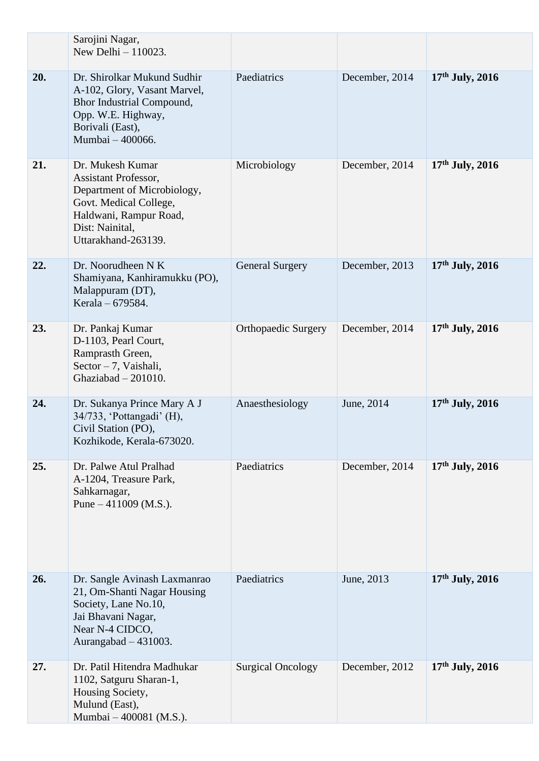| | | | | |
|---|---|---|---|---|
| | Sarojini Nagar,<br>New Delhi – 110023. | | | |
| **20.** | Dr. Shirolkar Mukund Sudhir<br>A-102, Glory, Vasant Marvel,<br>Bhor Industrial Compound,<br>Opp. W.E. Highway,<br>Borivali (East),<br>Mumbai – 400066. | Paediatrics | December, 2014 | **17th July, 2016** |
| **21.** | Dr. Mukesh Kumar<br>Assistant Professor,<br>Department of Microbiology,<br>Govt. Medical College,<br>Haldwani, Rampur Road,<br>Dist: Nainital,<br>Uttarakhand-263139. | Microbiology | December, 2014 | **17th July, 2016** |
| **22.** | Dr. Noorudheen N K<br>Shamiyana, Kanhiramukku (PO),<br>Malappuram (DT),<br>Kerala – 679584. | General Surgery | December, 2013 | **17th July, 2016** |
| **23.** | Dr. Pankaj Kumar<br>D-1103, Pearl Court,<br>Ramprasth Green,<br>Sector – 7, Vaishali,<br>Ghaziabad – 201010. | Orthopaedic Surgery | December, 2014 | **17th July, 2016** |
| **24.** | Dr. Sukanya Prince Mary A J<br>34/733, 'Pottangadi' (H),<br>Civil Station (PO),<br>Kozhikode, Kerala-673020. | Anaesthesiology | June, 2014 | **17th July, 2016** |
| **25.** | Dr. Palwe Atul Pralhad<br>A-1204, Treasure Park,<br>Sahkarnagar,<br>Pune – 411009 (M.S.). | Paediatrics | December, 2014 | **17th July, 2016** |
| **26.** | Dr. Sangle Avinash Laxmanrao<br>21, Om-Shanti Nagar Housing<br>Society, Lane No.10,<br>Jai Bhavani Nagar,<br>Near N-4 CIDCO,<br>Aurangabad – 431003. | Paediatrics | June, 2013 | **17th July, 2016** |
| **27.** | Dr. Patil Hitendra Madhukar<br>1102, Satguru Sharan-1,<br>Housing Society,<br>Mulund (East),<br>Mumbai – 400081 (M.S.). | Surgical Oncology | December, 2012 | **17th July, 2016** |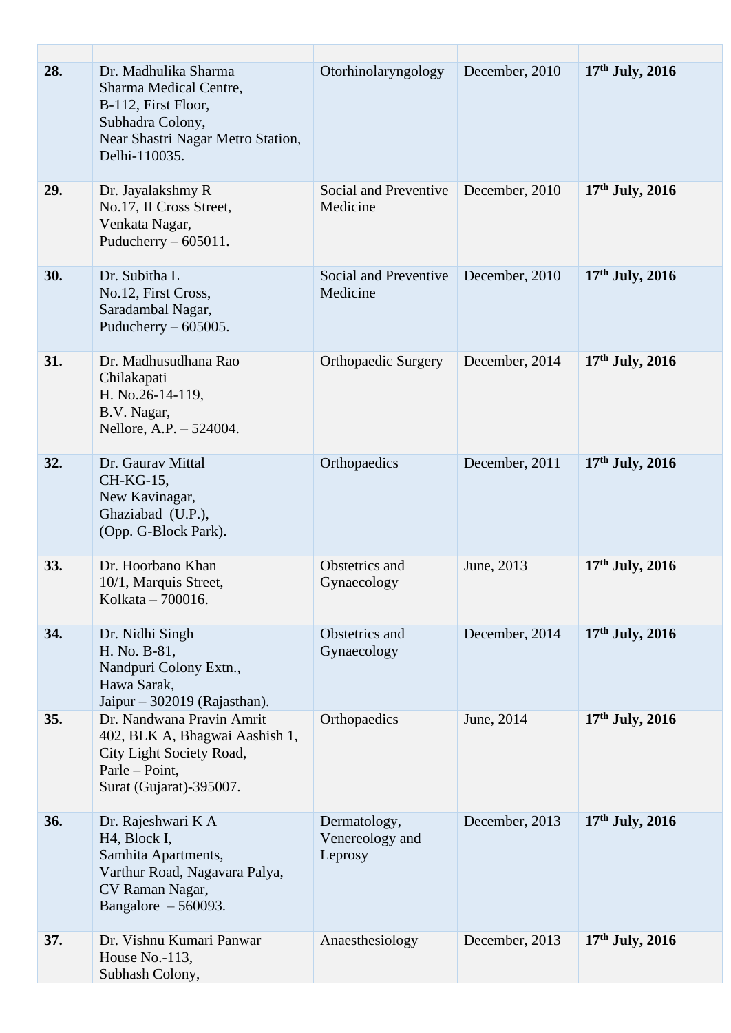| | | | | |
|---|---|---|---|---|
| **28.** | Dr. Madhulika Sharma<br>Sharma Medical Centre,<br>B-112, First Floor,<br>Subhadra Colony,<br>Near Shastri Nagar Metro Station,<br>Delhi-110035. | Otorhinolaryngology | December, 2010 | **17th July, 2016** |
| **29.** | Dr. Jayalakshmy R<br>No.17, II Cross Street,<br>Venkata Nagar,<br>Puducherry – 605011. | Social and Preventive Medicine | December, 2010 | **17th July, 2016** |
| **30.** | Dr. Subitha L<br>No.12, First Cross,<br>Saradambal Nagar,<br>Puducherry – 605005. | Social and Preventive Medicine | December, 2010 | **17th July, 2016** |
| **31.** | Dr. Madhusudhana Rao Chilakapati<br>H. No.26-14-119,<br>B.V. Nagar,<br>Nellore, A.P. – 524004. | Orthopaedic Surgery | December, 2014 | **17th July, 2016** |
| **32.** | Dr. Gaurav Mittal<br>CH-KG-15,<br>New Kavinagar,<br>Ghaziabad (U.P.),<br>(Opp. G-Block Park). | Orthopaedics | December, 2011 | **17th July, 2016** |
| **33.** | Dr. Hoorbano Khan<br>10/1, Marquis Street,<br>Kolkata – 700016. | Obstetrics and Gynaecology | June, 2013 | **17th July, 2016** |
| **34.** | Dr. Nidhi Singh<br>H. No. B-81,<br>Nandpuri Colony Extn.,<br>Hawa Sarak,<br>Jaipur – 302019 (Rajasthan). | Obstetrics and Gynaecology | December, 2014 | **17th July, 2016** |
| **35.** | Dr. Nandwana Pravin Amrit<br>402, BLK A, Bhagwai Aashish 1,<br>City Light Society Road,<br>Parle – Point,<br>Surat (Gujarat)-395007. | Orthopaedics | June, 2014 | **17th July, 2016** |
| **36.** | Dr. Rajeshwari K A<br>H4, Block I,<br>Samhita Apartments,<br>Varthur Road, Nagavara Palya,<br>CV Raman Nagar,<br>Bangalore – 560093. | Dermatology, Venereology and Leprosy | December, 2013 | **17th July, 2016** |
| **37.** | Dr. Vishnu Kumari Panwar<br>House No.-113,<br>Subhash Colony, | Anaesthesiology | December, 2013 | **17th July, 2016** |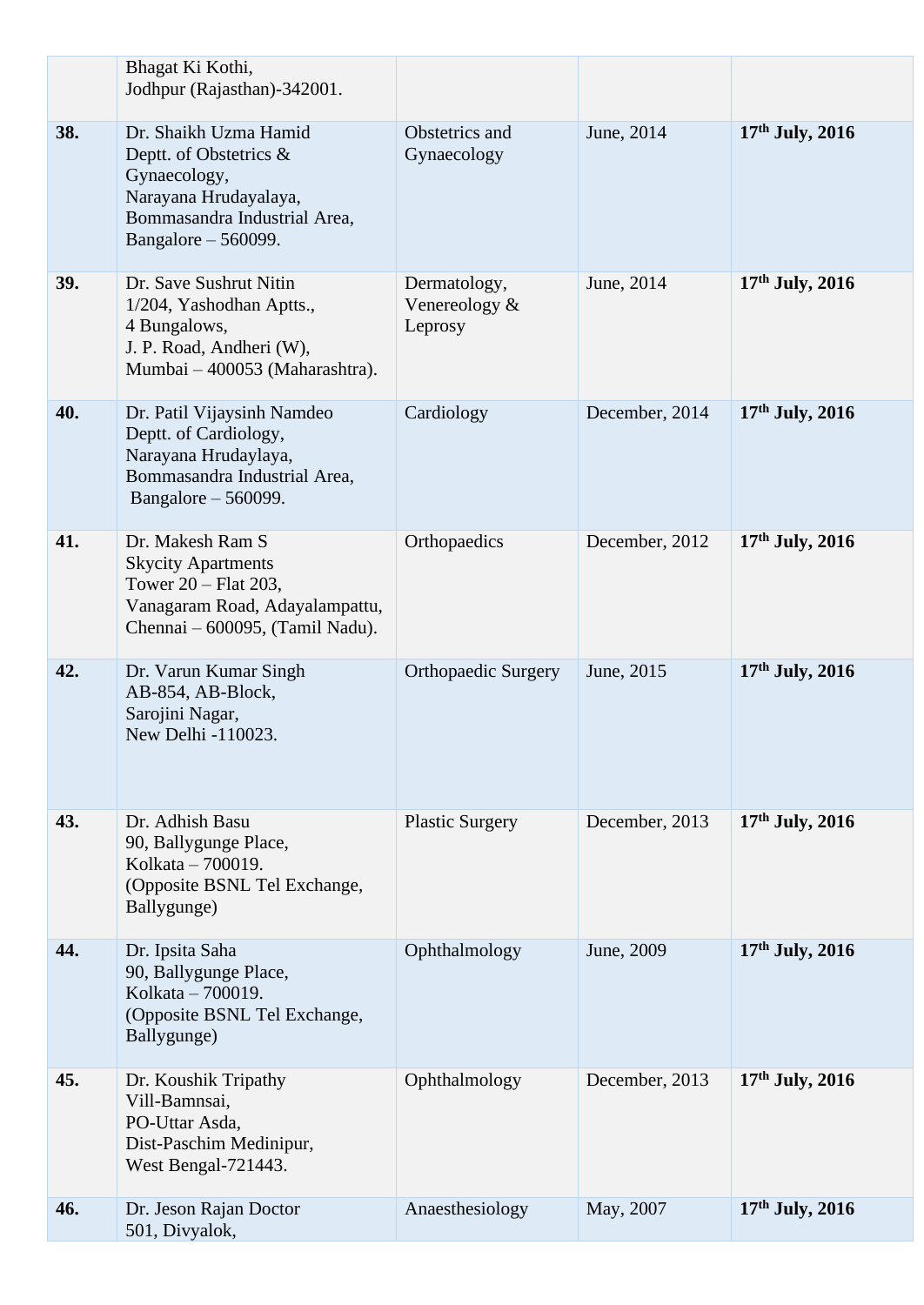|  |  |  |  |  |
|---|---|---|---|---|
|  | Bhagat Ki Kothi,<br>Jodhpur (Rajasthan)-342001. |  |  |  |
| **38.** | Dr. Shaikh Uzma Hamid<br>Deptt. of Obstetrics & Gynaecology,<br>Narayana Hrudayalaya,<br>Bommasandra Industrial Area,<br>Bangalore – 560099. | Obstetrics and Gynaecology | June, 2014 | **17th July, 2016** |
| **39.** | Dr. Save Sushrut Nitin<br>1/204, Yashodhan Aptts.,<br>4 Bungalows,<br>J. P. Road, Andheri (W),<br>Mumbai – 400053 (Maharashtra). | Dermatology, Venereology & Leprosy | June, 2014 | **17th July, 2016** |
| **40.** | Dr. Patil Vijaysinh Namdeo<br>Deptt. of Cardiology,<br>Narayana Hrudaylaya,<br>Bommasandra Industrial Area,<br>Bangalore – 560099. | Cardiology | December, 2014 | **17th July, 2016** |
| **41.** | Dr. Makesh Ram S<br>Skycity Apartments<br>Tower 20 – Flat 203,<br>Vanagaram Road, Adayalampattu,<br>Chennai – 600095, (Tamil Nadu). | Orthopaedics | December, 2012 | **17th July, 2016** |
| **42.** | Dr. Varun Kumar Singh<br>AB-854, AB-Block,<br>Sarojini Nagar,<br>New Delhi -110023. | Orthopaedic Surgery | June, 2015 | **17th July, 2016** |
| **43.** | Dr. Adhish Basu<br>90, Ballygunge Place,<br>Kolkata – 700019.<br>(Opposite BSNL Tel Exchange, Ballygunge) | Plastic Surgery | December, 2013 | **17th July, 2016** |
| **44.** | Dr. Ipsita Saha<br>90, Ballygunge Place,<br>Kolkata – 700019.<br>(Opposite BSNL Tel Exchange, Ballygunge) | Ophthalmology | June, 2009 | **17th July, 2016** |
| **45.** | Dr. Koushik Tripathy<br>Vill-Bamnsai,<br>PO-Uttar Asda,<br>Dist-Paschim Medinipur,<br>West Bengal-721443. | Ophthalmology | December, 2013 | **17th July, 2016** |
| **46.** | Dr. Jeson Rajan Doctor<br>501, Divyalok, | Anaesthesiology | May, 2007 | **17th July, 2016** |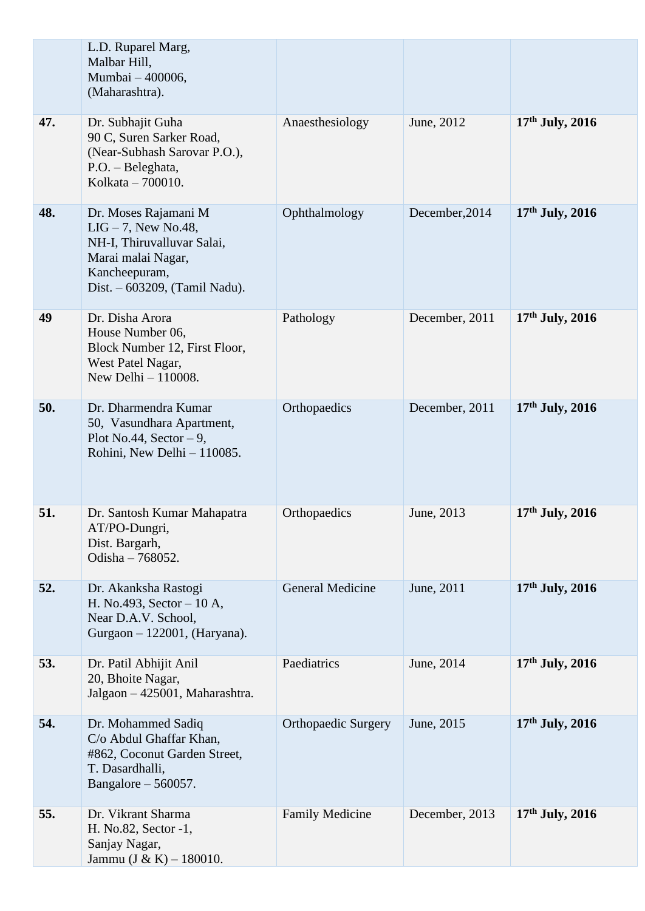|  |  |  |  |  |
|---|---|---|---|---|
|  | L.D. Ruparel Marg,<br>Malbar Hill,<br>Mumbai – 400006,<br>(Maharashtra). |  |  |  |
| **47.** | Dr. Subhajit Guha<br>90 C, Suren Sarker Road,<br>(Near-Subhash Sarovar P.O.),<br>P.O. – Beleghata,<br>Kolkata – 700010. | Anaesthesiology | June, 2012 | **17th July, 2016** |
| **48.** | Dr. Moses Rajamani M<br>LIG – 7, New No.48,<br>NH-I, Thiruvalluvar Salai,<br>Marai malai Nagar,<br>Kancheepuram,<br>Dist. – 603209, (Tamil Nadu). | Ophthalmology | December,2014 | **17th July, 2016** |
| **49** | Dr. Disha Arora<br>House Number 06,<br>Block Number 12, First Floor,<br>West Patel Nagar,<br>New Delhi – 110008. | Pathology | December, 2011 | **17th July, 2016** |
| **50.** | Dr. Dharmendra Kumar<br>50, Vasundhara Apartment,<br>Plot No.44, Sector – 9,<br>Rohini, New Delhi – 110085. | Orthopaedics | December, 2011 | **17th July, 2016** |
| **51.** | Dr. Santosh Kumar Mahapatra<br>AT/PO-Dungri,<br>Dist. Bargarh,<br>Odisha – 768052. | Orthopaedics | June, 2013 | **17th July, 2016** |
| **52.** | Dr. Akanksha Rastogi<br>H. No.493, Sector – 10 A,<br>Near D.A.V. School,<br>Gurgaon – 122001, (Haryana). | General Medicine | June, 2011 | **17th July, 2016** |
| **53.** | Dr. Patil Abhijit Anil<br>20, Bhoite Nagar,<br>Jalgaon – 425001, Maharashtra. | Paediatrics | June, 2014 | **17th July, 2016** |
| **54.** | Dr. Mohammed Sadiq<br>C/o Abdul Ghaffar Khan,<br>#862, Coconut Garden Street,<br>T. Dasardhalli,<br>Bangalore – 560057. | Orthopaedic Surgery | June, 2015 | **17th July, 2016** |
| **55.** | Dr. Vikrant Sharma<br>H. No.82, Sector -1,<br>Sanjay Nagar,<br>Jammu (J & K) – 180010. | Family Medicine | December, 2013 | **17th July, 2016** |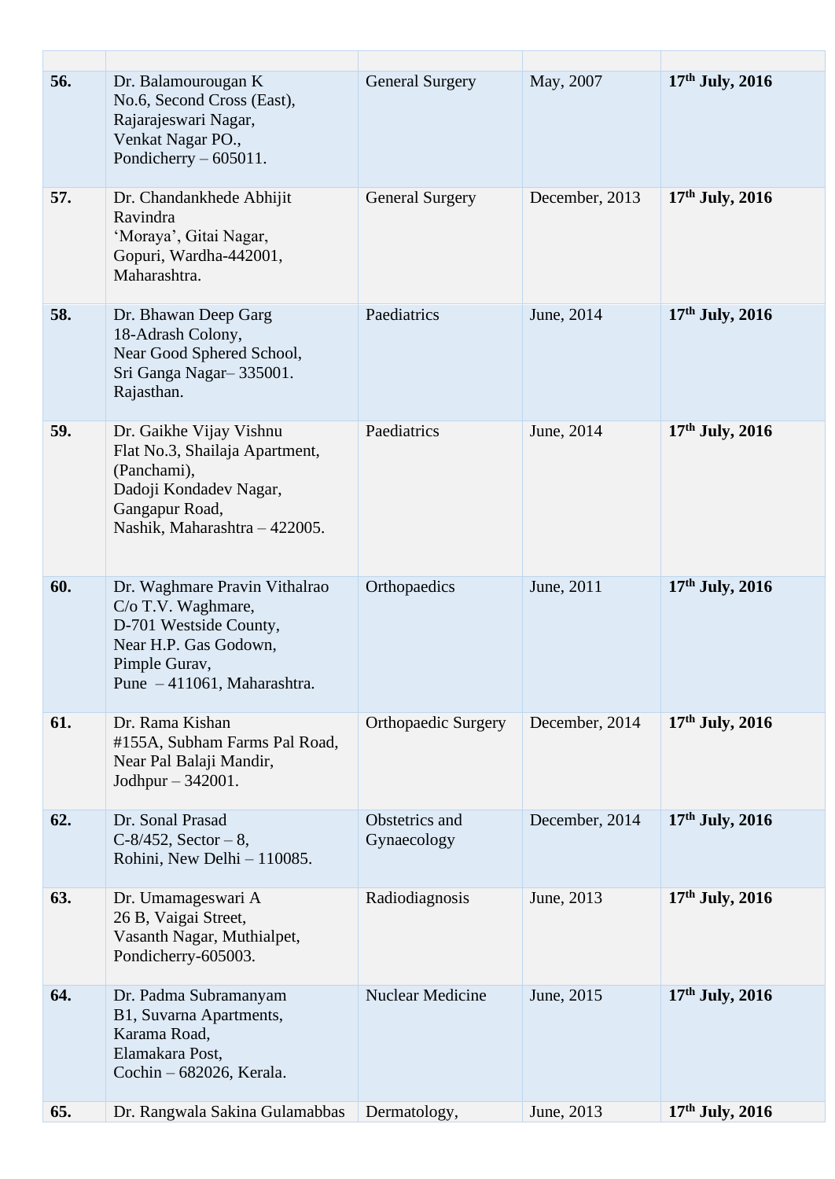| | | | | |
|---|---|---|---|---|
| **56.** | Dr. Balamourougan K<br>No.6, Second Cross (East),<br>Rajarajeswari Nagar,<br>Venkat Nagar PO.,<br>Pondicherry – 605011. | General Surgery | May, 2007 | **17th July, 2016** |
| **57.** | Dr. Chandankhede Abhijit Ravindra<br>'Moraya', Gitai Nagar,<br>Gopuri, Wardha-442001,<br>Maharashtra. | General Surgery | December, 2013 | **17th July, 2016** |
| **58.** | Dr. Bhawan Deep Garg<br>18-Adrash Colony,<br>Near Good Sphered School,<br>Sri Ganga Nagar– 335001.<br>Rajasthan. | Paediatrics | June, 2014 | **17th July, 2016** |
| **59.** | Dr. Gaikhe Vijay Vishnu<br>Flat No.3, Shailaja Apartment,<br>(Panchami),<br>Dadoji Kondadev Nagar,<br>Gangapur Road,<br>Nashik, Maharashtra – 422005. | Paediatrics | June, 2014 | **17th July, 2016** |
| **60.** | Dr. Waghmare Pravin Vithalrao<br>C/o T.V. Waghmare,<br>D-701 Westside County,<br>Near H.P. Gas Godown,<br>Pimple Gurav,<br>Pune – 411061, Maharashtra. | Orthopaedics | June, 2011 | **17th July, 2016** |
| **61.** | Dr. Rama Kishan<br>#155A, Subham Farms Pal Road,<br>Near Pal Balaji Mandir,<br>Jodhpur – 342001. | Orthopaedic Surgery | December, 2014 | **17th July, 2016** |
| **62.** | Dr. Sonal Prasad<br>C-8/452, Sector – 8,<br>Rohini, New Delhi – 110085. | Obstetrics and Gynaecology | December, 2014 | **17th July, 2016** |
| **63.** | Dr. Umamageswari A<br>26 B, Vaigai Street,<br>Vasanth Nagar, Muthialpet,<br>Pondicherry-605003. | Radiodiagnosis | June, 2013 | **17th July, 2016** |
| **64.** | Dr. Padma Subramanyam<br>B1, Suvarna Apartments,<br>Karama Road,<br>Elamakara Post,<br>Cochin – 682026, Kerala. | Nuclear Medicine | June, 2015 | **17th July, 2016** |
| **65.** | Dr. Rangwala Sakina Gulamabbas | Dermatology, | June, 2013 | **17th July, 2016** |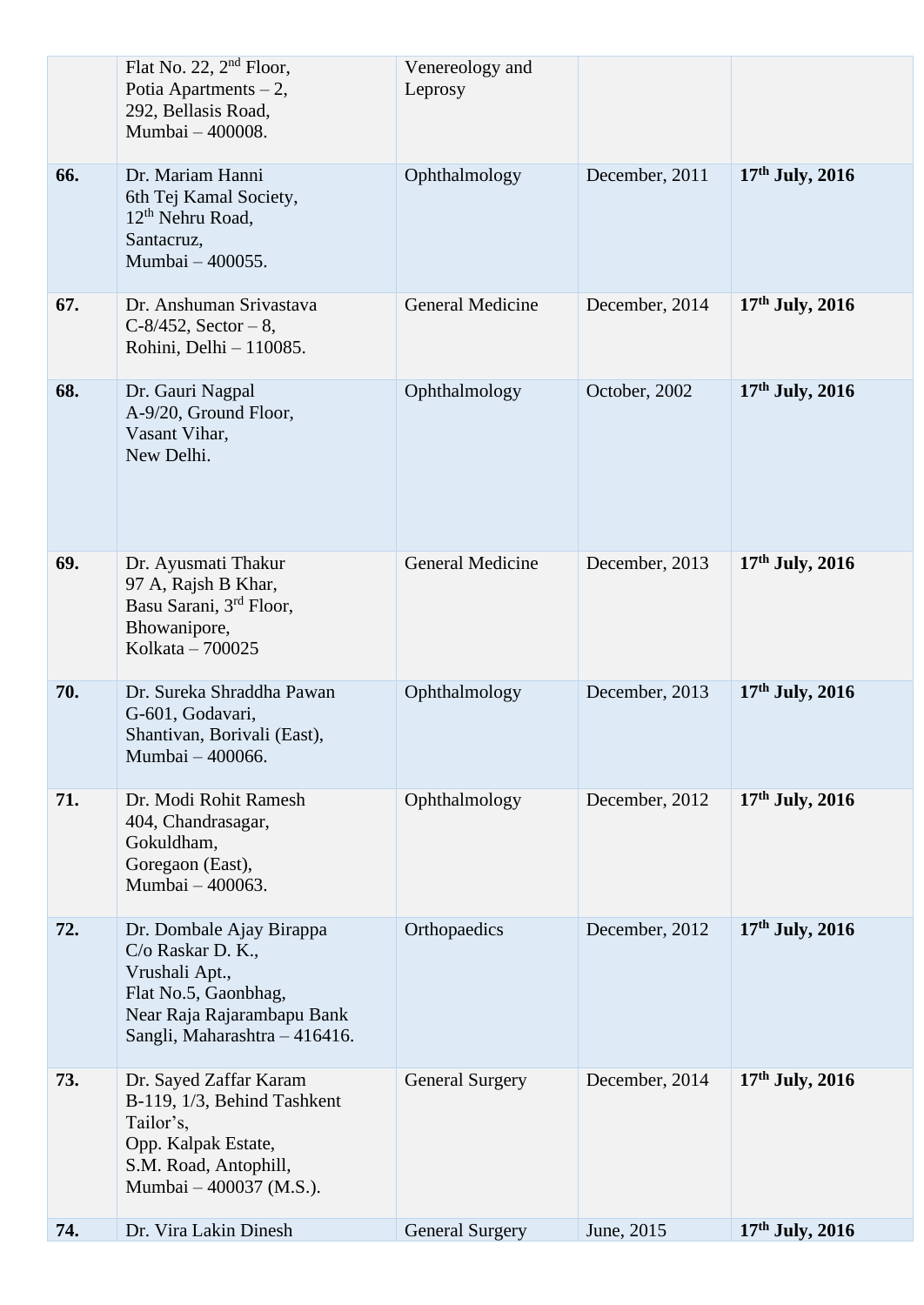| | | | | |
|---|---|---|---|---|
| | Flat No. 22, 2nd Floor,<br>Potia Apartments – 2,<br>292, Bellasis Road,<br>Mumbai – 400008. | Venereology and Leprosy | | |
| **66.** | Dr. Mariam Hanni<br>6th Tej Kamal Society,<br>12th Nehru Road,<br>Santacruz,<br>Mumbai – 400055. | Ophthalmology | December, 2011 | **17th July, 2016** |
| **67.** | Dr. Anshuman Srivastava<br>C-8/452, Sector – 8,<br>Rohini, Delhi – 110085. | General Medicine | December, 2014 | **17th July, 2016** |
| **68.** | Dr. Gauri Nagpal<br>A-9/20, Ground Floor,<br>Vasant Vihar,<br>New Delhi. | Ophthalmology | October, 2002 | **17th July, 2016** |
| **69.** | Dr. Ayusmati Thakur<br>97 A, Rajsh B Khar,<br>Basu Sarani, 3rd Floor,<br>Bhowanipore,<br>Kolkata – 700025 | General Medicine | December, 2013 | **17th July, 2016** |
| **70.** | Dr. Sureka Shraddha Pawan<br>G-601, Godavari,<br>Shantivan, Borivali (East),<br>Mumbai – 400066. | Ophthalmology | December, 2013 | **17th July, 2016** |
| **71.** | Dr. Modi Rohit Ramesh<br>404, Chandrasagar,<br>Gokuldham,<br>Goregaon (East),<br>Mumbai – 400063. | Ophthalmology | December, 2012 | **17th July, 2016** |
| **72.** | Dr. Dombale Ajay Birappa<br>C/o Raskar D. K.,<br>Vrushali Apt.,<br>Flat No.5, Gaonbhag,<br>Near Raja Rajarambapu Bank<br>Sangli, Maharashtra – 416416. | Orthopaedics | December, 2012 | **17th July, 2016** |
| **73.** | Dr. Sayed Zaffar Karam<br>B-119, 1/3, Behind Tashkent Tailor's,<br>Opp. Kalpak Estate,<br>S.M. Road, Antophill,<br>Mumbai – 400037 (M.S.). | General Surgery | December, 2014 | **17th July, 2016** |
| **74.** | Dr. Vira Lakin Dinesh | General Surgery | June, 2015 | **17th July, 2016** |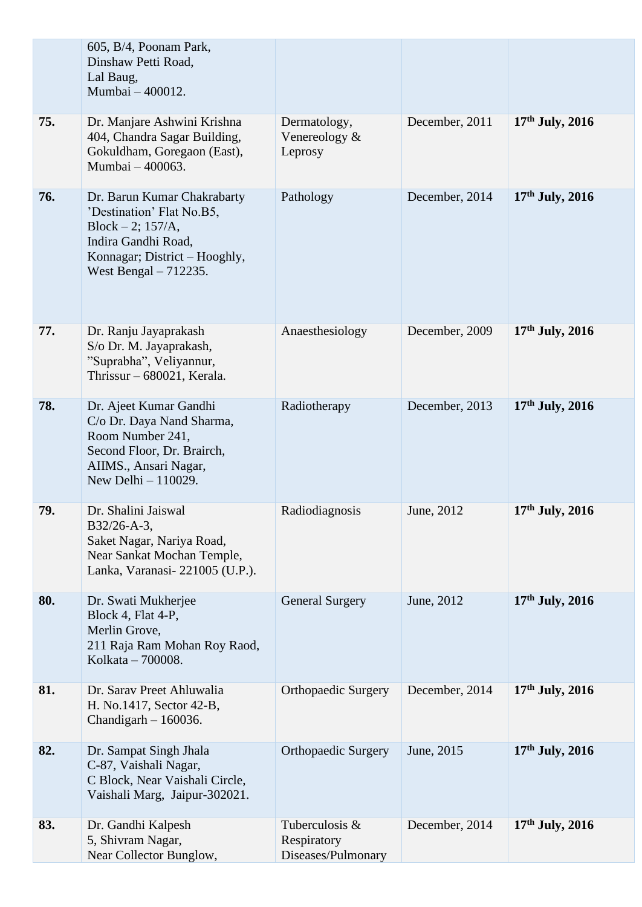| | | | | |
|---|---|---|---|---|
| | 605, B/4, Poonam Park,<br>Dinshaw Petti Road,<br>Lal Baug,<br>Mumbai – 400012. | | | |
| **75.** | Dr. Manjare Ashwini Krishna<br>404, Chandra Sagar Building,<br>Gokuldham, Goregaon (East),<br>Mumbai – 400063. | Dermatology, Venereology & Leprosy | December, 2011 | **17th July, 2016** |
| **76.** | Dr. Barun Kumar Chakrabarty<br>'Destination' Flat No.B5,<br>Block – 2; 157/A,<br>Indira Gandhi Road,<br>Konnagar; District – Hooghly,<br>West Bengal – 712235. | Pathology | December, 2014 | **17th July, 2016** |
| **77.** | Dr. Ranju Jayaprakash<br>S/o Dr. M. Jayaprakash,<br>"Suprabha", Veliyannur,<br>Thrissur – 680021, Kerala. | Anaesthesiology | December, 2009 | **17th July, 2016** |
| **78.** | Dr. Ajeet Kumar Gandhi<br>C/o Dr. Daya Nand Sharma,<br>Room Number 241,<br>Second Floor, Dr. Brairch,<br>AIIMS., Ansari Nagar,<br>New Delhi – 110029. | Radiotherapy | December, 2013 | **17th July, 2016** |
| **79.** | Dr. Shalini Jaiswal<br>B32/26-A-3,<br>Saket Nagar, Nariya Road,<br>Near Sankat Mochan Temple,<br>Lanka, Varanasi- 221005 (U.P.). | Radiodiagnosis | June, 2012 | **17th July, 2016** |
| **80.** | Dr. Swati Mukherjee<br>Block 4, Flat 4-P,<br>Merlin Grove,<br>211 Raja Ram Mohan Roy Raod,<br>Kolkata – 700008. | General Surgery | June, 2012 | **17th July, 2016** |
| **81.** | Dr. Sarav Preet Ahluwalia<br>H. No.1417, Sector 42-B,<br>Chandigarh – 160036. | Orthopaedic Surgery | December, 2014 | **17th July, 2016** |
| **82.** | Dr. Sampat Singh Jhala<br>C-87, Vaishali Nagar,<br>C Block, Near Vaishali Circle,<br>Vaishali Marg, Jaipur-302021. | Orthopaedic Surgery | June, 2015 | **17th July, 2016** |
| **83.** | Dr. Gandhi Kalpesh<br>5, Shivram Nagar,<br>Near Collector Bunglow, | Tuberculosis & Respiratory Diseases/Pulmonary | December, 2014 | **17th July, 2016** |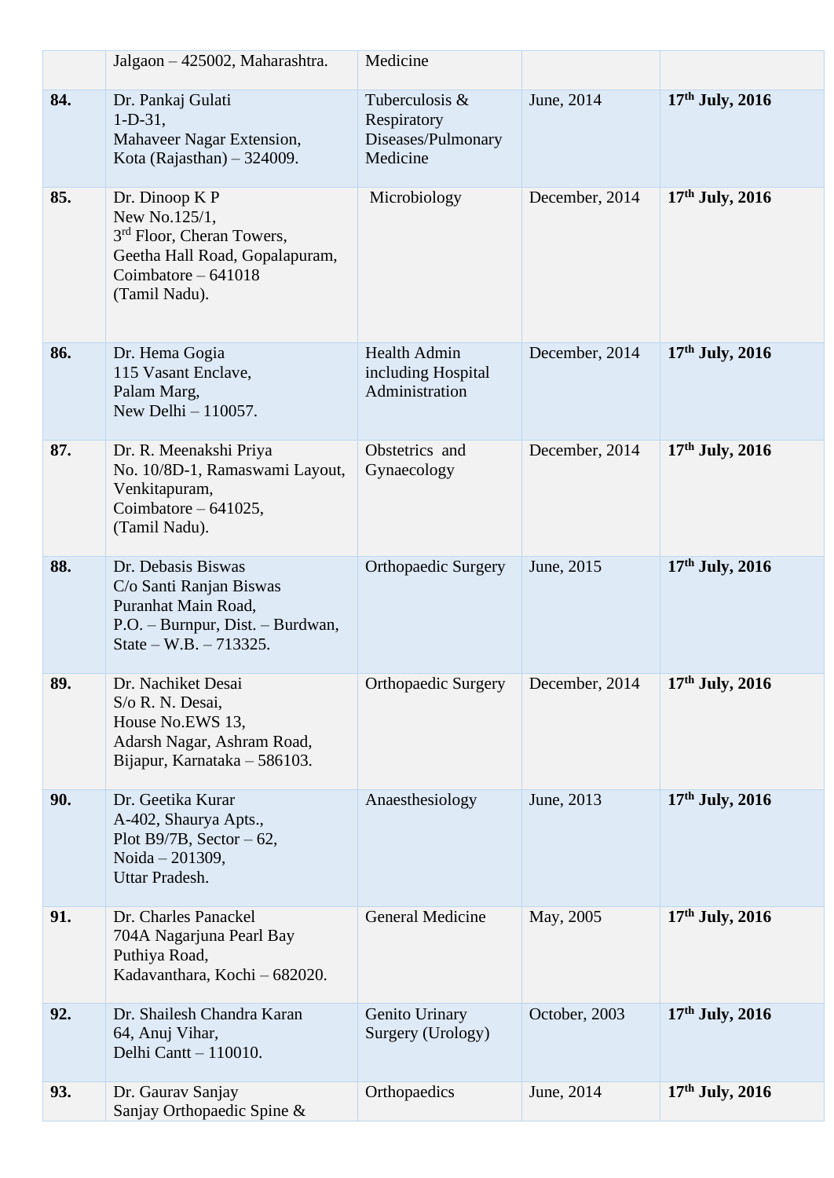| | | | | |
|---|---|---|---|---|
| | Jalgaon – 425002, Maharashtra. | Medicine | | |
| **84.** | Dr. Pankaj Gulati<br>1-D-31,<br>Mahaveer Nagar Extension,<br>Kota (Rajasthan) – 324009. | Tuberculosis & Respiratory Diseases/Pulmonary Medicine | June, 2014 | **17th July, 2016** |
| **85.** | Dr. Dinoop K P<br>New No.125/1,<br>3rd Floor, Cheran Towers,<br>Geetha Hall Road, Gopalapuram,<br>Coimbatore – 641018<br>(Tamil Nadu). | Microbiology | December, 2014 | **17th July, 2016** |
| **86.** | Dr. Hema Gogia<br>115 Vasant Enclave,<br>Palam Marg,<br>New Delhi – 110057. | Health Admin including Hospital Administration | December, 2014 | **17th July, 2016** |
| **87.** | Dr. R. Meenakshi Priya<br>No. 10/8D-1, Ramaswami Layout,<br>Venkitapuram,<br>Coimbatore – 641025,<br>(Tamil Nadu). | Obstetrics and Gynaecology | December, 2014 | **17th July, 2016** |
| **88.** | Dr. Debasis Biswas<br>C/o Santi Ranjan Biswas<br>Puranhat Main Road,<br>P.O. – Burnpur, Dist. – Burdwan,<br>State – W.B. – 713325. | Orthopaedic Surgery | June, 2015 | **17th July, 2016** |
| **89.** | Dr. Nachiket Desai<br>S/o R. N. Desai,<br>House No.EWS 13,<br>Adarsh Nagar, Ashram Road,<br>Bijapur, Karnataka – 586103. | Orthopaedic Surgery | December, 2014 | **17th July, 2016** |
| **90.** | Dr. Geetika Kurar<br>A-402, Shaurya Apts.,<br>Plot B9/7B, Sector – 62,<br>Noida – 201309,<br>Uttar Pradesh. | Anaesthesiology | June, 2013 | **17th July, 2016** |
| **91.** | Dr. Charles Panackel<br>704A Nagarjuna Pearl Bay<br>Puthiya Road,<br>Kadavanthara, Kochi – 682020. | General Medicine | May, 2005 | **17th July, 2016** |
| **92.** | Dr. Shailesh Chandra Karan<br>64, Anuj Vihar,<br>Delhi Cantt – 110010. | Genito Urinary Surgery (Urology) | October, 2003 | **17th July, 2016** |
| **93.** | Dr. Gaurav Sanjay<br>Sanjay Orthopaedic Spine & | Orthopaedics | June, 2014 | **17th July, 2016** |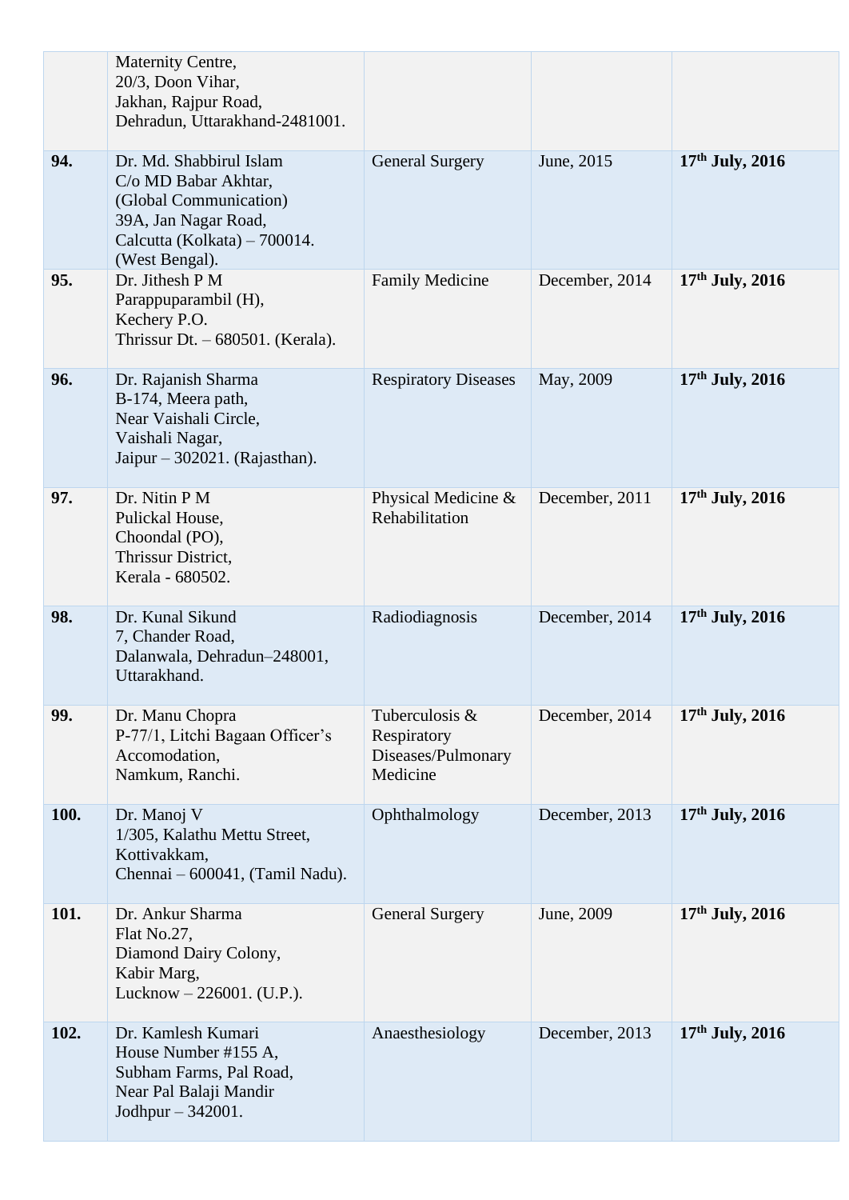| | | | | |
|---|---|---|---|---|
| | Maternity Centre,<br>20/3, Doon Vihar,<br>Jakhan, Rajpur Road,<br>Dehradun, Uttarakhand-2481001. | | | |
| **94.** | Dr. Md. Shabbirul Islam<br>C/o MD Babar Akhtar,<br>(Global Communication)<br>39A, Jan Nagar Road,<br>Calcutta (Kolkata) – 700014.<br>(West Bengal). | General Surgery | June, 2015 | **17th July, 2016** |
| **95.** | Dr. Jithesh P M<br>Parappuparambil (H),<br>Kechery P.O.<br>Thrissur Dt. – 680501. (Kerala). | Family Medicine | December, 2014 | **17th July, 2016** |
| **96.** | Dr. Rajanish Sharma<br>B-174, Meera path,<br>Near Vaishali Circle,<br>Vaishali Nagar,<br>Jaipur – 302021. (Rajasthan). | Respiratory Diseases | May, 2009 | **17th July, 2016** |
| **97.** | Dr. Nitin P M<br>Pulickal House,<br>Choondal (PO),<br>Thrissur District,<br>Kerala - 680502. | Physical Medicine & Rehabilitation | December, 2011 | **17th July, 2016** |
| **98.** | Dr. Kunal Sikund<br>7, Chander Road,<br>Dalanwala, Dehradun–248001,<br>Uttarakhand. | Radiodiagnosis | December, 2014 | **17th July, 2016** |
| **99.** | Dr. Manu Chopra<br>P-77/1, Litchi Bagaan Officer's Accomodation,<br>Namkum, Ranchi. | Tuberculosis & Respiratory Diseases/Pulmonary Medicine | December, 2014 | **17th July, 2016** |
| **100.** | Dr. Manoj V<br>1/305, Kalathu Mettu Street,<br>Kottivakkam,<br>Chennai – 600041, (Tamil Nadu). | Ophthalmology | December, 2013 | **17th July, 2016** |
| **101.** | Dr. Ankur Sharma<br>Flat No.27,<br>Diamond Dairy Colony,<br>Kabir Marg,<br>Lucknow – 226001. (U.P.). | General Surgery | June, 2009 | **17th July, 2016** |
| **102.** | Dr. Kamlesh Kumari<br>House Number #155 A,<br>Subham Farms, Pal Road,<br>Near Pal Balaji Mandir<br>Jodhpur – 342001. | Anaesthesiology | December, 2013 | **17th July, 2016** |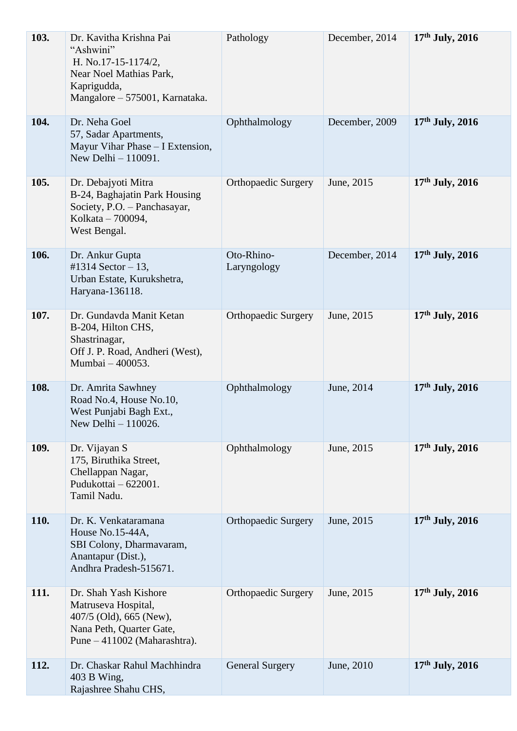| | | | | |
|---|---|---|---|---|
| **103.** | Dr. Kavitha Krishna Pai<br>"Ashwini"<br>H. No.17-15-1174/2,<br>Near Noel Mathias Park,<br>Kaprigudda,<br>Mangalore – 575001, Karnataka. | Pathology | December, 2014 | **17th July, 2016** |
| **104.** | Dr. Neha Goel<br>57, Sadar Apartments,<br>Mayur Vihar Phase – I Extension,<br>New Delhi – 110091. | Ophthalmology | December, 2009 | **17th July, 2016** |
| **105.** | Dr. Debajyoti Mitra<br>B-24, Baghajatin Park Housing Society, P.O. – Panchasayar,<br>Kolkata – 700094,<br>West Bengal. | Orthopaedic Surgery | June, 2015 | **17th July, 2016** |
| **106.** | Dr. Ankur Gupta<br>#1314 Sector – 13,<br>Urban Estate, Kurukshetra,<br>Haryana-136118. | Oto-Rhino-Laryngology | December, 2014 | **17th July, 2016** |
| **107.** | Dr. Gundavda Manit Ketan<br>B-204, Hilton CHS,<br>Shastrinagar,<br>Off J. P. Road, Andheri (West),<br>Mumbai – 400053. | Orthopaedic Surgery | June, 2015 | **17th July, 2016** |
| **108.** | Dr. Amrita Sawhney<br>Road No.4, House No.10,<br>West Punjabi Bagh Ext.,<br>New Delhi – 110026. | Ophthalmology | June, 2014 | **17th July, 2016** |
| **109.** | Dr. Vijayan S<br>175, Biruthika Street,<br>Chellappan Nagar,<br>Pudukottai – 622001.<br>Tamil Nadu. | Ophthalmology | June, 2015 | **17th July, 2016** |
| **110.** | Dr. K. Venkataramana<br>House No.15-44A,<br>SBI Colony, Dharmavaram,<br>Anantapur (Dist.),<br>Andhra Pradesh-515671. | Orthopaedic Surgery | June, 2015 | **17th July, 2016** |
| **111.** | Dr. Shah Yash Kishore<br>Matruseva Hospital,<br>407/5 (Old), 665 (New),<br>Nana Peth, Quarter Gate,<br>Pune – 411002 (Maharashtra). | Orthopaedic Surgery | June, 2015 | **17th July, 2016** |
| **112.** | Dr. Chaskar Rahul Machhindra<br>403 B Wing,<br>Rajashree Shahu CHS, | General Surgery | June, 2010 | **17th July, 2016** |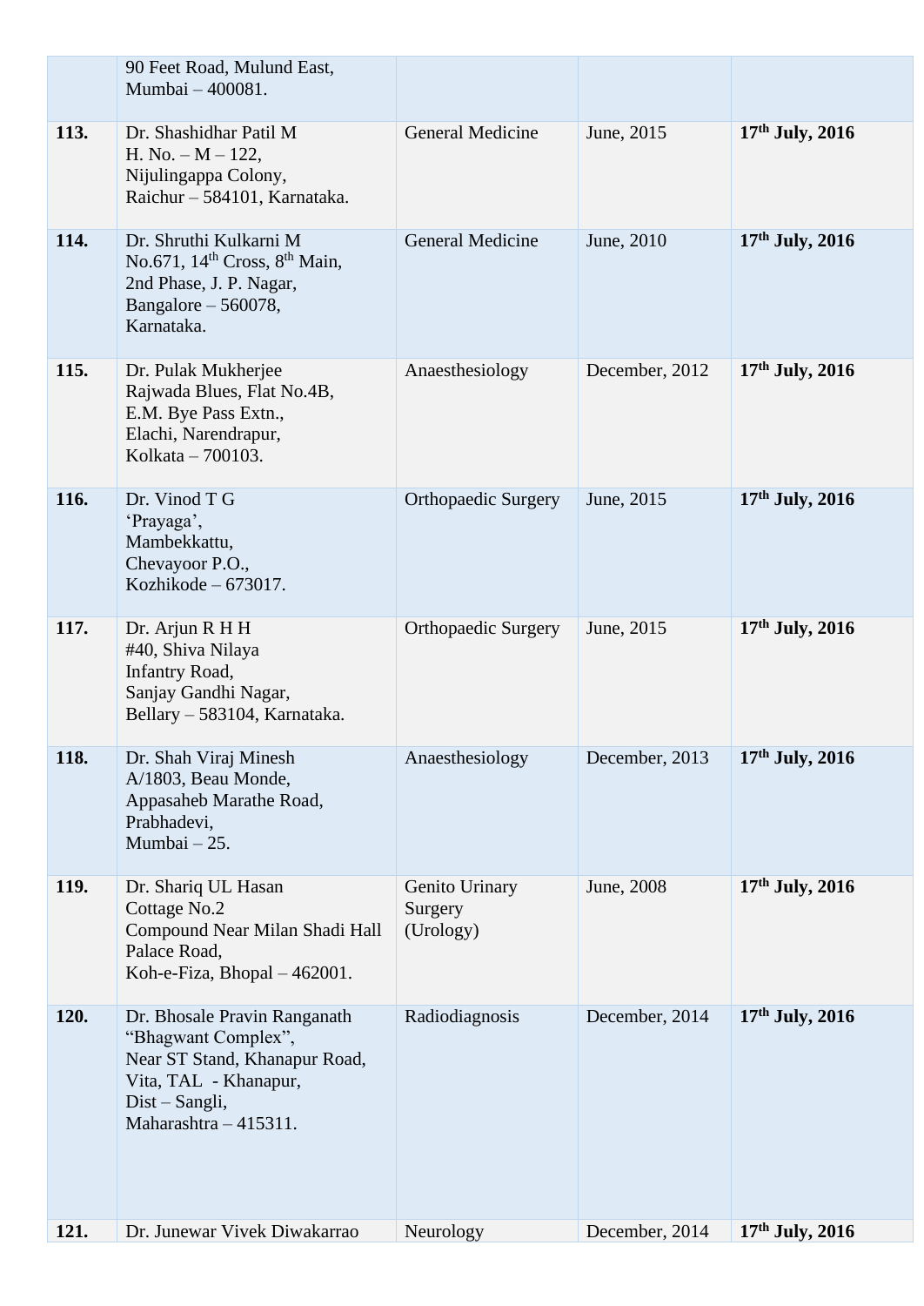| | | | | |
|---|---|---|---|---|
| | 90 Feet Road, Mulund East, Mumbai – 400081. | | | |
| **113.** | Dr. Shashidhar Patil M<br>H. No. – M – 122,<br>Nijulingappa Colony,<br>Raichur – 584101, Karnataka. | General Medicine | June, 2015 | **17th July, 2016** |
| **114.** | Dr. Shruthi Kulkarni M<br>No.671, 14th Cross, 8th Main,<br>2nd Phase, J. P. Nagar,<br>Bangalore – 560078,<br>Karnataka. | General Medicine | June, 2010 | **17th July, 2016** |
| **115.** | Dr. Pulak Mukherjee<br>Rajwada Blues, Flat No.4B,<br>E.M. Bye Pass Extn.,<br>Elachi, Narendrapur,<br>Kolkata – 700103. | Anaesthesiology | December, 2012 | **17th July, 2016** |
| **116.** | Dr. Vinod T G<br>'Prayaga',<br>Mambekkattu,<br>Chevayoor P.O.,<br>Kozhikode – 673017. | Orthopaedic Surgery | June, 2015 | **17th July, 2016** |
| **117.** | Dr. Arjun R H H<br>#40, Shiva Nilaya<br>Infantry Road,<br>Sanjay Gandhi Nagar,<br>Bellary – 583104, Karnataka. | Orthopaedic Surgery | June, 2015 | **17th July, 2016** |
| **118.** | Dr. Shah Viraj Minesh<br>A/1803, Beau Monde,<br>Appasaheb Marathe Road,<br>Prabhadevi,<br>Mumbai – 25. | Anaesthesiology | December, 2013 | **17th July, 2016** |
| **119.** | Dr. Shariq UL Hasan<br>Cottage No.2<br>Compound Near Milan Shadi Hall<br>Palace Road,<br>Koh-e-Fiza, Bhopal – 462001. | Genito Urinary Surgery (Urology) | June, 2008 | **17th July, 2016** |
| **120.** | Dr. Bhosale Pravin Ranganath<br>"Bhagwant Complex",<br>Near ST Stand, Khanapur Road,<br>Vita, TAL - Khanapur,<br>Dist – Sangli,<br>Maharashtra – 415311. | Radiodiagnosis | December, 2014 | **17th July, 2016** |
| **121.** | Dr. Junewar Vivek Diwakarrao | Neurology | December, 2014 | **17th July, 2016** |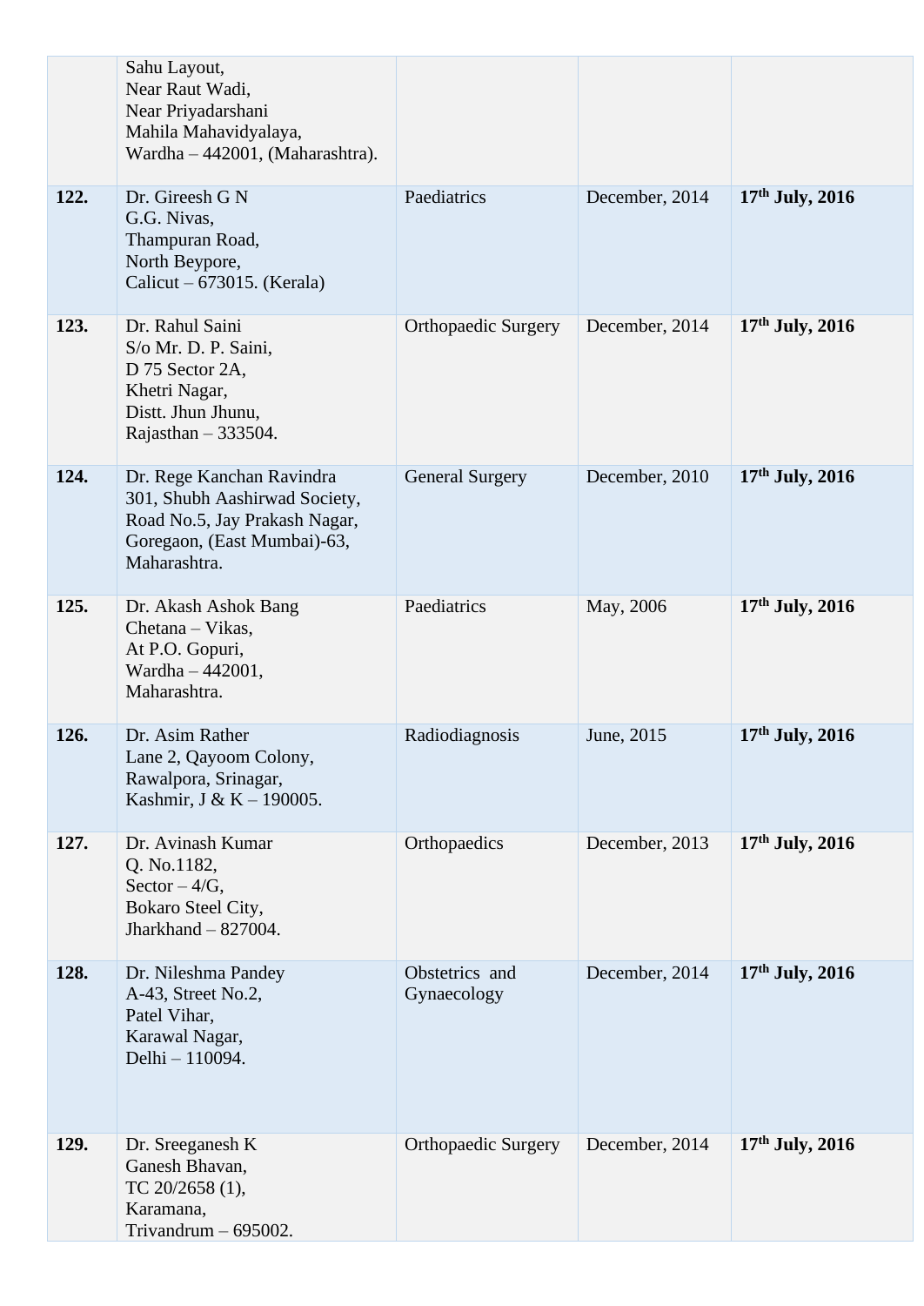| | | | | |
|---|---|---|---|---|
| | Sahu Layout,<br>Near Raut Wadi,<br>Near Priyadarshani<br>Mahila Mahavidyalaya,<br>Wardha – 442001, (Maharashtra). | | | |
| **122.** | Dr. Gireesh G N<br>G.G. Nivas,<br>Thampuran Road,<br>North Beypore,<br>Calicut – 673015. (Kerala) | Paediatrics | December, 2014 | **17th July, 2016** |
| **123.** | Dr. Rahul Saini<br>S/o Mr. D. P. Saini,<br>D 75 Sector 2A,<br>Khetri Nagar,<br>Distt. Jhun Jhunu,<br>Rajasthan – 333504. | Orthopaedic Surgery | December, 2014 | **17th July, 2016** |
| **124.** | Dr. Rege Kanchan Ravindra<br>301, Shubh Aashirwad Society,<br>Road No.5, Jay Prakash Nagar,<br>Goregaon, (East Mumbai)-63,<br>Maharashtra. | General Surgery | December, 2010 | **17th July, 2016** |
| **125.** | Dr. Akash Ashok Bang<br>Chetana – Vikas,<br>At P.O. Gopuri,<br>Wardha – 442001,<br>Maharashtra. | Paediatrics | May, 2006 | **17th July, 2016** |
| **126.** | Dr. Asim Rather<br>Lane 2, Qayoom Colony,<br>Rawalpora, Srinagar,<br>Kashmir, J & K – 190005. | Radiodiagnosis | June, 2015 | **17th July, 2016** |
| **127.** | Dr. Avinash Kumar<br>Q. No.1182,<br>Sector – 4/G,<br>Bokaro Steel City,<br>Jharkhand – 827004. | Orthopaedics | December, 2013 | **17th July, 2016** |
| **128.** | Dr. Nileshma Pandey<br>A-43, Street No.2,<br>Patel Vihar,<br>Karawal Nagar,<br>Delhi – 110094. | Obstetrics and Gynaecology | December, 2014 | **17th July, 2016** |
| **129.** | Dr. Sreeganesh K<br>Ganesh Bhavan,<br>TC 20/2658 (1),<br>Karamana,<br>Trivandrum – 695002. | Orthopaedic Surgery | December, 2014 | **17th July, 2016** |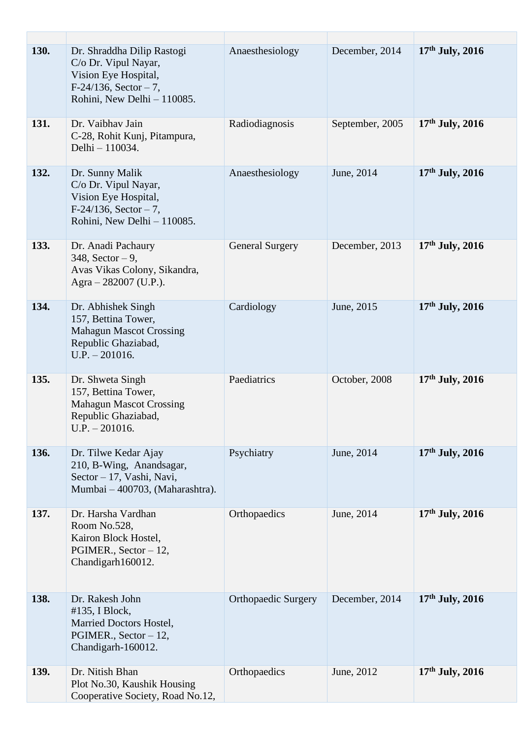| | | | | |
|---|---|---|---|---|
| **130.** | Dr. Shraddha Dilip Rastogi<br>C/o Dr. Vipul Nayar,<br>Vision Eye Hospital,<br>F-24/136, Sector – 7,<br>Rohini, New Delhi – 110085. | Anaesthesiology | December, 2014 | **17th July, 2016** |
| **131.** | Dr. Vaibhav Jain<br>C-28, Rohit Kunj, Pitampura,<br>Delhi – 110034. | Radiodiagnosis | September, 2005 | **17th July, 2016** |
| **132.** | Dr. Sunny Malik<br>C/o Dr. Vipul Nayar,<br>Vision Eye Hospital,<br>F-24/136, Sector – 7,<br>Rohini, New Delhi – 110085. | Anaesthesiology | June, 2014 | **17th July, 2016** |
| **133.** | Dr. Anadi Pachaury<br>348, Sector – 9,<br>Avas Vikas Colony, Sikandra,<br>Agra – 282007 (U.P.). | General Surgery | December, 2013 | **17th July, 2016** |
| **134.** | Dr. Abhishek Singh<br>157, Bettina Tower,<br>Mahagun Mascot Crossing<br>Republic Ghaziabad,<br>U.P. – 201016. | Cardiology | June, 2015 | **17th July, 2016** |
| **135.** | Dr. Shweta Singh<br>157, Bettina Tower,<br>Mahagun Mascot Crossing<br>Republic Ghaziabad,<br>U.P. – 201016. | Paediatrics | October, 2008 | **17th July, 2016** |
| **136.** | Dr. Tilwe Kedar Ajay<br>210, B-Wing, Anandsagar,<br>Sector – 17, Vashi, Navi,<br>Mumbai – 400703, (Maharashtra). | Psychiatry | June, 2014 | **17th July, 2016** |
| **137.** | Dr. Harsha Vardhan<br>Room No.528,<br>Kairon Block Hostel,<br>PGIMER., Sector – 12,<br>Chandigarh160012. | Orthopaedics | June, 2014 | **17th July, 2016** |
| **138.** | Dr. Rakesh John<br>#135, I Block,<br>Married Doctors Hostel,<br>PGIMER., Sector – 12,<br>Chandigarh-160012. | Orthopaedic Surgery | December, 2014 | **17th July, 2016** |
| **139.** | Dr. Nitish Bhan<br>Plot No.30, Kaushik Housing<br>Cooperative Society, Road No.12, | Orthopaedics | June, 2012 | **17th July, 2016** |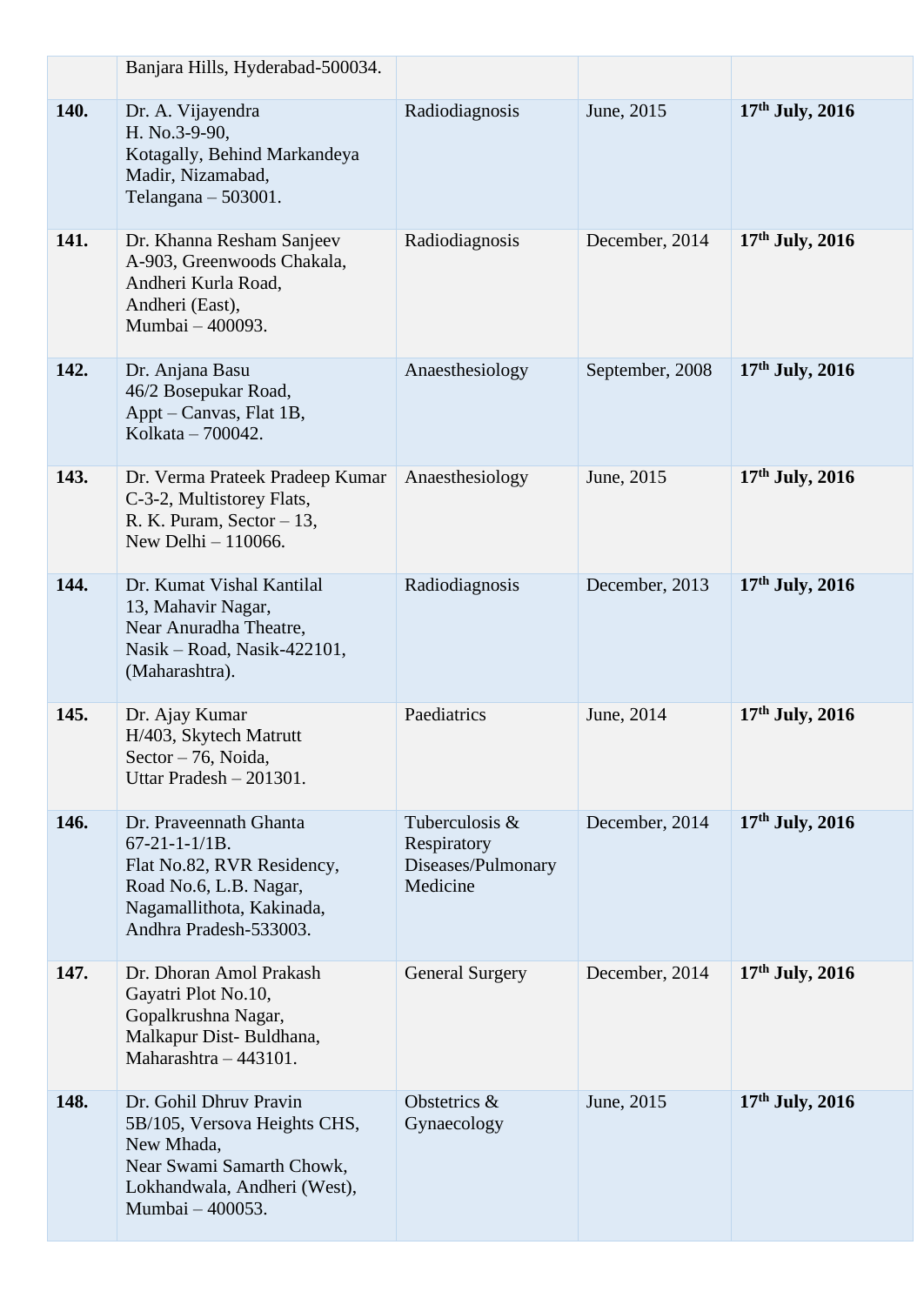|  |  |  |  |  |
|---|---|---|---|---|
|  | Banjara Hills, Hyderabad-500034. |  |  |  |
| **140.** | Dr. A. Vijayendra<br>H. No.3-9-90,<br>Kotagally, Behind Markandeya Madir, Nizamabad,<br>Telangana – 503001. | Radiodiagnosis | June, 2015 | **17th July, 2016** |
| **141.** | Dr. Khanna Resham Sanjeev<br>A-903, Greenwoods Chakala,<br>Andheri Kurla Road,<br>Andheri (East),<br>Mumbai – 400093. | Radiodiagnosis | December, 2014 | **17th July, 2016** |
| **142.** | Dr. Anjana Basu<br>46/2 Bosepukar Road,<br>Appt – Canvas, Flat 1B,<br>Kolkata – 700042. | Anaesthesiology | September, 2008 | **17th July, 2016** |
| **143.** | Dr. Verma Prateek Pradeep Kumar<br>C-3-2, Multistorey Flats,<br>R. K. Puram, Sector – 13,<br>New Delhi – 110066. | Anaesthesiology | June, 2015 | **17th July, 2016** |
| **144.** | Dr. Kumat Vishal Kantilal<br>13, Mahavir Nagar,<br>Near Anuradha Theatre,<br>Nasik – Road, Nasik-422101,<br>(Maharashtra). | Radiodiagnosis | December, 2013 | **17th July, 2016** |
| **145.** | Dr. Ajay Kumar<br>H/403, Skytech Matrutt<br>Sector – 76, Noida,<br>Uttar Pradesh – 201301. | Paediatrics | June, 2014 | **17th July, 2016** |
| **146.** | Dr. Praveennath Ghanta<br>67-21-1-1/1B.<br>Flat No.82, RVR Residency,<br>Road No.6, L.B. Nagar,<br>Nagamallithota, Kakinada,<br>Andhra Pradesh-533003. | Tuberculosis & Respiratory Diseases/Pulmonary Medicine | December, 2014 | **17th July, 2016** |
| **147.** | Dr. Dhoran Amol Prakash<br>Gayatri Plot No.10,<br>Gopalkrushna Nagar,<br>Malkapur Dist- Buldhana,<br>Maharashtra – 443101. | General Surgery | December, 2014 | **17th July, 2016** |
| **148.** | Dr. Gohil Dhruv Pravin<br>5B/105, Versova Heights CHS,<br>New Mhada,<br>Near Swami Samarth Chowk,<br>Lokhandwala, Andheri (West),<br>Mumbai – 400053. | Obstetrics & Gynaecology | June, 2015 | **17th July, 2016** |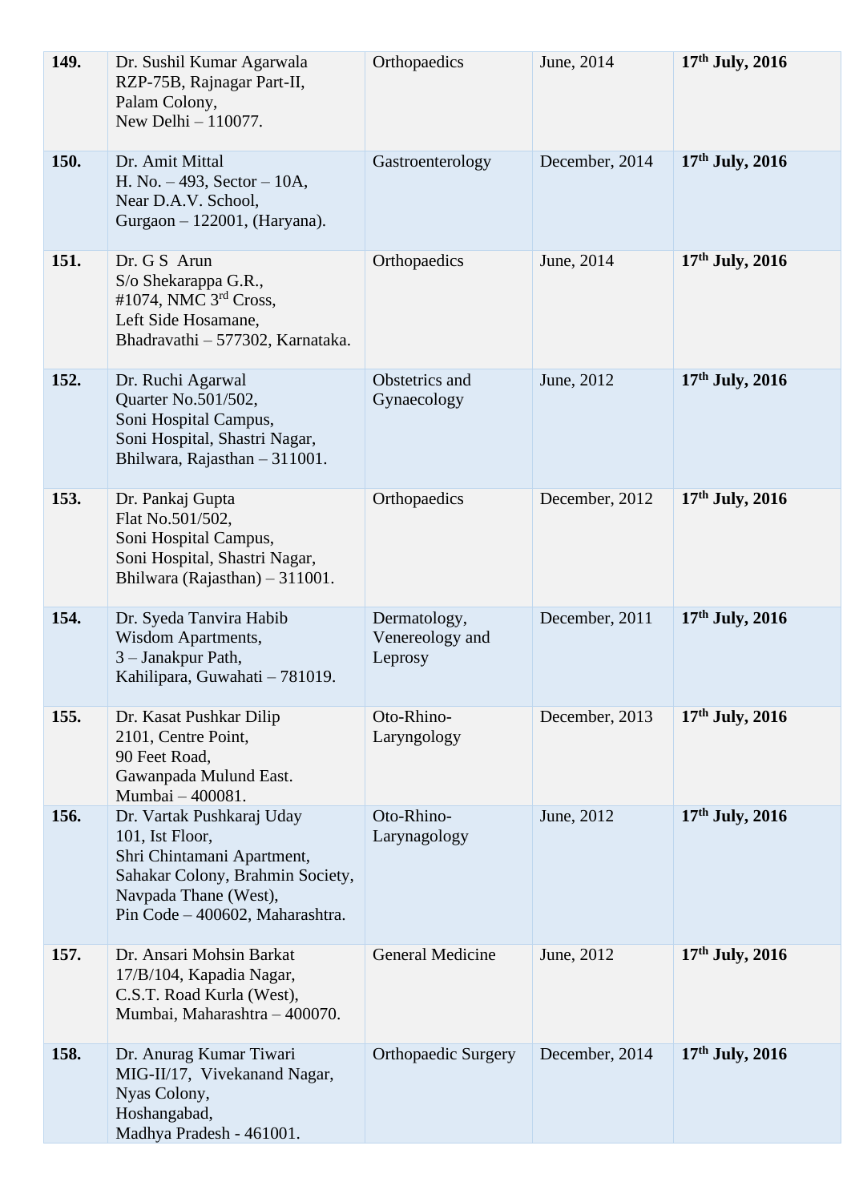| **149.** | Dr. Sushil Kumar Agarwala<br>RZP-75B, Rajnagar Part-II,<br>Palam Colony,<br>New Delhi – 110077. | Orthopaedics | June, 2014 | **17th July, 2016** |
|---|---|---|---|---|
| **150.** | Dr. Amit Mittal<br>H. No. – 493, Sector – 10A,<br>Near D.A.V. School,<br>Gurgaon – 122001, (Haryana). | Gastroenterology | December, 2014 | **17th July, 2016** |
| **151.** | Dr. G S Arun<br>S/o Shekarappa G.R.,<br>#1074, NMC 3rd Cross,<br>Left Side Hosamane,<br>Bhadravathi – 577302, Karnataka. | Orthopaedics | June, 2014 | **17th July, 2016** |
| **152.** | Dr. Ruchi Agarwal<br>Quarter No.501/502,<br>Soni Hospital Campus,<br>Soni Hospital, Shastri Nagar,<br>Bhilwara, Rajasthan – 311001. | Obstetrics and Gynaecology | June, 2012 | **17th July, 2016** |
| **153.** | Dr. Pankaj Gupta<br>Flat No.501/502,<br>Soni Hospital Campus,<br>Soni Hospital, Shastri Nagar,<br>Bhilwara (Rajasthan) – 311001. | Orthopaedics | December, 2012 | **17th July, 2016** |
| **154.** | Dr. Syeda Tanvira Habib<br>Wisdom Apartments,<br>3 – Janakpur Path,<br>Kahilipara, Guwahati – 781019. | Dermatology, Venereology and Leprosy | December, 2011 | **17th July, 2016** |
| **155.** | Dr. Kasat Pushkar Dilip<br>2101, Centre Point,<br>90 Feet Road,<br>Gawanpada Mulund East.<br>Mumbai – 400081. | Oto-Rhino-Laryngology | December, 2013 | **17th July, 2016** |
| **156.** | Dr. Vartak Pushkaraj Uday<br>101, Ist Floor,<br>Shri Chintamani Apartment,<br>Sahakar Colony, Brahmin Society,<br>Navpada Thane (West),<br>Pin Code – 400602, Maharashtra. | Oto-Rhino-Larynagology | June, 2012 | **17th July, 2016** |
| **157.** | Dr. Ansari Mohsin Barkat<br>17/B/104, Kapadia Nagar,<br>C.S.T. Road Kurla (West),<br>Mumbai, Maharashtra – 400070. | General Medicine | June, 2012 | **17th July, 2016** |
| **158.** | Dr. Anurag Kumar Tiwari<br>MIG-II/17, Vivekanand Nagar,<br>Nyas Colony,<br>Hoshangabad,<br>Madhya Pradesh - 461001. | Orthopaedic Surgery | December, 2014 | **17th July, 2016** |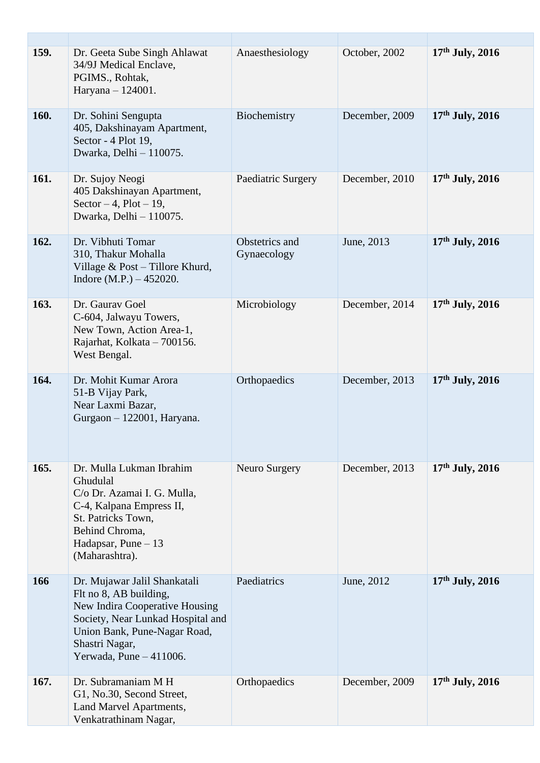| | | | | |
|---|---|---|---|---|
| **159.** | Dr. Geeta Sube Singh Ahlawat<br>34/9J Medical Enclave,<br>PGIMS., Rohtak,<br>Haryana – 124001. | Anaesthesiology | October, 2002 | **17th July, 2016** |
| **160.** | Dr. Sohini Sengupta<br>405, Dakshinayam Apartment,<br>Sector - 4 Plot 19,<br>Dwarka, Delhi – 110075. | Biochemistry | December, 2009 | **17th July, 2016** |
| **161.** | Dr. Sujoy Neogi<br>405 Dakshinayan Apartment,<br>Sector – 4, Plot – 19,<br>Dwarka, Delhi – 110075. | Paediatric Surgery | December, 2010 | **17th July, 2016** |
| **162.** | Dr. Vibhuti Tomar<br>310, Thakur Mohalla<br>Village & Post – Tillore Khurd,<br>Indore (M.P.) – 452020. | Obstetrics and Gynaecology | June, 2013 | **17th July, 2016** |
| **163.** | Dr. Gaurav Goel<br>C-604, Jalwayu Towers,<br>New Town, Action Area-1,<br>Rajarhat, Kolkata – 700156.<br>West Bengal. | Microbiology | December, 2014 | **17th July, 2016** |
| **164.** | Dr. Mohit Kumar Arora<br>51-B Vijay Park,<br>Near Laxmi Bazar,<br>Gurgaon – 122001, Haryana. | Orthopaedics | December, 2013 | **17th July, 2016** |
| **165.** | Dr. Mulla Lukman Ibrahim Ghudulal<br>C/o Dr. Azamai I. G. Mulla,<br>C-4, Kalpana Empress II,<br>St. Patricks Town,<br>Behind Chroma,<br>Hadapsar, Pune – 13<br>(Maharashtra). | Neuro Surgery | December, 2013 | **17th July, 2016** |
| **166** | Dr. Mujawar Jalil Shankatali<br>Flt no 8, AB building,<br>New Indira Cooperative Housing Society, Near Lunkad Hospital and Union Bank, Pune-Nagar Road,<br>Shastri Nagar,<br>Yerwada, Pune – 411006. | Paediatrics | June, 2012 | **17th July, 2016** |
| **167.** | Dr. Subramaniam M H<br>G1, No.30, Second Street,<br>Land Marvel Apartments,<br>Venkatrathinam Nagar, | Orthopaedics | December, 2009 | **17th July, 2016** |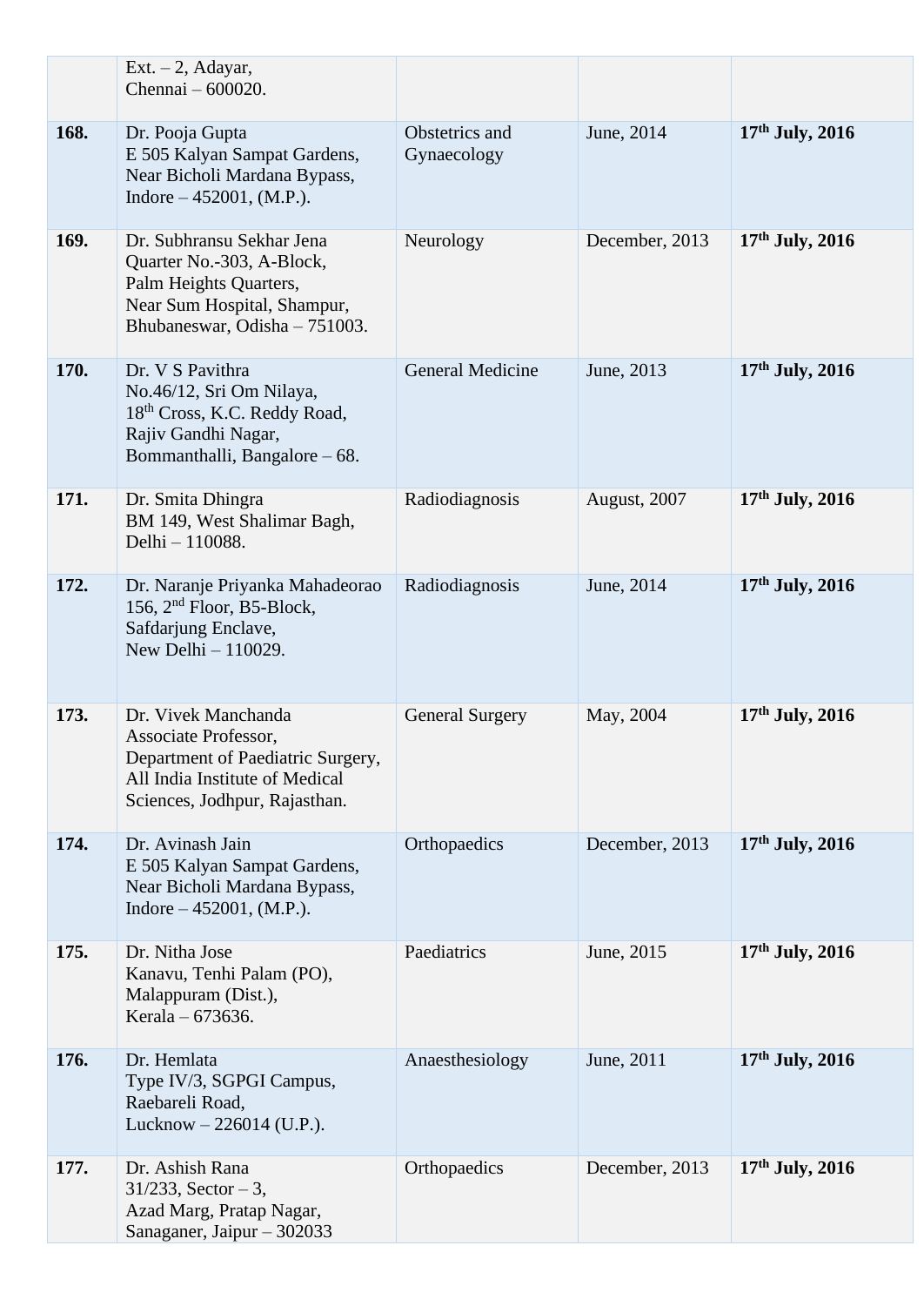| | | | | |
|---|---|---|---|---|
| | Ext. – 2, Adayar,<br>Chennai – 600020. | | | |
| **168.** | Dr. Pooja Gupta<br>E 505 Kalyan Sampat Gardens,<br>Near Bicholi Mardana Bypass,<br>Indore – 452001, (M.P.). | Obstetrics and Gynaecology | June, 2014 | **17th July, 2016** |
| **169.** | Dr. Subhransu Sekhar Jena<br>Quarter No.-303, A-Block,<br>Palm Heights Quarters,<br>Near Sum Hospital, Shampur,<br>Bhubaneswar, Odisha – 751003. | Neurology | December, 2013 | **17th July, 2016** |
| **170.** | Dr. V S Pavithra<br>No.46/12, Sri Om Nilaya,<br>18th Cross, K.C. Reddy Road,<br>Rajiv Gandhi Nagar,<br>Bommanthalli, Bangalore – 68. | General Medicine | June, 2013 | **17th July, 2016** |
| **171.** | Dr. Smita Dhingra<br>BM 149, West Shalimar Bagh,<br>Delhi – 110088. | Radiodiagnosis | August, 2007 | **17th July, 2016** |
| **172.** | Dr. Naranje Priyanka Mahadeorao<br>156, 2nd Floor, B5-Block,<br>Safdarjung Enclave,<br>New Delhi – 110029. | Radiodiagnosis | June, 2014 | **17th July, 2016** |
| **173.** | Dr. Vivek Manchanda<br>Associate Professor,<br>Department of Paediatric Surgery,<br>All India Institute of Medical Sciences, Jodhpur, Rajasthan. | General Surgery | May, 2004 | **17th July, 2016** |
| **174.** | Dr. Avinash Jain<br>E 505 Kalyan Sampat Gardens,<br>Near Bicholi Mardana Bypass,<br>Indore – 452001, (M.P.). | Orthopaedics | December, 2013 | **17th July, 2016** |
| **175.** | Dr. Nitha Jose<br>Kanavu, Tenhi Palam (PO),<br>Malappuram (Dist.),<br>Kerala – 673636. | Paediatrics | June, 2015 | **17th July, 2016** |
| **176.** | Dr. Hemlata<br>Type IV/3, SGPGI Campus,<br>Raebareli Road,<br>Lucknow – 226014 (U.P.). | Anaesthesiology | June, 2011 | **17th July, 2016** |
| **177.** | Dr. Ashish Rana<br>31/233, Sector – 3,<br>Azad Marg, Pratap Nagar,<br>Sanaganer, Jaipur – 302033 | Orthopaedics | December, 2013 | **17th July, 2016** |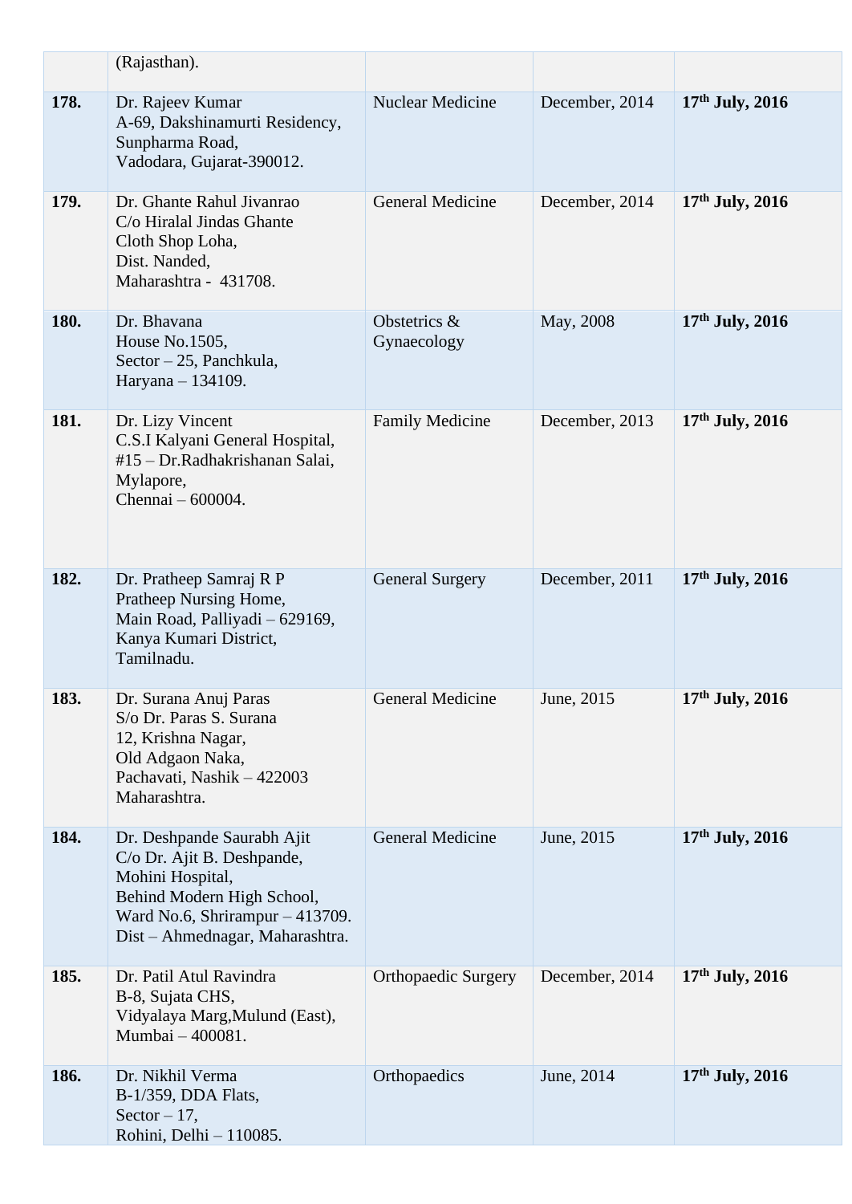| | | | | |
|---|---|---|---|---|
| | (Rajasthan). | | | |
| **178.** | Dr. Rajeev Kumar<br>A-69, Dakshinamurti Residency,<br>Sunpharma Road,<br>Vadodara, Gujarat-390012. | Nuclear Medicine | December, 2014 | **17th July, 2016** |
| **179.** | Dr. Ghante Rahul Jivanrao<br>C/o Hiralal Jindas Ghante<br>Cloth Shop Loha,<br>Dist. Nanded,<br>Maharashtra - 431708. | General Medicine | December, 2014 | **17th July, 2016** |
| **180.** | Dr. Bhavana<br>House No.1505,<br>Sector – 25, Panchkula,<br>Haryana – 134109. | Obstetrics & Gynaecology | May, 2008 | **17th July, 2016** |
| **181.** | Dr. Lizy Vincent<br>C.S.I Kalyani General Hospital,<br>#15 – Dr.Radhakrishanan Salai,<br>Mylapore,<br>Chennai – 600004. | Family Medicine | December, 2013 | **17th July, 2016** |
| **182.** | Dr. Pratheep Samraj R P<br>Pratheep Nursing Home,<br>Main Road, Palliyadi – 629169,<br>Kanya Kumari District,<br>Tamilnadu. | General Surgery | December, 2011 | **17th July, 2016** |
| **183.** | Dr. Surana Anuj Paras<br>S/o Dr. Paras S. Surana<br>12, Krishna Nagar,<br>Old Adgaon Naka,<br>Pachavati, Nashik – 422003<br>Maharashtra. | General Medicine | June, 2015 | **17th July, 2016** |
| **184.** | Dr. Deshpande Saurabh Ajit<br>C/o Dr. Ajit B. Deshpande,<br>Mohini Hospital,<br>Behind Modern High School,<br>Ward No.6, Shrirampur – 413709.<br>Dist – Ahmednagar, Maharashtra. | General Medicine | June, 2015 | **17th July, 2016** |
| **185.** | Dr. Patil Atul Ravindra<br>B-8, Sujata CHS,<br>Vidyalaya Marg,Mulund (East),<br>Mumbai – 400081. | Orthopaedic Surgery | December, 2014 | **17th July, 2016** |
| **186.** | Dr. Nikhil Verma<br>B-1/359, DDA Flats,<br>Sector – 17,<br>Rohini, Delhi – 110085. | Orthopaedics | June, 2014 | **17th July, 2016** |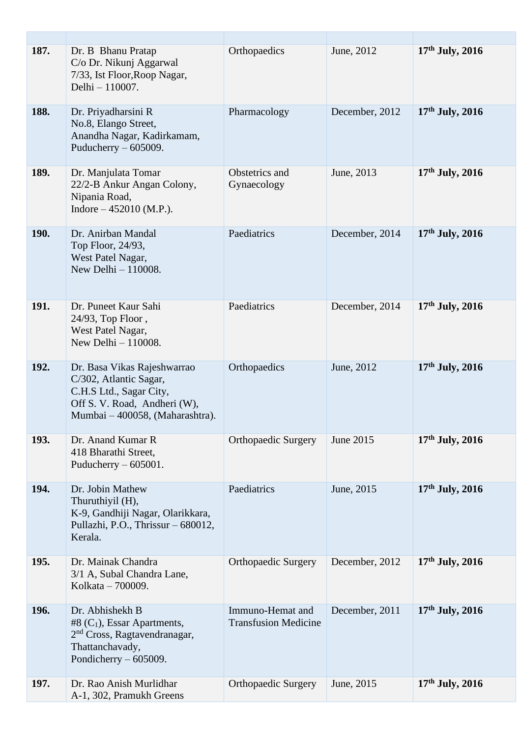| | | | | |
|---|---|---|---|---|
| **187.** | Dr. B Bhanu Pratap<br>C/o Dr. Nikunj Aggarwal<br>7/33, Ist Floor,Roop Nagar,<br>Delhi – 110007. | Orthopaedics | June, 2012 | **17th July, 2016** |
| **188.** | Dr. Priyadharsini R<br>No.8, Elango Street,<br>Anandha Nagar, Kadirkamam,<br>Puducherry – 605009. | Pharmacology | December, 2012 | **17th July, 2016** |
| **189.** | Dr. Manjulata Tomar<br>22/2-B Ankur Angan Colony,<br>Nipania Road,<br>Indore – 452010 (M.P.). | Obstetrics and Gynaecology | June, 2013 | **17th July, 2016** |
| **190.** | Dr. Anirban Mandal<br>Top Floor, 24/93,<br>West Patel Nagar,<br>New Delhi – 110008. | Paediatrics | December, 2014 | **17th July, 2016** |
| **191.** | Dr. Puneet Kaur Sahi<br>24/93, Top Floor ,<br>West Patel Nagar,<br>New Delhi – 110008. | Paediatrics | December, 2014 | **17th July, 2016** |
| **192.** | Dr. Basa Vikas Rajeshwarrao<br>C/302, Atlantic Sagar,<br>C.H.S Ltd., Sagar City,<br>Off S. V. Road, Andheri (W),<br>Mumbai – 400058, (Maharashtra). | Orthopaedics | June, 2012 | **17th July, 2016** |
| **193.** | Dr. Anand Kumar R<br>418 Bharathi Street,<br>Puducherry – 605001. | Orthopaedic Surgery | June 2015 | **17th July, 2016** |
| **194.** | Dr. Jobin Mathew<br>Thuruthiyil (H),<br>K-9, Gandhiji Nagar, Olarikkara,<br>Pullazhi, P.O., Thrissur – 680012,<br>Kerala. | Paediatrics | June, 2015 | **17th July, 2016** |
| **195.** | Dr. Mainak Chandra<br>3/1 A, Subal Chandra Lane,<br>Kolkata – 700009. | Orthopaedic Surgery | December, 2012 | **17th July, 2016** |
| **196.** | Dr. Abhishekh B<br>#8 ($C_1$), Essar Apartments,<br>2nd Cross, Ragtavendranagar,<br>Thattanchavady,<br>Pondicherry – 605009. | Immuno-Hemat and Transfusion Medicine | December, 2011 | **17th July, 2016** |
| **197.** | Dr. Rao Anish Murlidhar<br>A-1, 302, Pramukh Greens | Orthopaedic Surgery | June, 2015 | **17th July, 2016** |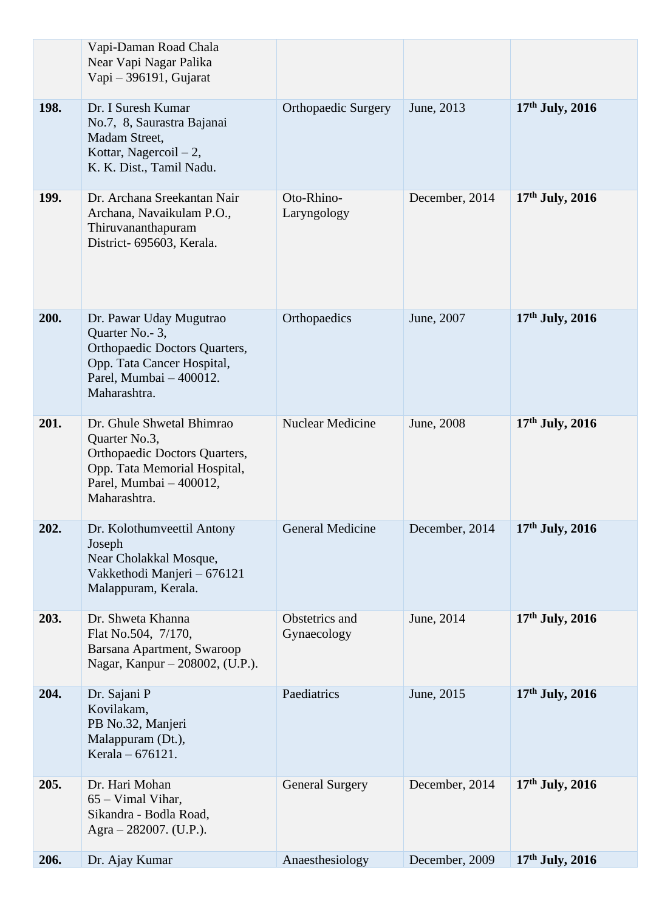| | | | | |
|---|---|---|---|---|
| | Vapi-Daman Road Chala<br>Near Vapi Nagar Palika<br>Vapi – 396191, Gujarat | | | |
| **198.** | Dr. I Suresh Kumar<br>No.7, 8, Saurastra Bajanai Madam Street,<br>Kottar, Nagercoil – 2,<br>K. K. Dist., Tamil Nadu. | Orthopaedic Surgery | June, 2013 | **17th July, 2016** |
| **199.** | Dr. Archana Sreekantan Nair<br>Archana, Navaikulam P.O.,<br>Thiruvananthapuram<br>District- 695603, Kerala. | Oto-Rhino-Laryngology | December, 2014 | **17th July, 2016** |
| **200.** | Dr. Pawar Uday Mugutrao<br>Quarter No.- 3,<br>Orthopaedic Doctors Quarters,<br>Opp. Tata Cancer Hospital,<br>Parel, Mumbai – 400012.<br>Maharashtra. | Orthopaedics | June, 2007 | **17th July, 2016** |
| **201.** | Dr. Ghule Shwetal Bhimrao<br>Quarter No.3,<br>Orthopaedic Doctors Quarters,<br>Opp. Tata Memorial Hospital,<br>Parel, Mumbai – 400012,<br>Maharashtra. | Nuclear Medicine | June, 2008 | **17th July, 2016** |
| **202.** | Dr. Kolothumveettil Antony Joseph<br>Near Cholakkal Mosque,<br>Vakkethodi Manjeri – 676121<br>Malappuram, Kerala. | General Medicine | December, 2014 | **17th July, 2016** |
| **203.** | Dr. Shweta Khanna<br>Flat No.504, 7/170,<br>Barsana Apartment, Swaroop Nagar, Kanpur – 208002, (U.P.). | Obstetrics and Gynaecology | June, 2014 | **17th July, 2016** |
| **204.** | Dr. Sajani P<br>Kovilakam,<br>PB No.32, Manjeri<br>Malappuram (Dt.),<br>Kerala – 676121. | Paediatrics | June, 2015 | **17th July, 2016** |
| **205.** | Dr. Hari Mohan<br>65 – Vimal Vihar,<br>Sikandra - Bodla Road,<br>Agra – 282007. (U.P.). | General Surgery | December, 2014 | **17th July, 2016** |
| **206.** | Dr. Ajay Kumar | Anaesthesiology | December, 2009 | **17th July, 2016** |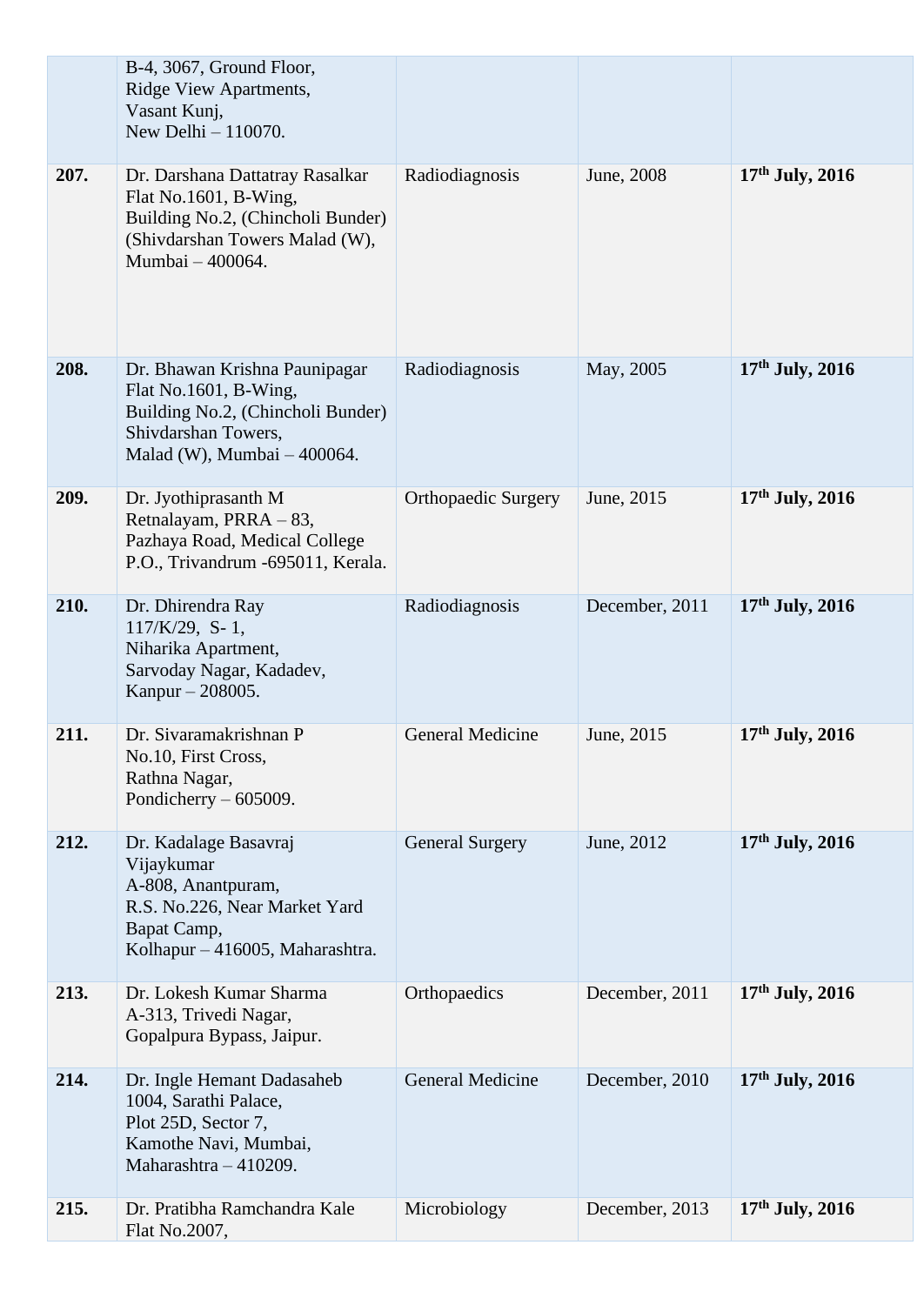| | | | | |
|---|---|---|---|---|
| | B-4, 3067, Ground Floor, Ridge View Apartments, Vasant Kunj, New Delhi – 110070. | | | |
| **207.** | Dr. Darshana Dattatray Rasalkar Flat No.1601, B-Wing, Building No.2, (Chincholi Bunder) (Shivdarshan Towers Malad (W), Mumbai – 400064. | Radiodiagnosis | June, 2008 | **17th July, 2016** |
| **208.** | Dr. Bhawan Krishna Paunipagar Flat No.1601, B-Wing, Building No.2, (Chincholi Bunder) Shivdarshan Towers, Malad (W), Mumbai – 400064. | Radiodiagnosis | May, 2005 | **17th July, 2016** |
| **209.** | Dr. Jyothiprasanth M Retnalayam, PRRA – 83, Pazhaya Road, Medical College P.O., Trivandrum -695011, Kerala. | Orthopaedic Surgery | June, 2015 | **17th July, 2016** |
| **210.** | Dr. Dhirendra Ray 117/K/29, S- 1, Niharika Apartment, Sarvoday Nagar, Kadadev, Kanpur – 208005. | Radiodiagnosis | December, 2011 | **17th July, 2016** |
| **211.** | Dr. Sivaramakrishnan P No.10, First Cross, Rathna Nagar, Pondicherry – 605009. | General Medicine | June, 2015 | **17th July, 2016** |
| **212.** | Dr. Kadalage Basavraj Vijaykumar A-808, Anantpuram, R.S. No.226, Near Market Yard Bapat Camp, Kolhapur – 416005, Maharashtra. | General Surgery | June, 2012 | **17th July, 2016** |
| **213.** | Dr. Lokesh Kumar Sharma A-313, Trivedi Nagar, Gopalpura Bypass, Jaipur. | Orthopaedics | December, 2011 | **17th July, 2016** |
| **214.** | Dr. Ingle Hemant Dadasaheb 1004, Sarathi Palace, Plot 25D, Sector 7, Kamothe Navi, Mumbai, Maharashtra – 410209. | General Medicine | December, 2010 | **17th July, 2016** |
| **215.** | Dr. Pratibha Ramchandra Kale Flat No.2007, | Microbiology | December, 2013 | **17th July, 2016** |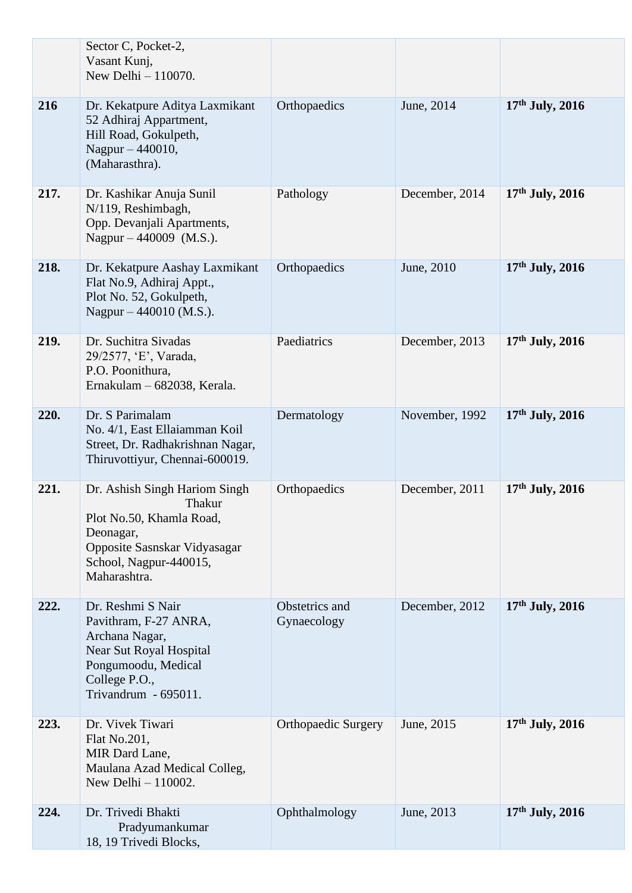| | | | | |
|---|---|---|---|---|
| | Sector C, Pocket-2, Vasant Kunj, New Delhi – 110070. | | | |
| **216** | Dr. Kekatpure Aditya Laxmikant 52 Adhiraj Appartment, Hill Road, Gokulpeth, Nagpur – 440010, (Maharasthra). | Orthopaedics | June, 2014 | **17th July, 2016** |
| **217.** | Dr. Kashikar Anuja Sunil N/119, Reshimbagh, Opp. Devanjali Apartments, Nagpur – 440009 (M.S.). | Pathology | December, 2014 | **17th July, 2016** |
| **218.** | Dr. Kekatpure Aashay Laxmikant Flat No.9, Adhiraj Appt., Plot No. 52, Gokulpeth, Nagpur – 440010 (M.S.). | Orthopaedics | June, 2010 | **17th July, 2016** |
| **219.** | Dr. Suchitra Sivadas 29/2577, 'E', Varada, P.O. Poonithura, Ernakulam – 682038, Kerala. | Paediatrics | December, 2013 | **17th July, 2016** |
| **220.** | Dr. S Parimalam No. 4/1, East Ellaiamman Koil Street, Dr. Radhakrishnan Nagar, Thiruvottiyur, Chennai-600019. | Dermatology | November, 1992 | **17th July, 2016** |
| **221.** | Dr. Ashish Singh Hariom Singh Thakur Plot No.50, Khamla Road, Deonagar, Opposite Sasnskar Vidyasagar School, Nagpur-440015, Maharashtra. | Orthopaedics | December, 2011 | **17th July, 2016** |
| **222.** | Dr. Reshmi S Nair Pavithram, F-27 ANRA, Archana Nagar, Near Sut Royal Hospital Pongumoodu, Medical College P.O., Trivandrum - 695011. | Obstetrics and Gynaecology | December, 2012 | **17th July, 2016** |
| **223.** | Dr. Vivek Tiwari Flat No.201, MIR Dard Lane, Maulana Azad Medical Colleg, New Delhi – 110002. | Orthopaedic Surgery | June, 2015 | **17th July, 2016** |
| **224.** | Dr. Trivedi Bhakti Pradyumankumar 18, 19 Trivedi Blocks, | Ophthalmology | June, 2013 | **17th July, 2016** |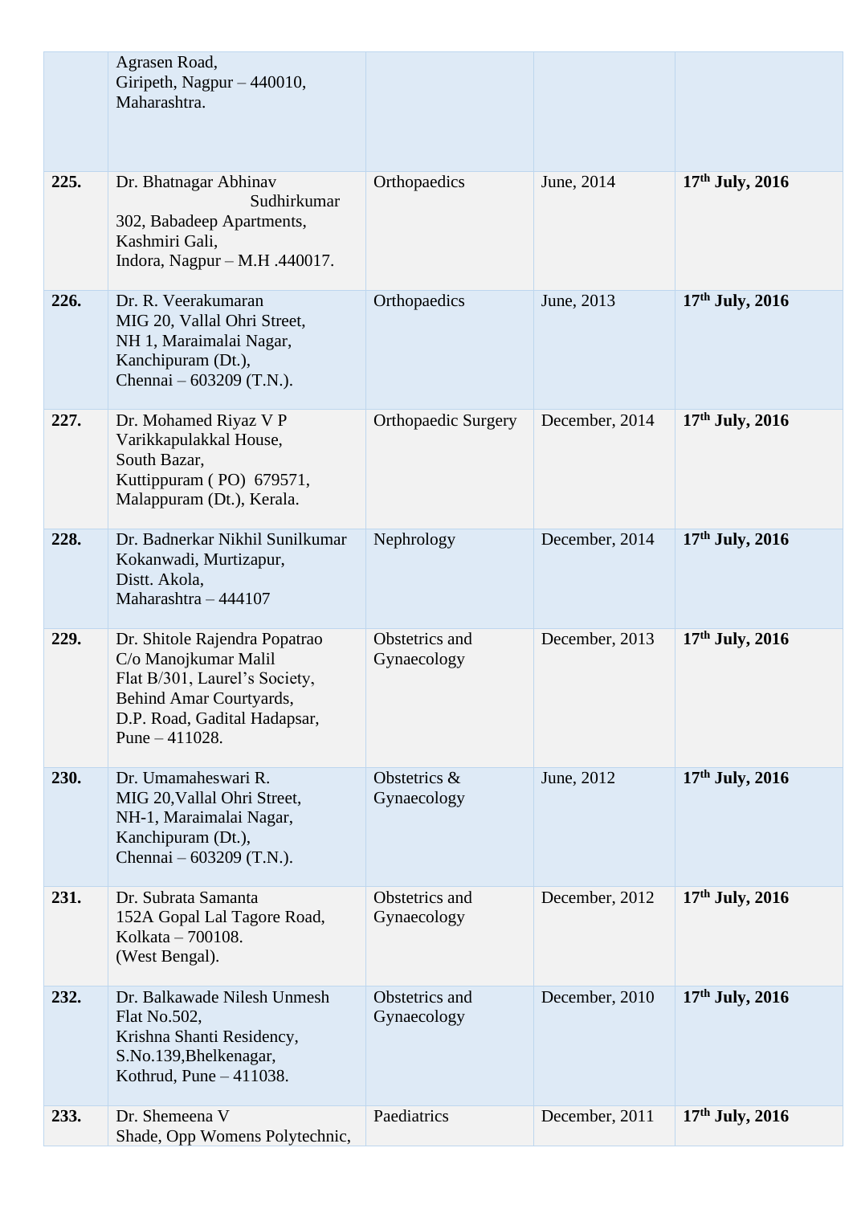|  |  |  |  |  |
|---|---|---|---|---|
|  | Agrasen Road,<br>Giripeth, Nagpur – 440010,<br>Maharashtra. |  |  |  |
| **225.** | Dr. Bhatnagar Abhinav Sudhirkumar<br>302, Babadeep Apartments,<br>Kashmiri Gali,<br>Indora, Nagpur – M.H .440017. | Orthopaedics | June, 2014 | **17th July, 2016** |
| **226.** | Dr. R. Veerakumaran<br>MIG 20, Vallal Ohri Street,<br>NH 1, Maraimalai Nagar,<br>Kanchipuram (Dt.),<br>Chennai – 603209 (T.N.). | Orthopaedics | June, 2013 | **17th July, 2016** |
| **227.** | Dr. Mohamed Riyaz V P<br>Varikkapulakkal House,<br>South Bazar,<br>Kuttippuram ( PO) 679571,<br>Malappuram (Dt.), Kerala. | Orthopaedic Surgery | December, 2014 | **17th July, 2016** |
| **228.** | Dr. Badnerkar Nikhil Sunilkumar<br>Kokanwadi, Murtizapur,<br>Distt. Akola,<br>Maharashtra – 444107 | Nephrology | December, 2014 | **17th July, 2016** |
| **229.** | Dr. Shitole Rajendra Popatrao<br>C/o Manojkumar Malil<br>Flat B/301, Laurel's Society,<br>Behind Amar Courtyards,<br>D.P. Road, Gadital Hadapsar,<br>Pune – 411028. | Obstetrics and Gynaecology | December, 2013 | **17th July, 2016** |
| **230.** | Dr. Umamaheswari R.<br>MIG 20,Vallal Ohri Street,<br>NH-1, Maraimalai Nagar,<br>Kanchipuram (Dt.),<br>Chennai – 603209 (T.N.). | Obstetrics & Gynaecology | June, 2012 | **17th July, 2016** |
| **231.** | Dr. Subrata Samanta<br>152A Gopal Lal Tagore Road,<br>Kolkata – 700108.<br>(West Bengal). | Obstetrics and Gynaecology | December, 2012 | **17th July, 2016** |
| **232.** | Dr. Balkawade Nilesh Unmesh<br>Flat No.502,<br>Krishna Shanti Residency,<br>S.No.139,Bhelkenagar,<br>Kothrud, Pune – 411038. | Obstetrics and Gynaecology | December, 2010 | **17th July, 2016** |
| **233.** | Dr. Shemeena V<br>Shade, Opp Womens Polytechnic, | Paediatrics | December, 2011 | **17th July, 2016** |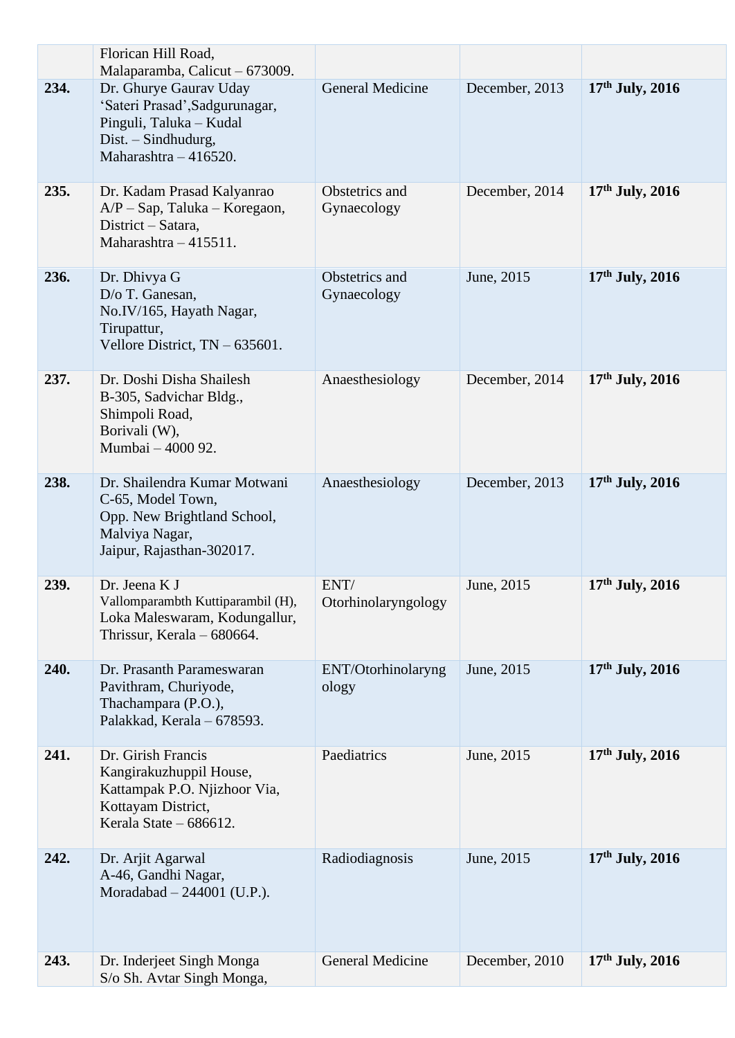| | | | | |
|---|---|---|---|---|
| | Florican Hill Road, Malaparamba, Calicut – 673009. | | | |
| **234.** | Dr. Ghurye Gaurav Uday ‘Sateri Prasad’,Sadgurunagar, Pinguli, Taluka – Kudal Dist. – Sindhudurg, Maharashtra – 416520. | General Medicine | December, 2013 | **17th July, 2016** |
| **235.** | Dr. Kadam Prasad Kalyanrao A/P – Sap, Taluka – Koregaon, District – Satara, Maharashtra – 415511. | Obstetrics and Gynaecology | December, 2014 | **17th July, 2016** |
| **236.** | Dr. Dhivya G D/o T. Ganesan, No.IV/165, Hayath Nagar, Tirupattur, Vellore District, TN – 635601. | Obstetrics and Gynaecology | June, 2015 | **17th July, 2016** |
| **237.** | Dr. Doshi Disha Shailesh B-305, Sadvichar Bldg., Shimpoli Road, Borivali (W), Mumbai – 4000 92. | Anaesthesiology | December, 2014 | **17th July, 2016** |
| **238.** | Dr. Shailendra Kumar Motwani C-65, Model Town, Opp. New Brightland School, Malviya Nagar, Jaipur, Rajasthan-302017. | Anaesthesiology | December, 2013 | **17th July, 2016** |
| **239.** | Dr. Jeena K J Vallomparambth Kuttiparambil (H), Loka Maleswaram, Kodungallur, Thrissur, Kerala – 680664. | ENT/ Otorhinolaryngology | June, 2015 | **17th July, 2016** |
| **240.** | Dr. Prasanth Parameswaran Pavithram, Churiyode, Thachampara (P.O.), Palakkad, Kerala – 678593. | ENT/Otorhinolaryngology | June, 2015 | **17th July, 2016** |
| **241.** | Dr. Girish Francis Kangirakuzhuppil House, Kattampak P.O. Njizhoor Via, Kottayam District, Kerala State – 686612. | Paediatrics | June, 2015 | **17th July, 2016** |
| **242.** | Dr. Arjit Agarwal A-46, Gandhi Nagar, Moradabad – 244001 (U.P.). | Radiodiagnosis | June, 2015 | **17th July, 2016** |
| **243.** | Dr. Inderjeet Singh Monga S/o Sh. Avtar Singh Monga, | General Medicine | December, 2010 | **17th July, 2016** |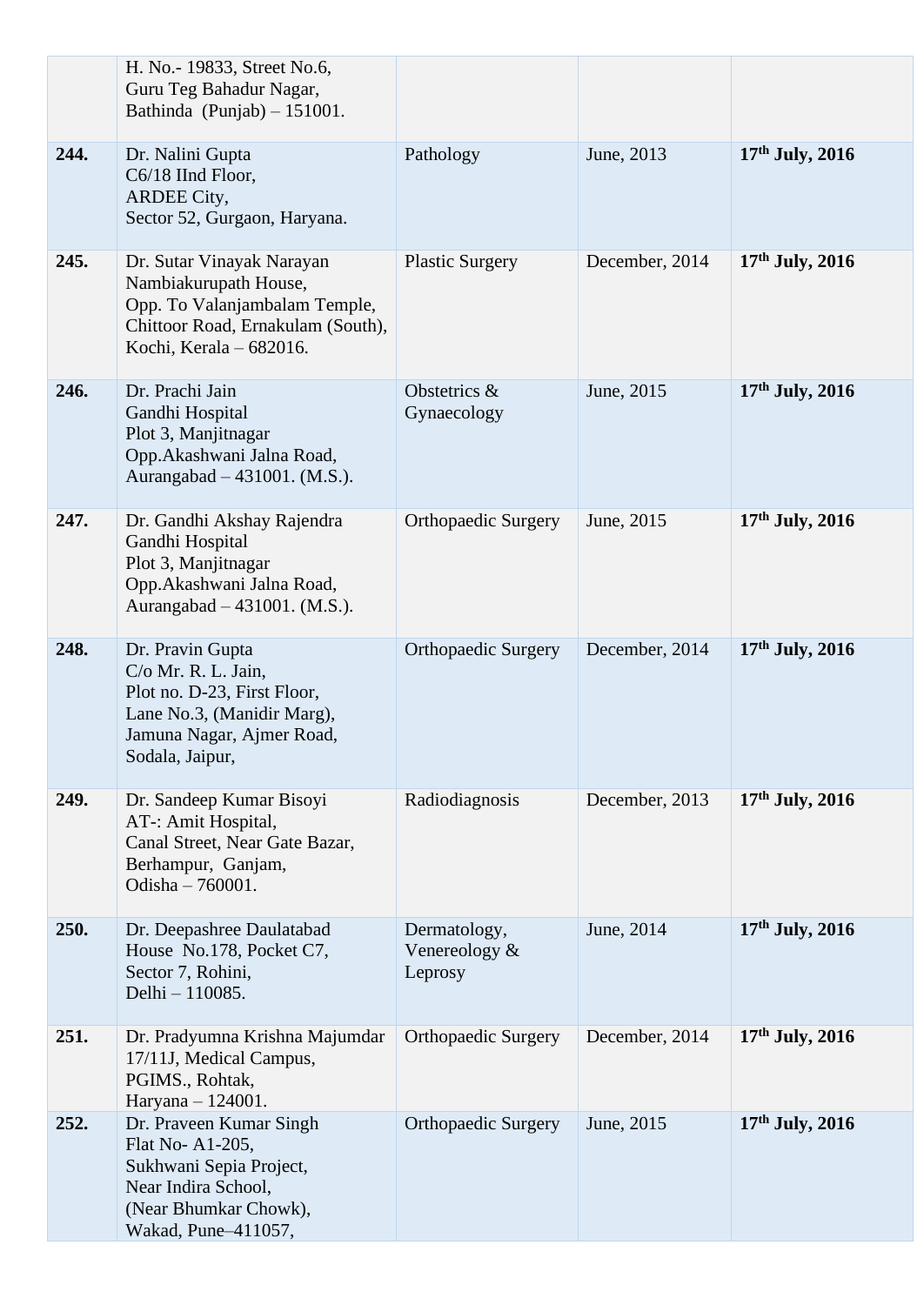| | | | | |
|---|---|---|---|---|
| | H. No.- 19833, Street No.6,<br>Guru Teg Bahadur Nagar,<br>Bathinda (Punjab) – 151001. | | | |
| **244.** | Dr. Nalini Gupta<br>C6/18 IInd Floor,<br>ARDEE City,<br>Sector 52, Gurgaon, Haryana. | Pathology | June, 2013 | **17th July, 2016** |
| **245.** | Dr. Sutar Vinayak Narayan<br>Nambiakurupath House,<br>Opp. To Valanjambalam Temple,<br>Chittoor Road, Ernakulam (South),<br>Kochi, Kerala – 682016. | Plastic Surgery | December, 2014 | **17th July, 2016** |
| **246.** | Dr. Prachi Jain<br>Gandhi Hospital<br>Plot 3, Manjitnagar<br>Opp.Akashwani Jalna Road,<br>Aurangabad – 431001. (M.S.). | Obstetrics & Gynaecology | June, 2015 | **17th July, 2016** |
| **247.** | Dr. Gandhi Akshay Rajendra<br>Gandhi Hospital<br>Plot 3, Manjitnagar<br>Opp.Akashwani Jalna Road,<br>Aurangabad – 431001. (M.S.). | Orthopaedic Surgery | June, 2015 | **17th July, 2016** |
| **248.** | Dr. Pravin Gupta<br>C/o Mr. R. L. Jain,<br>Plot no. D-23, First Floor,<br>Lane No.3, (Manidir Marg),<br>Jamuna Nagar, Ajmer Road,<br>Sodala, Jaipur, | Orthopaedic Surgery | December, 2014 | **17th July, 2016** |
| **249.** | Dr. Sandeep Kumar Bisoyi<br>AT-: Amit Hospital,<br>Canal Street, Near Gate Bazar,<br>Berhampur, Ganjam,<br>Odisha – 760001. | Radiodiagnosis | December, 2013 | **17th July, 2016** |
| **250.** | Dr. Deepashree Daulatabad<br>House No.178, Pocket C7,<br>Sector 7, Rohini,<br>Delhi – 110085. | Dermatology, Venereology & Leprosy | June, 2014 | **17th July, 2016** |
| **251.** | Dr. Pradyumna Krishna Majumdar<br>17/11J, Medical Campus,<br>PGIMS., Rohtak,<br>Haryana – 124001. | Orthopaedic Surgery | December, 2014 | **17th July, 2016** |
| **252.** | Dr. Praveen Kumar Singh<br>Flat No- A1-205,<br>Sukhwani Sepia Project,<br>Near Indira School,<br>(Near Bhumkar Chowk),<br>Wakad, Pune–411057, | Orthopaedic Surgery | June, 2015 | **17th July, 2016** |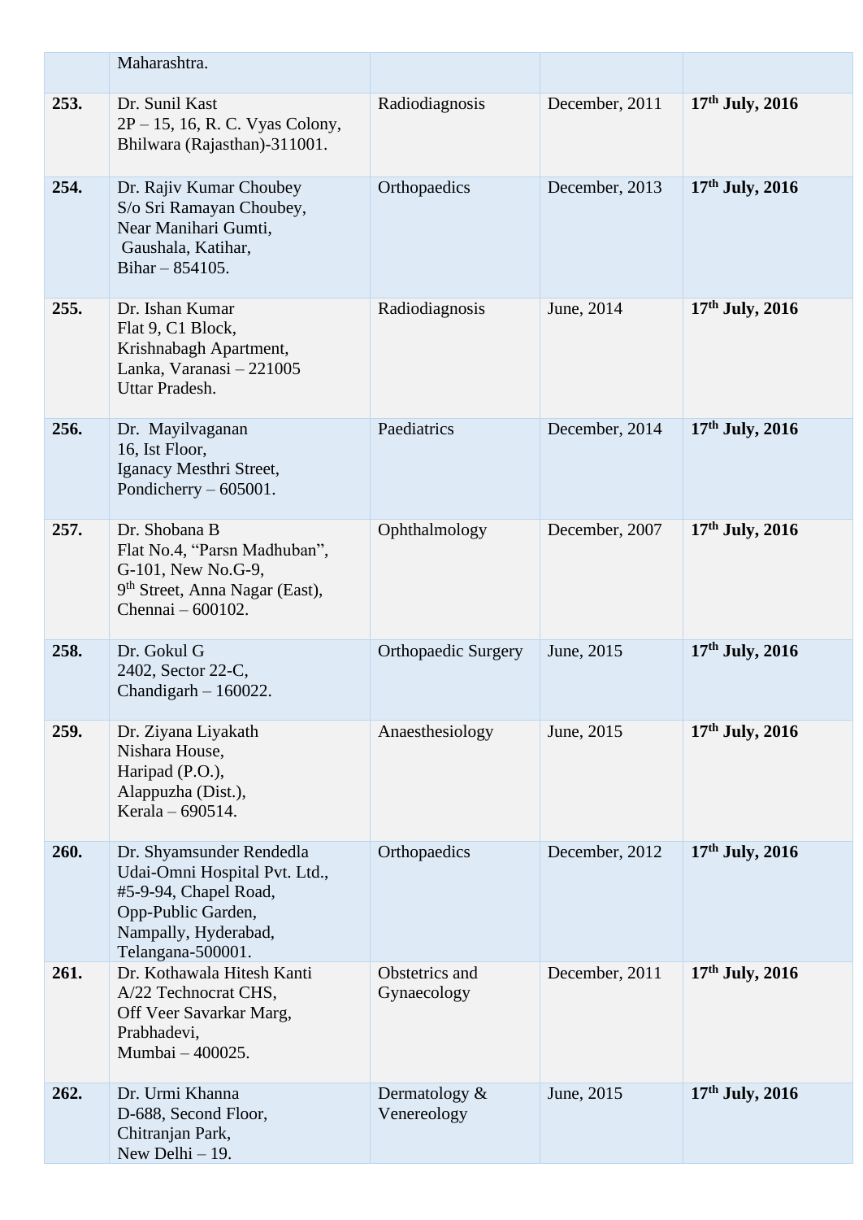| | | | | |
|---|---|---|---|---|
| | Maharashtra. | | | |
| **253.** | Dr. Sunil Kast<br>2P – 15, 16, R. C. Vyas Colony,<br>Bhilwara (Rajasthan)-311001. | Radiodiagnosis | December, 2011 | **17th July, 2016** |
| **254.** | Dr. Rajiv Kumar Choubey<br>S/o Sri Ramayan Choubey,<br>Near Manihari Gumti,<br>Gaushala, Katihar,<br>Bihar – 854105. | Orthopaedics | December, 2013 | **17th July, 2016** |
| **255.** | Dr. Ishan Kumar<br>Flat 9, C1 Block,<br>Krishnabagh Apartment,<br>Lanka, Varanasi – 221005<br>Uttar Pradesh. | Radiodiagnosis | June, 2014 | **17th July, 2016** |
| **256.** | Dr. Mayilvaganan<br>16, Ist Floor,<br>Iganacy Mesthri Street,<br>Pondicherry – 605001. | Paediatrics | December, 2014 | **17th July, 2016** |
| **257.** | Dr. Shobana B<br>Flat No.4, "Parsn Madhuban",<br>G-101, New No.G-9,<br>9th Street, Anna Nagar (East),<br>Chennai – 600102. | Ophthalmology | December, 2007 | **17th July, 2016** |
| **258.** | Dr. Gokul G<br>2402, Sector 22-C,<br>Chandigarh – 160022. | Orthopaedic Surgery | June, 2015 | **17th July, 2016** |
| **259.** | Dr. Ziyana Liyakath<br>Nishara House,<br>Haripad (P.O.),<br>Alappuzha (Dist.),<br>Kerala – 690514. | Anaesthesiology | June, 2015 | **17th July, 2016** |
| **260.** | Dr. Shyamsunder Rendedla<br>Udai-Omni Hospital Pvt. Ltd.,<br>#5-9-94, Chapel Road,<br>Opp-Public Garden,<br>Nampally, Hyderabad,<br>Telangana-500001. | Orthopaedics | December, 2012 | **17th July, 2016** |
| **261.** | Dr. Kothawala Hitesh Kanti<br>A/22 Technocrat CHS,<br>Off Veer Savarkar Marg,<br>Prabhadevi,<br>Mumbai – 400025. | Obstetrics and Gynaecology | December, 2011 | **17th July, 2016** |
| **262.** | Dr. Urmi Khanna<br>D-688, Second Floor,<br>Chitranjan Park,<br>New Delhi – 19. | Dermatology & Venereology | June, 2015 | **17th July, 2016** |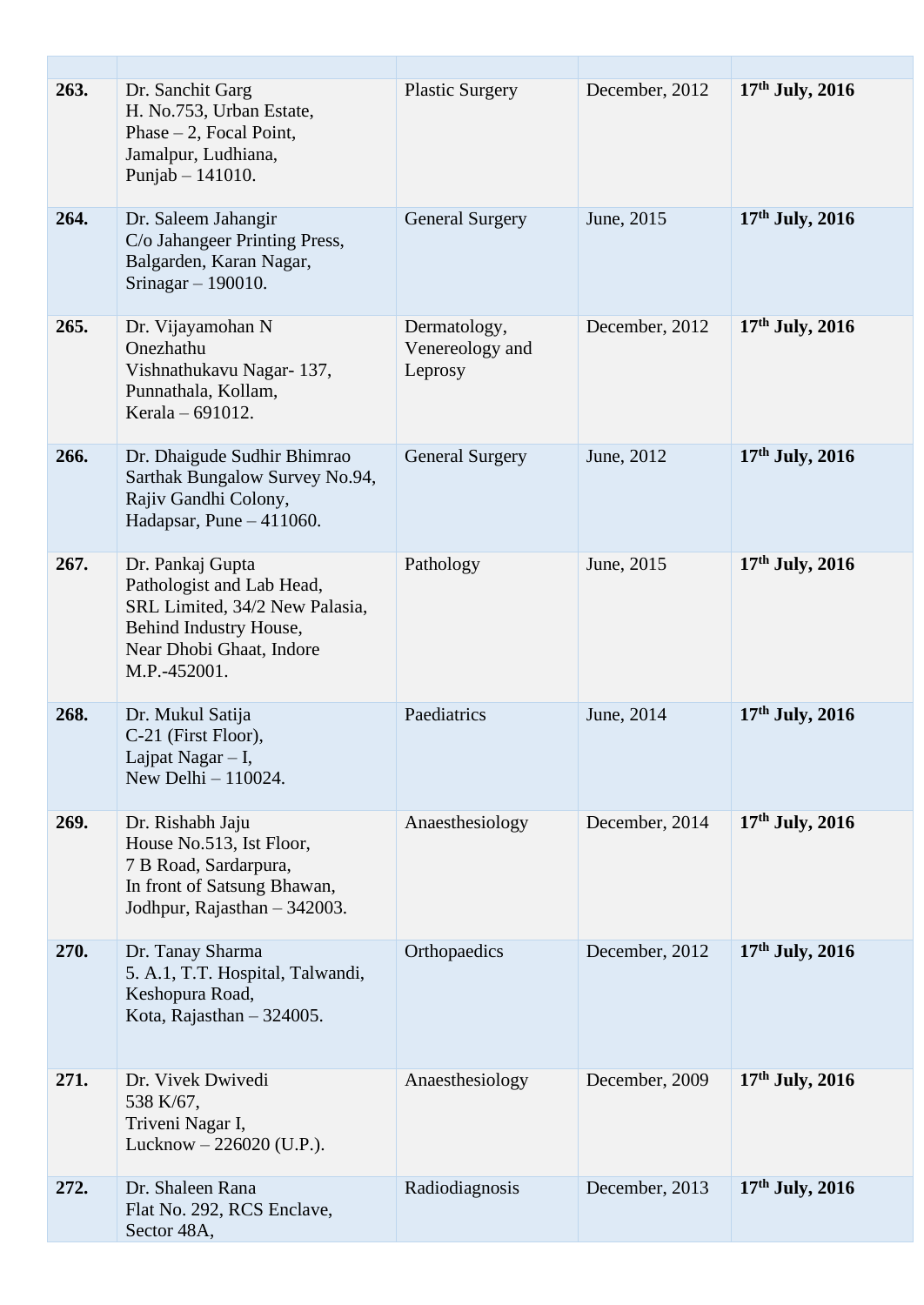| | | | | |
|---|---|---|---|---|
| **263.** | Dr. Sanchit Garg<br>H. No.753, Urban Estate,<br>Phase – 2, Focal Point,<br>Jamalpur, Ludhiana,<br>Punjab – 141010. | Plastic Surgery | December, 2012 | **17th July, 2016** |
| **264.** | Dr. Saleem Jahangir<br>C/o Jahangeer Printing Press,<br>Balgarden, Karan Nagar,<br>Srinagar – 190010. | General Surgery | June, 2015 | **17th July, 2016** |
| **265.** | Dr. Vijayamohan N<br>Onezhathu<br>Vishnathukavu Nagar- 137,<br>Punnathala, Kollam,<br>Kerala – 691012. | Dermatology, Venereology and Leprosy | December, 2012 | **17th July, 2016** |
| **266.** | Dr. Dhaigude Sudhir Bhimrao<br>Sarthak Bungalow Survey No.94,<br>Rajiv Gandhi Colony,<br>Hadapsar, Pune – 411060. | General Surgery | June, 2012 | **17th July, 2016** |
| **267.** | Dr. Pankaj Gupta<br>Pathologist and Lab Head,<br>SRL Limited, 34/2 New Palasia,<br>Behind Industry House,<br>Near Dhobi Ghaat, Indore<br>M.P.-452001. | Pathology | June, 2015 | **17th July, 2016** |
| **268.** | Dr. Mukul Satija<br>C-21 (First Floor),<br>Lajpat Nagar – I,<br>New Delhi – 110024. | Paediatrics | June, 2014 | **17th July, 2016** |
| **269.** | Dr. Rishabh Jaju<br>House No.513, Ist Floor,<br>7 B Road, Sardarpura,<br>In front of Satsung Bhawan,<br>Jodhpur, Rajasthan – 342003. | Anaesthesiology | December, 2014 | **17th July, 2016** |
| **270.** | Dr. Tanay Sharma<br>5. A.1, T.T. Hospital, Talwandi,<br>Keshopura Road,<br>Kota, Rajasthan – 324005. | Orthopaedics | December, 2012 | **17th July, 2016** |
| **271.** | Dr. Vivek Dwivedi<br>538 K/67,<br>Triveni Nagar I,<br>Lucknow – 226020 (U.P.). | Anaesthesiology | December, 2009 | **17th July, 2016** |
| **272.** | Dr. Shaleen Rana<br>Flat No. 292, RCS Enclave,<br>Sector 48A, | Radiodiagnosis | December, 2013 | **17th July, 2016** |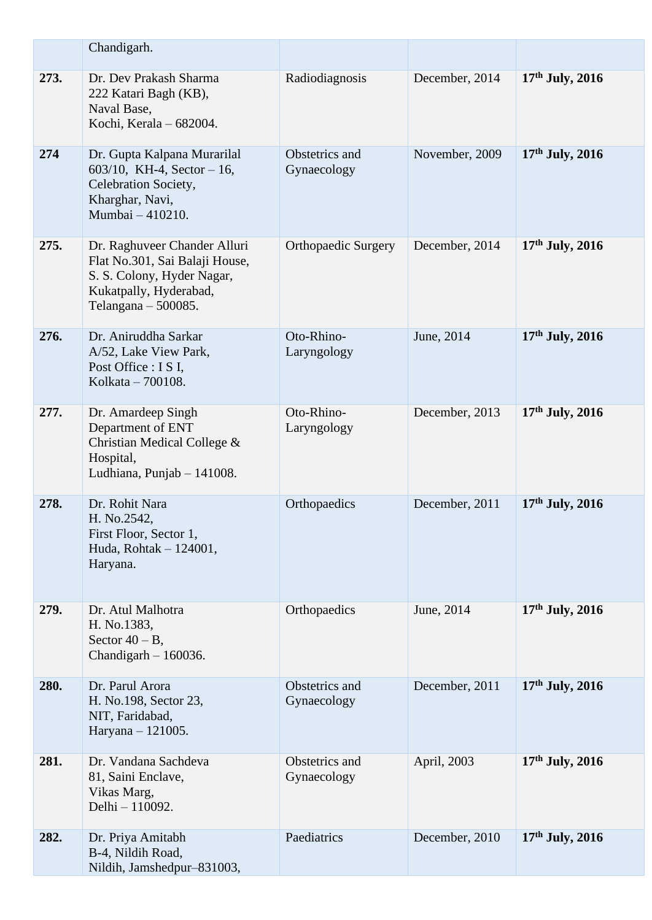| | | | | |
|---|---|---|---|---|
| | Chandigarh. | | | |
| **273.** | Dr. Dev Prakash Sharma<br>222 Katari Bagh (KB),<br>Naval Base,<br>Kochi, Kerala – 682004. | Radiodiagnosis | December, 2014 | **17th July, 2016** |
| **274** | Dr. Gupta Kalpana Murarilal<br>603/10, KH-4, Sector – 16,<br>Celebration Society,<br>Kharghar, Navi,<br>Mumbai – 410210. | Obstetrics and Gynaecology | November, 2009 | **17th July, 2016** |
| **275.** | Dr. Raghuveer Chander Alluri<br>Flat No.301, Sai Balaji House,<br>S. S. Colony, Hyder Nagar,<br>Kukatpally, Hyderabad,<br>Telangana – 500085. | Orthopaedic Surgery | December, 2014 | **17th July, 2016** |
| **276.** | Dr. Aniruddha Sarkar<br>A/52, Lake View Park,<br>Post Office : I S I,<br>Kolkata – 700108. | Oto-Rhino-Laryngology | June, 2014 | **17th July, 2016** |
| **277.** | Dr. Amardeep Singh<br>Department of ENT<br>Christian Medical College & Hospital,<br>Ludhiana, Punjab – 141008. | Oto-Rhino-Laryngology | December, 2013 | **17th July, 2016** |
| **278.** | Dr. Rohit Nara<br>H. No.2542,<br>First Floor, Sector 1,<br>Huda, Rohtak – 124001,<br>Haryana. | Orthopaedics | December, 2011 | **17th July, 2016** |
| **279.** | Dr. Atul Malhotra<br>H. No.1383,<br>Sector 40 – B,<br>Chandigarh – 160036. | Orthopaedics | June, 2014 | **17th July, 2016** |
| **280.** | Dr. Parul Arora<br>H. No.198, Sector 23,<br>NIT, Faridabad,<br>Haryana – 121005. | Obstetrics and Gynaecology | December, 2011 | **17th July, 2016** |
| **281.** | Dr. Vandana Sachdeva<br>81, Saini Enclave,<br>Vikas Marg,<br>Delhi – 110092. | Obstetrics and Gynaecology | April, 2003 | **17th July, 2016** |
| **282.** | Dr. Priya Amitabh<br>B-4, Nildih Road,<br>Nildih, Jamshedpur–831003, | Paediatrics | December, 2010 | **17th July, 2016** |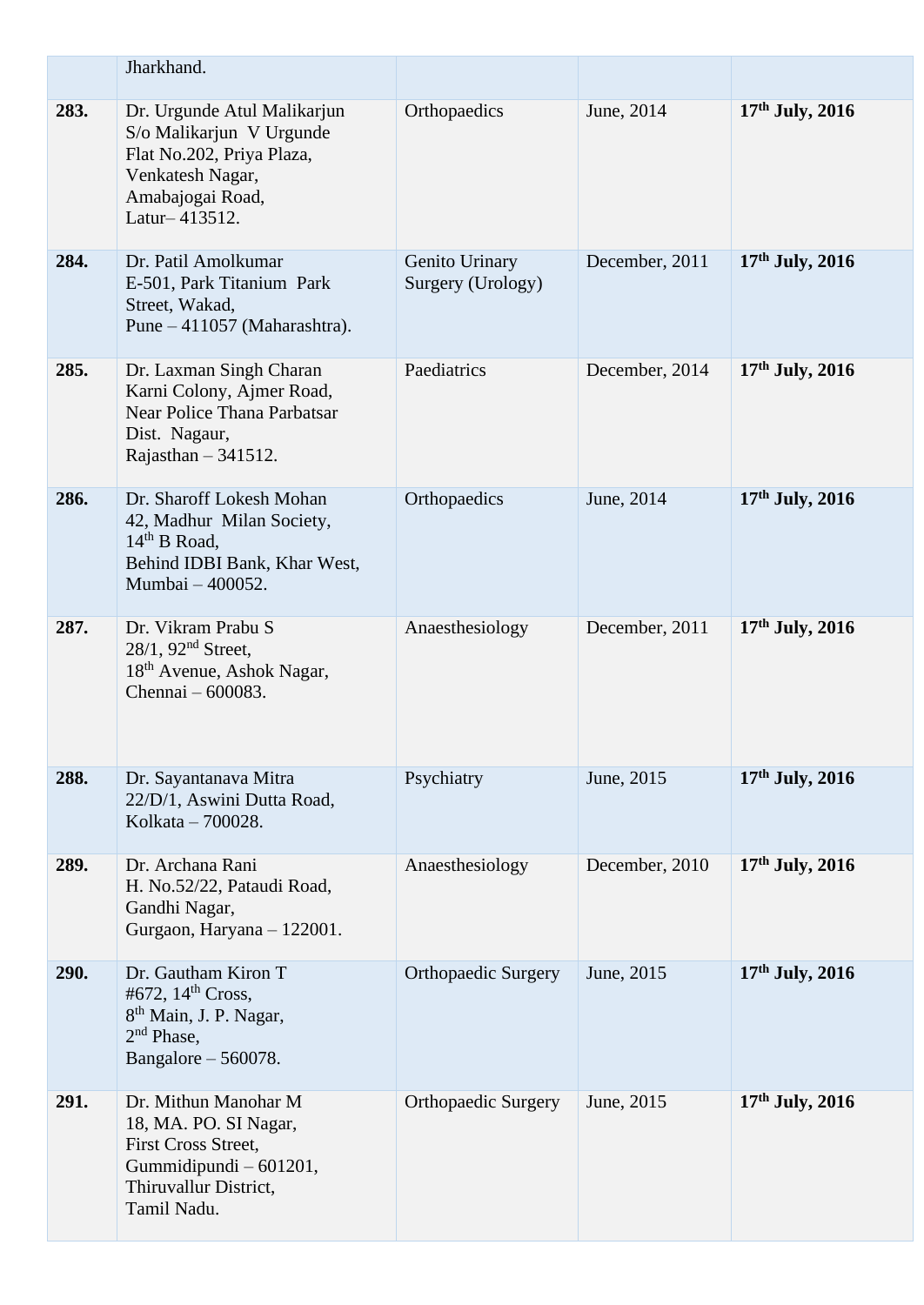| | | | | |
|---|---|---|---|---|
| | Jharkhand. | | | |
| **283.** | Dr. Urgunde Atul Malikarjun<br>S/o Malikarjun V Urgunde<br>Flat No.202, Priya Plaza,<br>Venkatesh Nagar,<br>Amabajogai Road,<br>Latur– 413512. | Orthopaedics | June, 2014 | **17th July, 2016** |
| **284.** | Dr. Patil Amolkumar<br>E-501, Park Titanium Park Street, Wakad,<br>Pune – 411057 (Maharashtra). | Genito Urinary Surgery (Urology) | December, 2011 | **17th July, 2016** |
| **285.** | Dr. Laxman Singh Charan<br>Karni Colony, Ajmer Road,<br>Near Police Thana Parbatsar<br>Dist. Nagaur,<br>Rajasthan – 341512. | Paediatrics | December, 2014 | **17th July, 2016** |
| **286.** | Dr. Sharoff Lokesh Mohan<br>42, Madhur Milan Society,<br>14th B Road,<br>Behind IDBI Bank, Khar West,<br>Mumbai – 400052. | Orthopaedics | June, 2014 | **17th July, 2016** |
| **287.** | Dr. Vikram Prabu S<br>28/1, 92nd Street,<br>18th Avenue, Ashok Nagar,<br>Chennai – 600083. | Anaesthesiology | December, 2011 | **17th July, 2016** |
| **288.** | Dr. Sayantanava Mitra<br>22/D/1, Aswini Dutta Road,<br>Kolkata – 700028. | Psychiatry | June, 2015 | **17th July, 2016** |
| **289.** | Dr. Archana Rani<br>H. No.52/22, Pataudi Road,<br>Gandhi Nagar,<br>Gurgaon, Haryana – 122001. | Anaesthesiology | December, 2010 | **17th July, 2016** |
| **290.** | Dr. Gautham Kiron T<br>#672, 14th Cross,<br>8th Main, J. P. Nagar,<br>2nd Phase,<br>Bangalore – 560078. | Orthopaedic Surgery | June, 2015 | **17th July, 2016** |
| **291.** | Dr. Mithun Manohar M<br>18, MA. PO. SI Nagar,<br>First Cross Street,<br>Gummidipundi – 601201,<br>Thiruvallur District,<br>Tamil Nadu. | Orthopaedic Surgery | June, 2015 | **17th July, 2016** |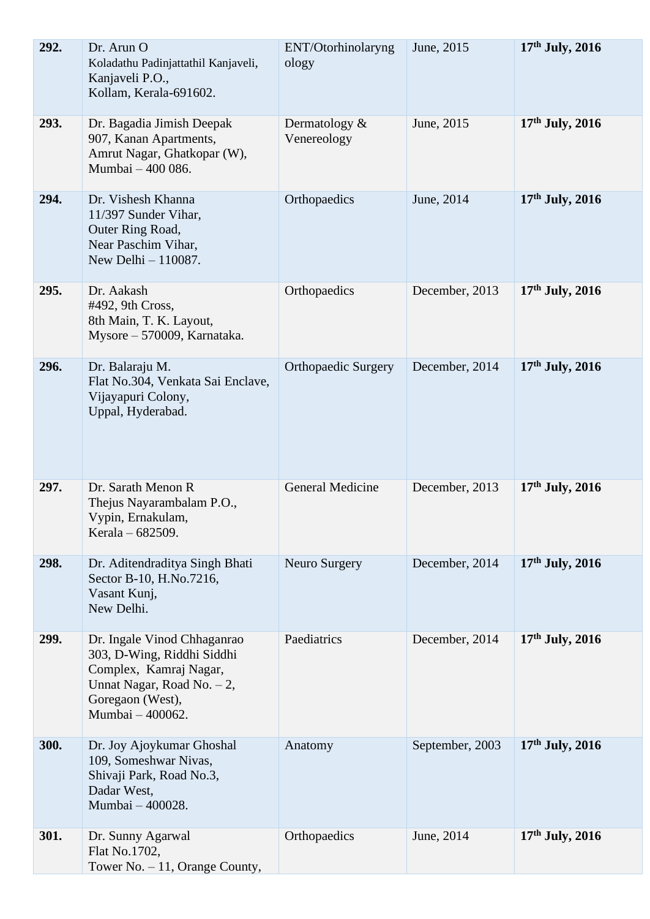| | | | | |
|---|---|---|---|---|
| **292.** | Dr. Arun O<br>Koladathu Padinjattathil Kanjaveli,<br>Kanjaveli P.O.,<br>Kollam, Kerala-691602. | ENT/Otorhinolaryngology | June, 2015 | **17th July, 2016** |
| **293.** | Dr. Bagadia Jimish Deepak<br>907, Kanan Apartments,<br>Amrut Nagar, Ghatkopar (W),<br>Mumbai – 400 086. | Dermatology & Venereology | June, 2015 | **17th July, 2016** |
| **294.** | Dr. Vishesh Khanna<br>11/397 Sunder Vihar,<br>Outer Ring Road,<br>Near Paschim Vihar,<br>New Delhi – 110087. | Orthopaedics | June, 2014 | **17th July, 2016** |
| **295.** | Dr. Aakash<br>#492, 9th Cross,<br>8th Main, T. K. Layout,<br>Mysore – 570009, Karnataka. | Orthopaedics | December, 2013 | **17th July, 2016** |
| **296.** | Dr. Balaraju M.<br>Flat No.304, Venkata Sai Enclave,<br>Vijayapuri Colony,<br>Uppal, Hyderabad. | Orthopaedic Surgery | December, 2014 | **17th July, 2016** |
| **297.** | Dr. Sarath Menon R<br>Thejus Nayarambalam P.O.,<br>Vypin, Ernakulam,<br>Kerala – 682509. | General Medicine | December, 2013 | **17th July, 2016** |
| **298.** | Dr. Aditendraditya Singh Bhati<br>Sector B-10, H.No.7216,<br>Vasant Kunj,<br>New Delhi. | Neuro Surgery | December, 2014 | **17th July, 2016** |
| **299.** | Dr. Ingale Vinod Chhaganrao<br>303, D-Wing, Riddhi Siddhi Complex, Kamraj Nagar,<br>Unnat Nagar, Road No. – 2,<br>Goregaon (West),<br>Mumbai – 400062. | Paediatrics | December, 2014 | **17th July, 2016** |
| **300.** | Dr. Joy Ajoykumar Ghoshal<br>109, Someshwar Nivas,<br>Shivaji Park, Road No.3,<br>Dadar West,<br>Mumbai – 400028. | Anatomy | September, 2003 | **17th July, 2016** |
| **301.** | Dr. Sunny Agarwal<br>Flat No.1702,<br>Tower No. – 11, Orange County, | Orthopaedics | June, 2014 | **17th July, 2016** |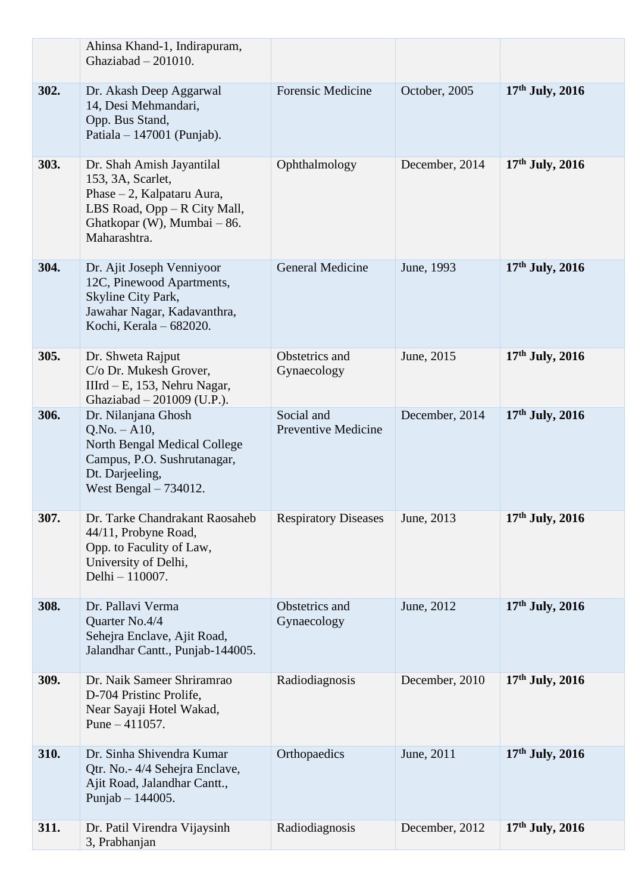| | | | | |
|---|---|---|---|---|
| | Ahinsa Khand-1, Indirapuram, Ghaziabad – 201010. | | | |
| **302.** | Dr. Akash Deep Aggarwal 14, Desi Mehmandari, Opp. Bus Stand, Patiala – 147001 (Punjab). | Forensic Medicine | October, 2005 | **17th July, 2016** |
| **303.** | Dr. Shah Amish Jayantilal 153, 3A, Scarlet, Phase – 2, Kalpataru Aura, LBS Road, Opp – R City Mall, Ghatkopar (W), Mumbai – 86. Maharashtra. | Ophthalmology | December, 2014 | **17th July, 2016** |
| **304.** | Dr. Ajit Joseph Venniyoor 12C, Pinewood Apartments, Skyline City Park, Jawahar Nagar, Kadavanthra, Kochi, Kerala – 682020. | General Medicine | June, 1993 | **17th July, 2016** |
| **305.** | Dr. Shweta Rajput C/o Dr. Mukesh Grover, IIIrd – E, 153, Nehru Nagar, Ghaziabad – 201009 (U.P.). | Obstetrics and Gynaecology | June, 2015 | **17th July, 2016** |
| **306.** | Dr. Nilanjana Ghosh Q.No. – A10, North Bengal Medical College Campus, P.O. Sushrutanagar, Dt. Darjeeling, West Bengal – 734012. | Social and Preventive Medicine | December, 2014 | **17th July, 2016** |
| **307.** | Dr. Tarke Chandrakant Raosaheb 44/11, Probyne Road, Opp. to Faculty of Law, University of Delhi, Delhi – 110007. | Respiratory Diseases | June, 2013 | **17th July, 2016** |
| **308.** | Dr. Pallavi Verma Quarter No.4/4 Sehejra Enclave, Ajit Road, Jalandhar Cantt., Punjab-144005. | Obstetrics and Gynaecology | June, 2012 | **17th July, 2016** |
| **309.** | Dr. Naik Sameer Shriramrao D-704 Pristinc Prolife, Near Sayaji Hotel Wakad, Pune – 411057. | Radiodiagnosis | December, 2010 | **17th July, 2016** |
| **310.** | Dr. Sinha Shivendra Kumar Qtr. No.- 4/4 Sehejra Enclave, Ajit Road, Jalandhar Cantt., Punjab – 144005. | Orthopaedics | June, 2011 | **17th July, 2016** |
| **311.** | Dr. Patil Virendra Vijaysinh 3, Prabhanjan | Radiodiagnosis | December, 2012 | **17th July, 2016** |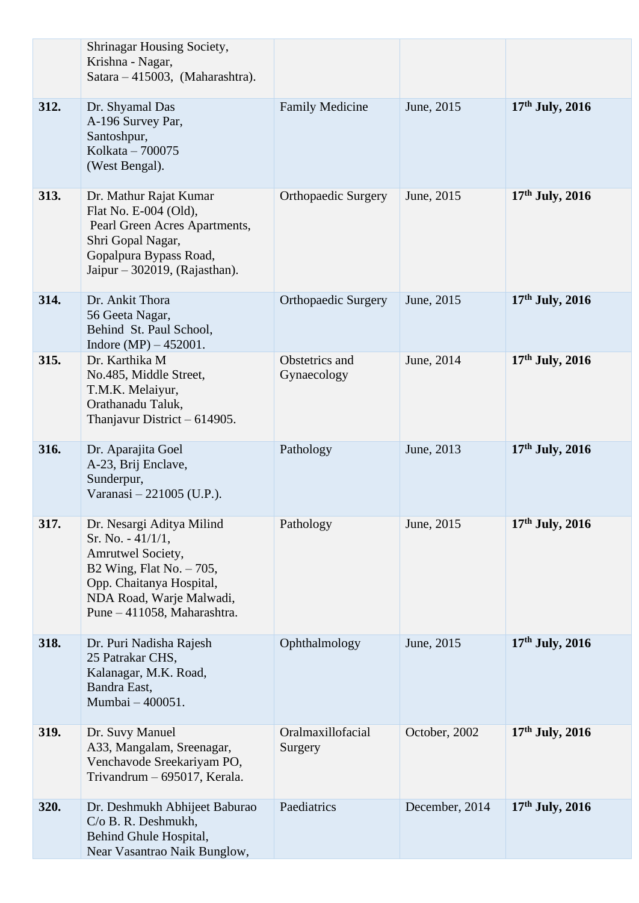| | | | | |
|---|---|---|---|---|
| | Shrinagar Housing Society,<br>Krishna - Nagar,<br>Satara – 415003, (Maharashtra). | | | |
| **312.** | Dr. Shyamal Das<br>A-196 Survey Par,<br>Santoshpur,<br>Kolkata – 700075<br>(West Bengal). | Family Medicine | June, 2015 | **17th July, 2016** |
| **313.** | Dr. Mathur Rajat Kumar<br>Flat No. E-004 (Old),<br>Pearl Green Acres Apartments,<br>Shri Gopal Nagar,<br>Gopalpura Bypass Road,<br>Jaipur – 302019, (Rajasthan). | Orthopaedic Surgery | June, 2015 | **17th July, 2016** |
| **314.** | Dr. Ankit Thora<br>56 Geeta Nagar,<br>Behind St. Paul School,<br>Indore (MP) – 452001. | Orthopaedic Surgery | June, 2015 | **17th July, 2016** |
| **315.** | Dr. Karthika M<br>No.485, Middle Street,<br>T.M.K. Melaiyur,<br>Orathanadu Taluk,<br>Thanjavur District – 614905. | Obstetrics and Gynaecology | June, 2014 | **17th July, 2016** |
| **316.** | Dr. Aparajita Goel<br>A-23, Brij Enclave,<br>Sunderpur,<br>Varanasi – 221005 (U.P.). | Pathology | June, 2013 | **17th July, 2016** |
| **317.** | Dr. Nesargi Aditya Milind<br>Sr. No. - 41/1/1,<br>Amrutwel Society,<br>B2 Wing, Flat No. – 705,<br>Opp. Chaitanya Hospital,<br>NDA Road, Warje Malwadi,<br>Pune – 411058, Maharashtra. | Pathology | June, 2015 | **17th July, 2016** |
| **318.** | Dr. Puri Nadisha Rajesh<br>25 Patrakar CHS,<br>Kalanagar, M.K. Road,<br>Bandra East,<br>Mumbai – 400051. | Ophthalmology | June, 2015 | **17th July, 2016** |
| **319.** | Dr. Suvy Manuel<br>A33, Mangalam, Sreenagar,<br>Venchavode Sreekariyam PO,<br>Trivandrum – 695017, Kerala. | Oralmaxillofacial Surgery | October, 2002 | **17th July, 2016** |
| **320.** | Dr. Deshmukh Abhijeet Baburao<br>C/o B. R. Deshmukh,<br>Behind Ghule Hospital,<br>Near Vasantrao Naik Bunglow, | Paediatrics | December, 2014 | **17th July, 2016** |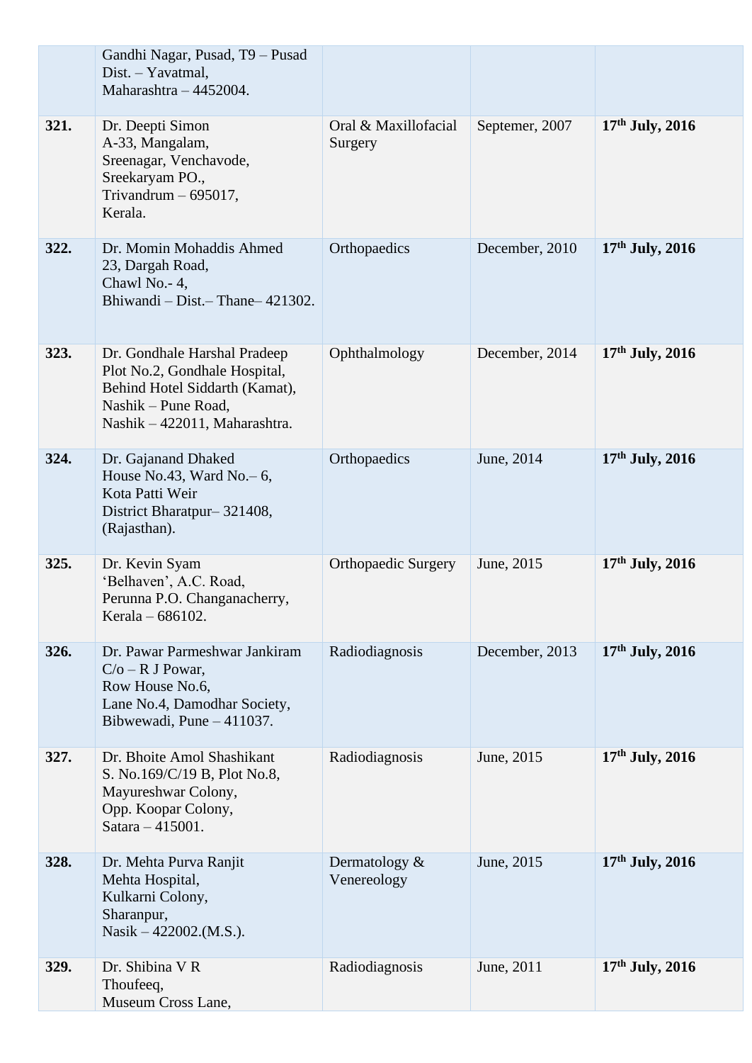| | | | | |
|---|---|---|---|---|
| | Gandhi Nagar, Pusad, T9 – Pusad<br>Dist. – Yavatmal,<br>Maharashtra – 4452004. | | | |
| **321.** | Dr. Deepti Simon<br>A-33, Mangalam,<br>Sreenagar, Venchavode,<br>Sreekaryam PO.,<br>Trivandrum – 695017,<br>Kerala. | Oral & Maxillofacial Surgery | Septemer, 2007 | **17th July, 2016** |
| **322.** | Dr. Momin Mohaddis Ahmed<br>23, Dargah Road,<br>Chawl No.- 4,<br>Bhiwandi – Dist.– Thane– 421302. | Orthopaedics | December, 2010 | **17th July, 2016** |
| **323.** | Dr. Gondhale Harshal Pradeep<br>Plot No.2, Gondhale Hospital,<br>Behind Hotel Siddarth (Kamat),<br>Nashik – Pune Road,<br>Nashik – 422011, Maharashtra. | Ophthalmology | December, 2014 | **17th July, 2016** |
| **324.** | Dr. Gajanand Dhaked<br>House No.43, Ward No.– 6,<br>Kota Patti Weir<br>District Bharatpur– 321408,<br>(Rajasthan). | Orthopaedics | June, 2014 | **17th July, 2016** |
| **325.** | Dr. Kevin Syam<br>'Belhaven', A.C. Road,<br>Perunna P.O. Changanacherry,<br>Kerala – 686102. | Orthopaedic Surgery | June, 2015 | **17th July, 2016** |
| **326.** | Dr. Pawar Parmeshwar Jankiram<br>C/o – R J Powar,<br>Row House No.6,<br>Lane No.4, Damodhar Society,<br>Bibwewadi, Pune – 411037. | Radiodiagnosis | December, 2013 | **17th July, 2016** |
| **327.** | Dr. Bhoite Amol Shashikant<br>S. No.169/C/19 B, Plot No.8,<br>Mayureshwar Colony,<br>Opp. Koopar Colony,<br>Satara – 415001. | Radiodiagnosis | June, 2015 | **17th July, 2016** |
| **328.** | Dr. Mehta Purva Ranjit<br>Mehta Hospital,<br>Kulkarni Colony,<br>Sharanpur,<br>Nasik – 422002.(M.S.). | Dermatology & Venereology | June, 2015 | **17th July, 2016** |
| **329.** | Dr. Shibina V R<br>Thoufeeq,<br>Museum Cross Lane, | Radiodiagnosis | June, 2011 | **17th July, 2016** |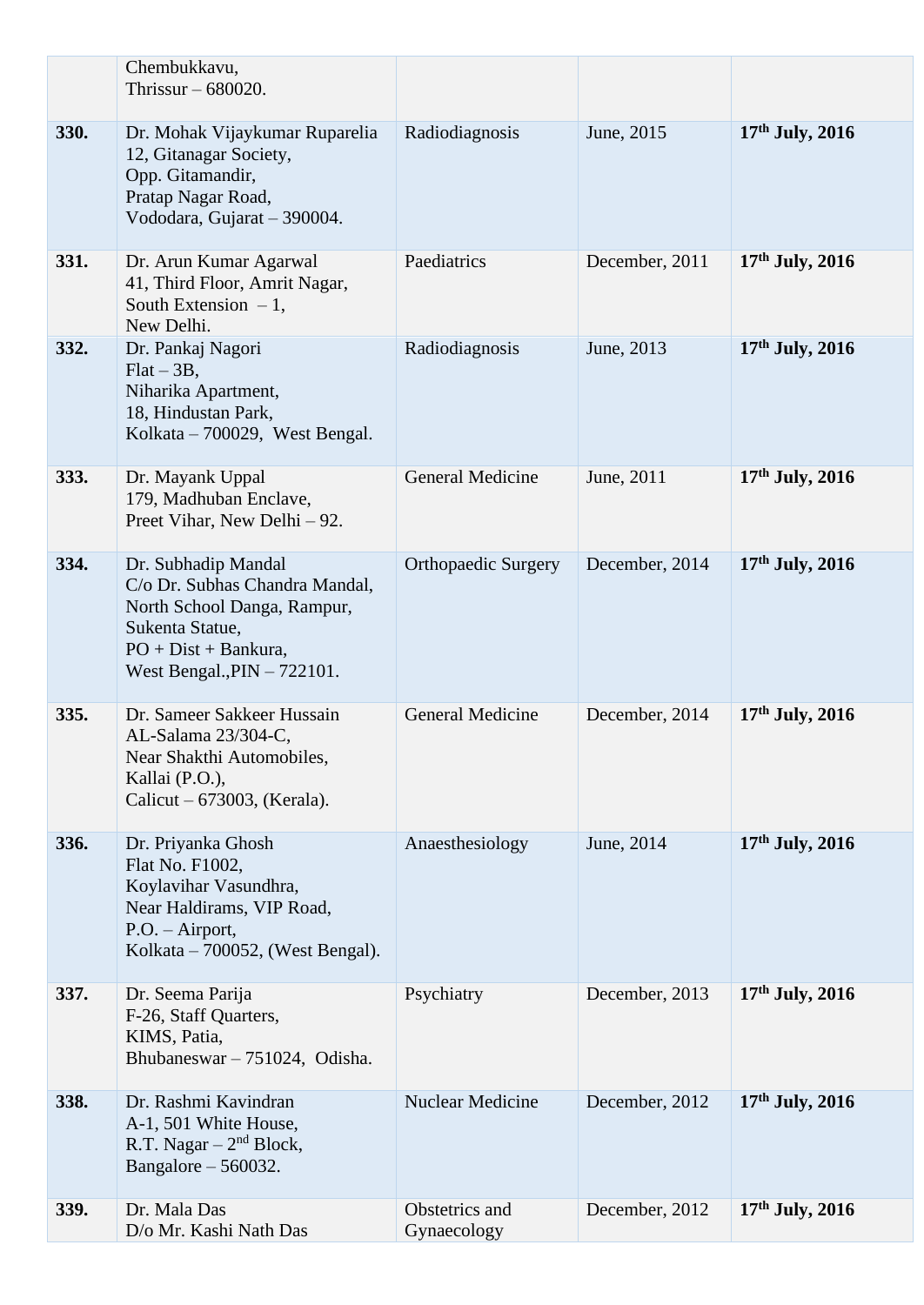| | | | | |
|---|---|---|---|---|
| | Chembukkavu, Thrissur – 680020. | | | |
| **330.** | Dr. Mohak Vijaykumar Ruparelia 12, Gitanagar Society, Opp. Gitamandir, Pratap Nagar Road, Vododara, Gujarat – 390004. | Radiodiagnosis | June, 2015 | **17th July, 2016** |
| **331.** | Dr. Arun Kumar Agarwal 41, Third Floor, Amrit Nagar, South Extension – 1, New Delhi. | Paediatrics | December, 2011 | **17th July, 2016** |
| **332.** | Dr. Pankaj Nagori Flat – 3B, Niharika Apartment, 18, Hindustan Park, Kolkata – 700029, West Bengal. | Radiodiagnosis | June, 2013 | **17th July, 2016** |
| **333.** | Dr. Mayank Uppal 179, Madhuban Enclave, Preet Vihar, New Delhi – 92. | General Medicine | June, 2011 | **17th July, 2016** |
| **334.** | Dr. Subhadip Mandal C/o Dr. Subhas Chandra Mandal, North School Danga, Rampur, Sukenta Statue, PO + Dist + Bankura, West Bengal.,PIN – 722101. | Orthopaedic Surgery | December, 2014 | **17th July, 2016** |
| **335.** | Dr. Sameer Sakkeer Hussain AL-Salama 23/304-C, Near Shakthi Automobiles, Kallai (P.O.), Calicut – 673003, (Kerala). | General Medicine | December, 2014 | **17th July, 2016** |
| **336.** | Dr. Priyanka Ghosh Flat No. F1002, Koylavihar Vasundhra, Near Haldirams, VIP Road, P.O. – Airport, Kolkata – 700052, (West Bengal). | Anaesthesiology | June, 2014 | **17th July, 2016** |
| **337.** | Dr. Seema Parija F-26, Staff Quarters, KIMS, Patia, Bhubaneswar – 751024, Odisha. | Psychiatry | December, 2013 | **17th July, 2016** |
| **338.** | Dr. Rashmi Kavindran A-1, 501 White House, R.T. Nagar – 2nd Block, Bangalore – 560032. | Nuclear Medicine | December, 2012 | **17th July, 2016** |
| **339.** | Dr. Mala Das D/o Mr. Kashi Nath Das | Obstetrics and Gynaecology | December, 2012 | **17th July, 2016** |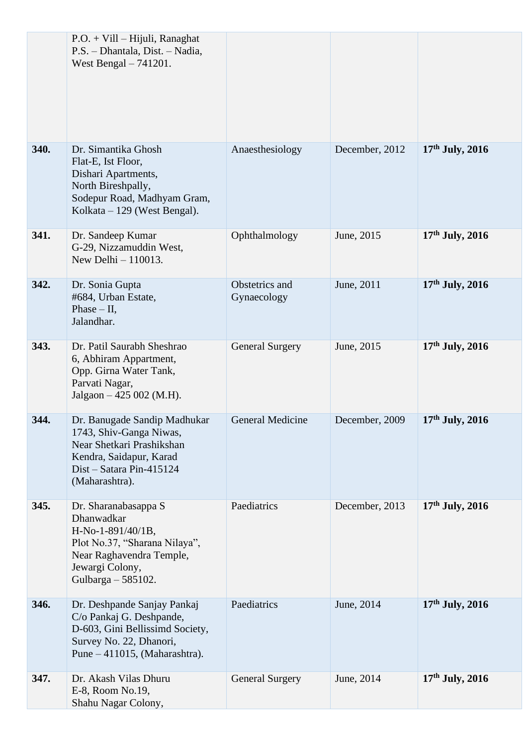| | | | | |
|---|---|---|---|---|
| | P.O. + Vill – Hijuli, Ranaghat P.S. – Dhantala, Dist. – Nadia, West Bengal – 741201. | | | |
| **340.** | Dr. Simantika Ghosh Flat-E, Ist Floor, Dishari Apartments, North Bireshpally, Sodepur Road, Madhyam Gram, Kolkata – 129 (West Bengal). | Anaesthesiology | December, 2012 | **17th July, 2016** |
| **341.** | Dr. Sandeep Kumar G-29, Nizzamuddin West, New Delhi – 110013. | Ophthalmology | June, 2015 | **17th July, 2016** |
| **342.** | Dr. Sonia Gupta #684, Urban Estate, Phase – II, Jalandhar. | Obstetrics and Gynaecology | June, 2011 | **17th July, 2016** |
| **343.** | Dr. Patil Saurabh Sheshrao 6, Abhiram Appartment, Opp. Girna Water Tank, Parvati Nagar, Jalgaon – 425 002 (M.H). | General Surgery | June, 2015 | **17th July, 2016** |
| **344.** | Dr. Banugade Sandip Madhukar 1743, Shiv-Ganga Niwas, Near Shetkari Prashikshan Kendra, Saidapur, Karad Dist – Satara Pin-415124 (Maharashtra). | General Medicine | December, 2009 | **17th July, 2016** |
| **345.** | Dr. Sharanabasappa S Dhanwadkar H-No-1-891/40/1B, Plot No.37, "Sharana Nilaya", Near Raghavendra Temple, Jewargi Colony, Gulbarga – 585102. | Paediatrics | December, 2013 | **17th July, 2016** |
| **346.** | Dr. Deshpande Sanjay Pankaj C/o Pankaj G. Deshpande, D-603, Gini Bellissimd Society, Survey No. 22, Dhanori, Pune – 411015, (Maharashtra). | Paediatrics | June, 2014 | **17th July, 2016** |
| **347.** | Dr. Akash Vilas Dhuru E-8, Room No.19, Shahu Nagar Colony, | General Surgery | June, 2014 | **17th July, 2016** |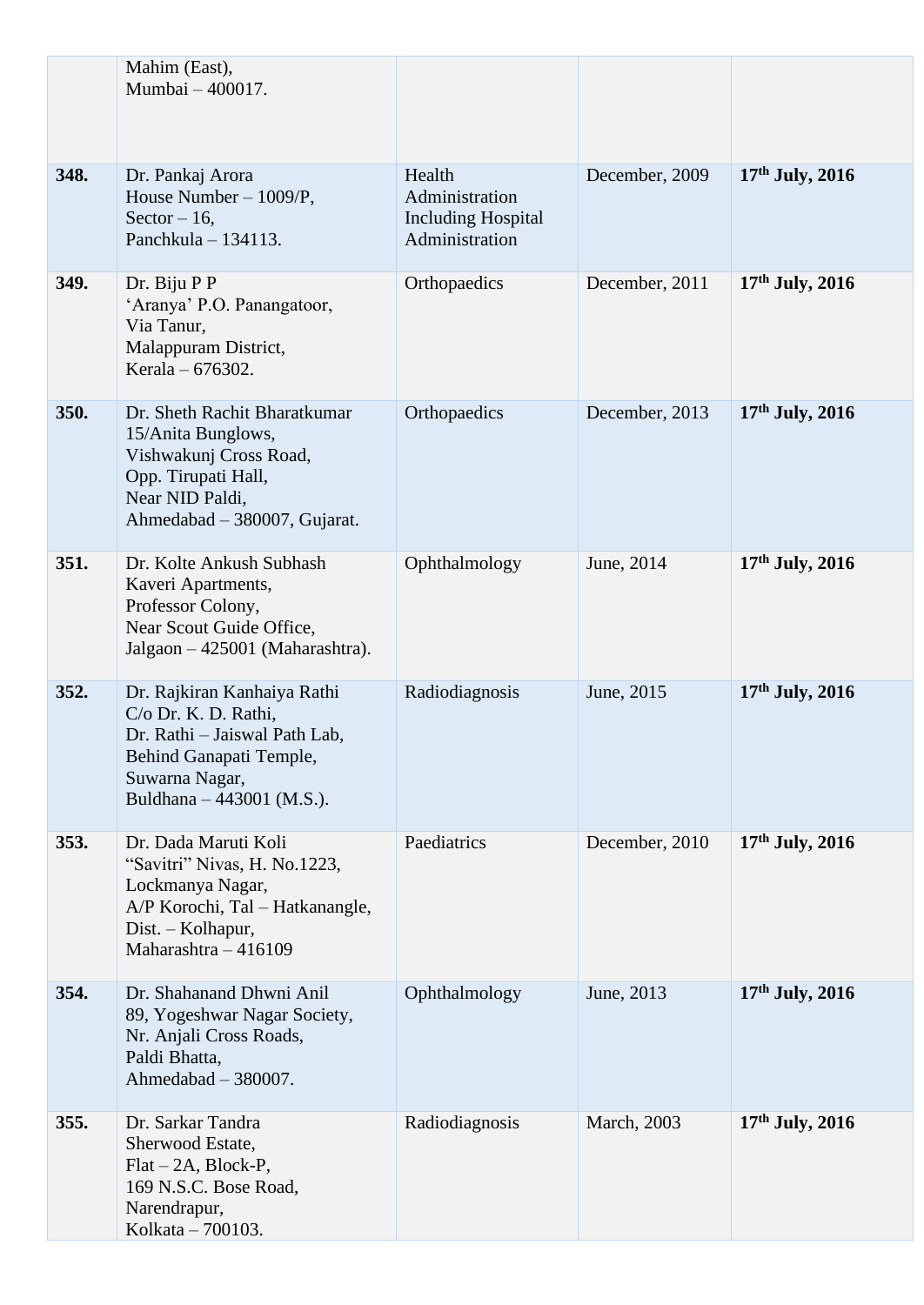| | | | | |
|---|---|---|---|---|
| | Mahim (East),<br>Mumbai – 400017. | | | |
| **348.** | Dr. Pankaj Arora<br>House Number – 1009/P,<br>Sector – 16,<br>Panchkula – 134113. | Health Administration Including Hospital Administration | December, 2009 | **17th July, 2016** |
| **349.** | Dr. Biju P P<br>'Aranya' P.O. Panangatoor,<br>Via Tanur,<br>Malappuram District,<br>Kerala – 676302. | Orthopaedics | December, 2011 | **17th July, 2016** |
| **350.** | Dr. Sheth Rachit Bharatkumar<br>15/Anita Bunglows,<br>Vishwakunj Cross Road,<br>Opp. Tirupati Hall,<br>Near NID Paldi,<br>Ahmedabad – 380007, Gujarat. | Orthopaedics | December, 2013 | **17th July, 2016** |
| **351.** | Dr. Kolte Ankush Subhash<br>Kaveri Apartments,<br>Professor Colony,<br>Near Scout Guide Office,<br>Jalgaon – 425001 (Maharashtra). | Ophthalmology | June, 2014 | **17th July, 2016** |
| **352.** | Dr. Rajkiran Kanhaiya Rathi<br>C/o Dr. K. D. Rathi,<br>Dr. Rathi – Jaiswal Path Lab,<br>Behind Ganapati Temple,<br>Suwarna Nagar,<br>Buldhana – 443001 (M.S.). | Radiodiagnosis | June, 2015 | **17th July, 2016** |
| **353.** | Dr. Dada Maruti Koli<br>"Savitri" Nivas, H. No.1223,<br>Lockmanya Nagar,<br>A/P Korochi, Tal – Hatkanangle,<br>Dist. – Kolhapur,<br>Maharashtra – 416109 | Paediatrics | December, 2010 | **17th July, 2016** |
| **354.** | Dr. Shahanand Dhwni Anil<br>89, Yogeshwar Nagar Society,<br>Nr. Anjali Cross Roads,<br>Paldi Bhatta,<br>Ahmedabad – 380007. | Ophthalmology | June, 2013 | **17th July, 2016** |
| **355.** | Dr. Sarkar Tandra<br>Sherwood Estate,<br>Flat – 2A, Block-P,<br>169 N.S.C. Bose Road,<br>Narendrapur,<br>Kolkata – 700103. | Radiodiagnosis | March, 2003 | **17th July, 2016** |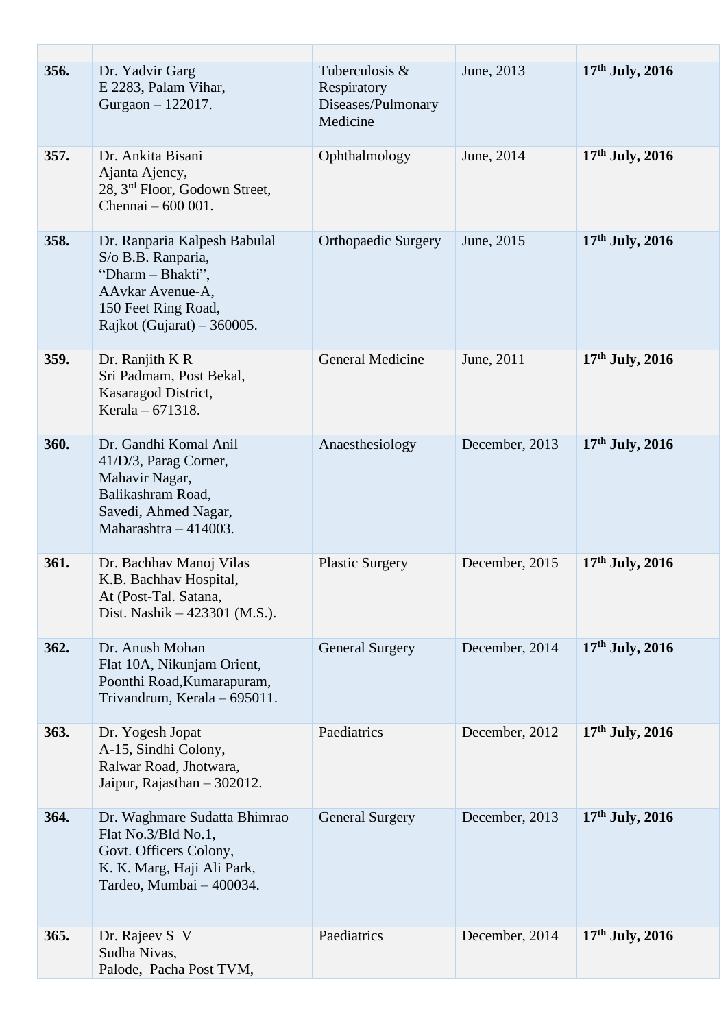| | | | | |
|---|---|---|---|---|
| **356.** | Dr. Yadvir Garg<br>E 2283, Palam Vihar,<br>Gurgaon – 122017. | Tuberculosis & Respiratory Diseases/Pulmonary Medicine | June, 2013 | **17th July, 2016** |
| **357.** | Dr. Ankita Bisani<br>Ajanta Ajency,<br>28, 3rd Floor, Godown Street,<br>Chennai – 600 001. | Ophthalmology | June, 2014 | **17th July, 2016** |
| **358.** | Dr. Ranparia Kalpesh Babulal<br>S/o B.B. Ranparia,<br>"Dharm – Bhakti",<br>AAvkar Avenue-A,<br>150 Feet Ring Road,<br>Rajkot (Gujarat) – 360005. | Orthopaedic Surgery | June, 2015 | **17th July, 2016** |
| **359.** | Dr. Ranjith K R<br>Sri Padmam, Post Bekal,<br>Kasaragod District,<br>Kerala – 671318. | General Medicine | June, 2011 | **17th July, 2016** |
| **360.** | Dr. Gandhi Komal Anil<br>41/D/3, Parag Corner,<br>Mahavir Nagar,<br>Balikashram Road,<br>Savedi, Ahmed Nagar,<br>Maharashtra – 414003. | Anaesthesiology | December, 2013 | **17th July, 2016** |
| **361.** | Dr. Bachhav Manoj Vilas<br>K.B. Bachhav Hospital,<br>At (Post-Tal. Satana,<br>Dist. Nashik – 423301 (M.S.). | Plastic Surgery | December, 2015 | **17th July, 2016** |
| **362.** | Dr. Anush Mohan<br>Flat 10A, Nikunjam Orient,<br>Poonthi Road,Kumarapuram,<br>Trivandrum, Kerala – 695011. | General Surgery | December, 2014 | **17th July, 2016** |
| **363.** | Dr. Yogesh Jopat<br>A-15, Sindhi Colony,<br>Ralwar Road, Jhotwara,<br>Jaipur, Rajasthan – 302012. | Paediatrics | December, 2012 | **17th July, 2016** |
| **364.** | Dr. Waghmare Sudatta Bhimrao<br>Flat No.3/Bld No.1,<br>Govt. Officers Colony,<br>K. K. Marg, Haji Ali Park,<br>Tardeo, Mumbai – 400034. | General Surgery | December, 2013 | **17th July, 2016** |
| **365.** | Dr. Rajeev S V<br>Sudha Nivas,<br>Palode, Pacha Post TVM, | Paediatrics | December, 2014 | **17th July, 2016** |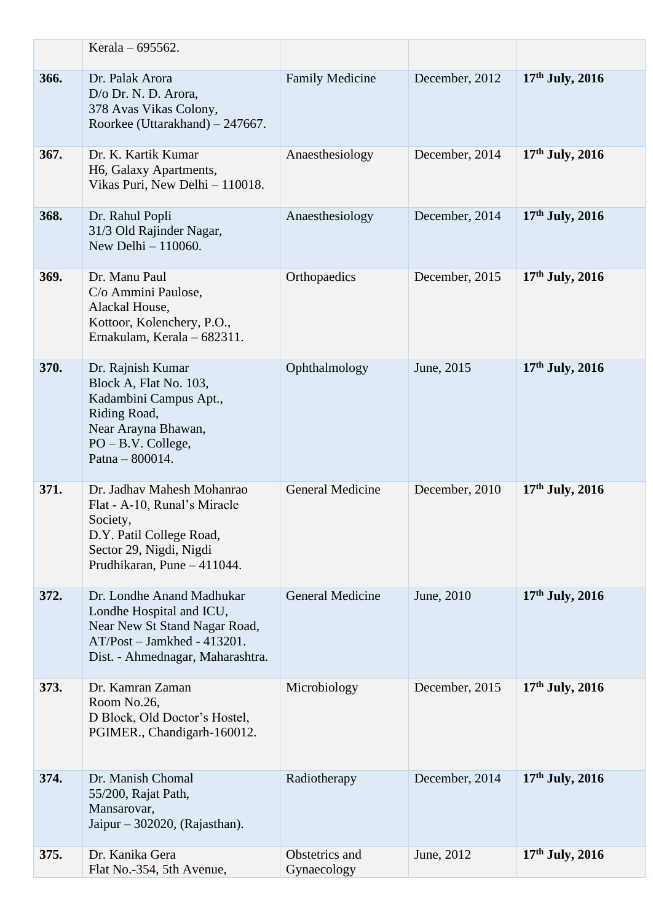| | | | | |
|---|---|---|---|---|
| | Kerala – 695562. | | | |
| **366.** | Dr. Palak Arora<br>D/o Dr. N. D. Arora,<br>378 Avas Vikas Colony,<br>Roorkee (Uttarakhand) – 247667. | Family Medicine | December, 2012 | **17th July, 2016** |
| **367.** | Dr. K. Kartik Kumar<br>H6, Galaxy Apartments,<br>Vikas Puri, New Delhi – 110018. | Anaesthesiology | December, 2014 | **17th July, 2016** |
| **368.** | Dr. Rahul Popli<br>31/3 Old Rajinder Nagar,<br>New Delhi – 110060. | Anaesthesiology | December, 2014 | **17th July, 2016** |
| **369.** | Dr. Manu Paul<br>C/o Ammini Paulose,<br>Alackal House,<br>Kottoor, Kolenchery, P.O.,<br>Ernakulam, Kerala – 682311. | Orthopaedics | December, 2015 | **17th July, 2016** |
| **370.** | Dr. Rajnish Kumar<br>Block A, Flat No. 103,<br>Kadambini Campus Apt.,<br>Riding Road,<br>Near Arayna Bhawan,<br>PO – B.V. College,<br>Patna – 800014. | Ophthalmology | June, 2015 | **17th July, 2016** |
| **371.** | Dr. Jadhav Mahesh Mohanrao<br>Flat - A-10, Runal's Miracle Society,<br>D.Y. Patil College Road,<br>Sector 29, Nigdi, Nigdi Prudhikaran, Pune – 411044. | General Medicine | December, 2010 | **17th July, 2016** |
| **372.** | Dr. Londhe Anand Madhukar<br>Londhe Hospital and ICU,<br>Near New St Stand Nagar Road,<br>AT/Post – Jamkhed - 413201.<br>Dist. - Ahmednagar, Maharashtra. | General Medicine | June, 2010 | **17th July, 2016** |
| **373.** | Dr. Kamran Zaman<br>Room No.26,<br>D Block, Old Doctor's Hostel,<br>PGIMER., Chandigarh-160012. | Microbiology | December, 2015 | **17th July, 2016** |
| **374.** | Dr. Manish Chomal<br>55/200, Rajat Path,<br>Mansarovar,<br>Jaipur – 302020, (Rajasthan). | Radiotherapy | December, 2014 | **17th July, 2016** |
| **375.** | Dr. Kanika Gera<br>Flat No.-354, 5th Avenue, | Obstetrics and Gynaecology | June, 2012 | **17th July, 2016** |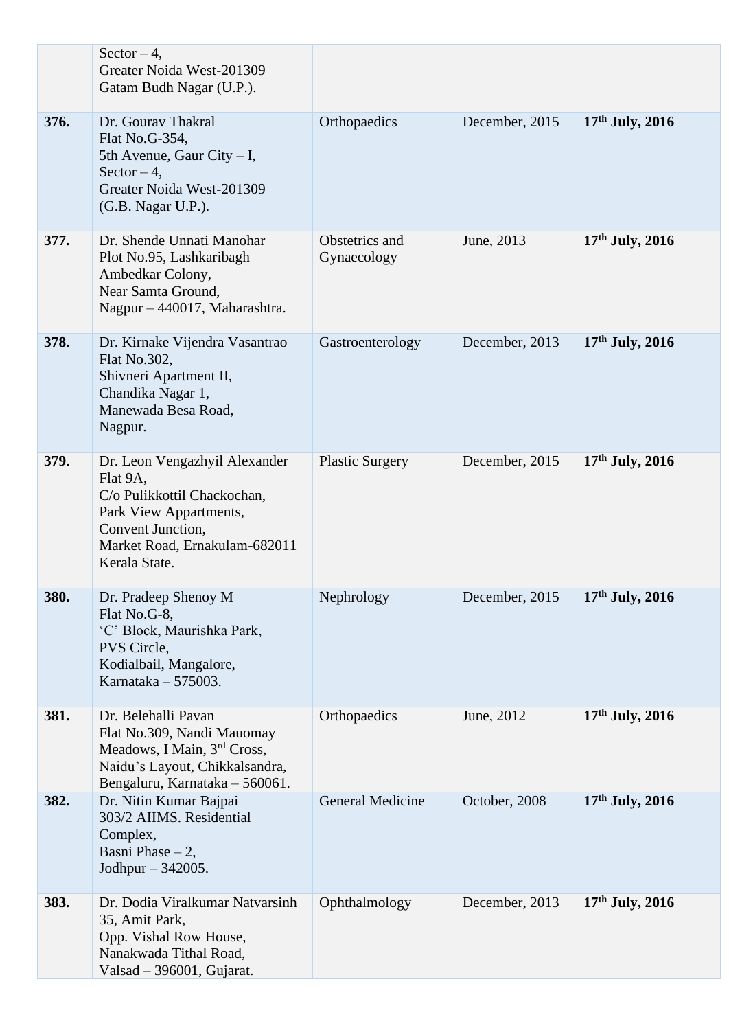| | | | | |
|---|---|---|---|---|
| | Sector – 4,<br>Greater Noida West-201309<br>Gatam Budh Nagar (U.P.). | | | |
| **376.** | Dr. Gourav Thakral<br>Flat No.G-354,<br>5th Avenue, Gaur City – I,<br>Sector – 4,<br>Greater Noida West-201309<br>(G.B. Nagar U.P.). | Orthopaedics | December, 2015 | **17th July, 2016** |
| **377.** | Dr. Shende Unnati Manohar<br>Plot No.95, Lashkaribagh<br>Ambedkar Colony,<br>Near Samta Ground,<br>Nagpur – 440017, Maharashtra. | Obstetrics and Gynaecology | June, 2013 | **17th July, 2016** |
| **378.** | Dr. Kirnake Vijendra Vasantrao<br>Flat No.302,<br>Shivneri Apartment II,<br>Chandika Nagar 1,<br>Manewada Besa Road,<br>Nagpur. | Gastroenterology | December, 2013 | **17th July, 2016** |
| **379.** | Dr. Leon Vengazhyil Alexander<br>Flat 9A,<br>C/o Pulikkottil Chackochan,<br>Park View Appartments,<br>Convent Junction,<br>Market Road, Ernakulam-682011<br>Kerala State. | Plastic Surgery | December, 2015 | **17th July, 2016** |
| **380.** | Dr. Pradeep Shenoy M<br>Flat No.G-8,<br>'C' Block, Maurishka Park,<br>PVS Circle,<br>Kodialbail, Mangalore,<br>Karnataka – 575003. | Nephrology | December, 2015 | **17th July, 2016** |
| **381.** | Dr. Belehalli Pavan<br>Flat No.309, Nandi Mauomay<br>Meadows, I Main, 3rd Cross,<br>Naidu's Layout, Chikkalsandra,<br>Bengaluru, Karnataka – 560061. | Orthopaedics | June, 2012 | **17th July, 2016** |
| **382.** | Dr. Nitin Kumar Bajpai<br>303/2 AIIMS. Residential Complex,<br>Basni Phase – 2,<br>Jodhpur – 342005. | General Medicine | October, 2008 | **17th July, 2016** |
| **383.** | Dr. Dodia Viralkumar Natvarsinh<br>35, Amit Park,<br>Opp. Vishal Row House,<br>Nanakwada Tithal Road,<br>Valsad – 396001, Gujarat. | Ophthalmology | December, 2013 | **17th July, 2016** |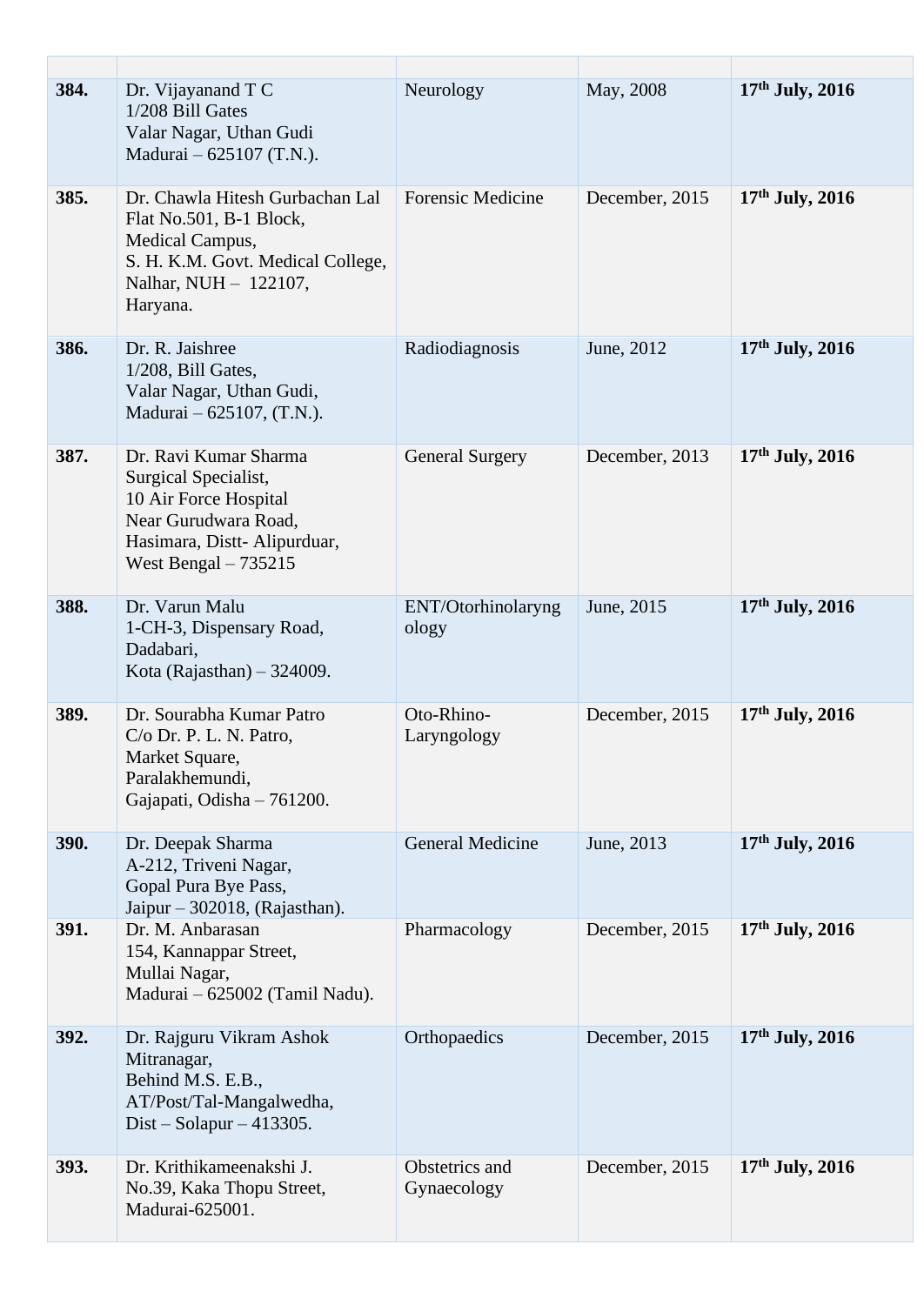| | | | | |
|---|---|---|---|---|
| **384.** | Dr. Vijayanand T C<br>1/208 Bill Gates<br>Valar Nagar, Uthan Gudi<br>Madurai – 625107 (T.N.). | Neurology | May, 2008 | **17th July, 2016** |
| **385.** | Dr. Chawla Hitesh Gurbachan Lal<br>Flat No.501, B-1 Block,<br>Medical Campus,<br>S. H. K.M. Govt. Medical College,<br>Nalhar, NUH – 122107,<br>Haryana. | Forensic Medicine | December, 2015 | **17th July, 2016** |
| **386.** | Dr. R. Jaishree<br>1/208, Bill Gates,<br>Valar Nagar, Uthan Gudi,<br>Madurai – 625107, (T.N.). | Radiodiagnosis | June, 2012 | **17th July, 2016** |
| **387.** | Dr. Ravi Kumar Sharma<br>Surgical Specialist,<br>10 Air Force Hospital<br>Near Gurudwara Road,<br>Hasimara, Distt- Alipurduar,<br>West Bengal – 735215 | General Surgery | December, 2013 | **17th July, 2016** |
| **388.** | Dr. Varun Malu<br>1-CH-3, Dispensary Road,<br>Dadabari,<br>Kota (Rajasthan) – 324009. | ENT/Otorhinolaryngology | June, 2015 | **17th July, 2016** |
| **389.** | Dr. Sourabha Kumar Patro<br>C/o Dr. P. L. N. Patro,<br>Market Square,<br>Paralakhemundi,<br>Gajapati, Odisha – 761200. | Oto-Rhino-Laryngology | December, 2015 | **17th July, 2016** |
| **390.** | Dr. Deepak Sharma<br>A-212, Triveni Nagar,<br>Gopal Pura Bye Pass,<br>Jaipur – 302018, (Rajasthan). | General Medicine | June, 2013 | **17th July, 2016** |
| **391.** | Dr. M. Anbarasan<br>154, Kannappar Street,<br>Mullai Nagar,<br>Madurai – 625002 (Tamil Nadu). | Pharmacology | December, 2015 | **17th July, 2016** |
| **392.** | Dr. Rajguru Vikram Ashok<br>Mitranagar,<br>Behind M.S. E.B.,<br>AT/Post/Tal-Mangalwedha,<br>Dist – Solapur – 413305. | Orthopaedics | December, 2015 | **17th July, 2016** |
| **393.** | Dr. Krithikameenakshi J.<br>No.39, Kaka Thopu Street,<br>Madurai-625001. | Obstetrics and Gynaecology | December, 2015 | **17th July, 2016** |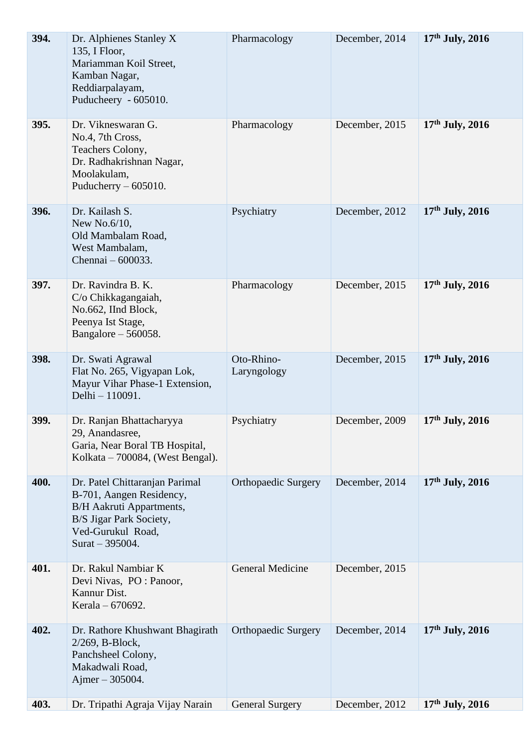| | | | | |
|---|---|---|---|---|
| **394.** | Dr. Alphienes Stanley X<br>135, I Floor,<br>Mariamman Koil Street,<br>Kamban Nagar,<br>Reddiarpalayam,<br>Puducheery - 605010. | Pharmacology | December, 2014 | **17th July, 2016** |
| **395.** | Dr. Vikneswaran G.<br>No.4, 7th Cross,<br>Teachers Colony,<br>Dr. Radhakrishnan Nagar,<br>Moolakulam,<br>Puducherry – 605010. | Pharmacology | December, 2015 | **17th July, 2016** |
| **396.** | Dr. Kailash S.<br>New No.6/10,<br>Old Mambalam Road,<br>West Mambalam,<br>Chennai – 600033. | Psychiatry | December, 2012 | **17th July, 2016** |
| **397.** | Dr. Ravindra B. K.<br>C/o Chikkagangaiah,<br>No.662, IInd Block,<br>Peenya Ist Stage,<br>Bangalore – 560058. | Pharmacology | December, 2015 | **17th July, 2016** |
| **398.** | Dr. Swati Agrawal<br>Flat No. 265, Vigyapan Lok,<br>Mayur Vihar Phase-1 Extension,<br>Delhi – 110091. | Oto-Rhino-Laryngology | December, 2015 | **17th July, 2016** |
| **399.** | Dr. Ranjan Bhattacharyya<br>29, Anandasree,<br>Garia, Near Boral TB Hospital,<br>Kolkata – 700084, (West Bengal). | Psychiatry | December, 2009 | **17th July, 2016** |
| **400.** | Dr. Patel Chittaranjan Parimal<br>B-701, Aangen Residency,<br>B/H Aakruti Appartments,<br>B/S Jigar Park Society,<br>Ved-Gurukul Road,<br>Surat – 395004. | Orthopaedic Surgery | December, 2014 | **17th July, 2016** |
| **401.** | Dr. Rakul Nambiar K<br>Devi Nivas, PO : Panoor,<br>Kannur Dist.<br>Kerala – 670692. | General Medicine | December, 2015 | |
| **402.** | Dr. Rathore Khushwant Bhagirath<br>2/269, B-Block,<br>Panchsheel Colony,<br>Makadwali Road,<br>Ajmer – 305004. | Orthopaedic Surgery | December, 2014 | **17th July, 2016** |
| **403.** | Dr. Tripathi Agraja Vijay Narain | General Surgery | December, 2012 | **17th July, 2016** |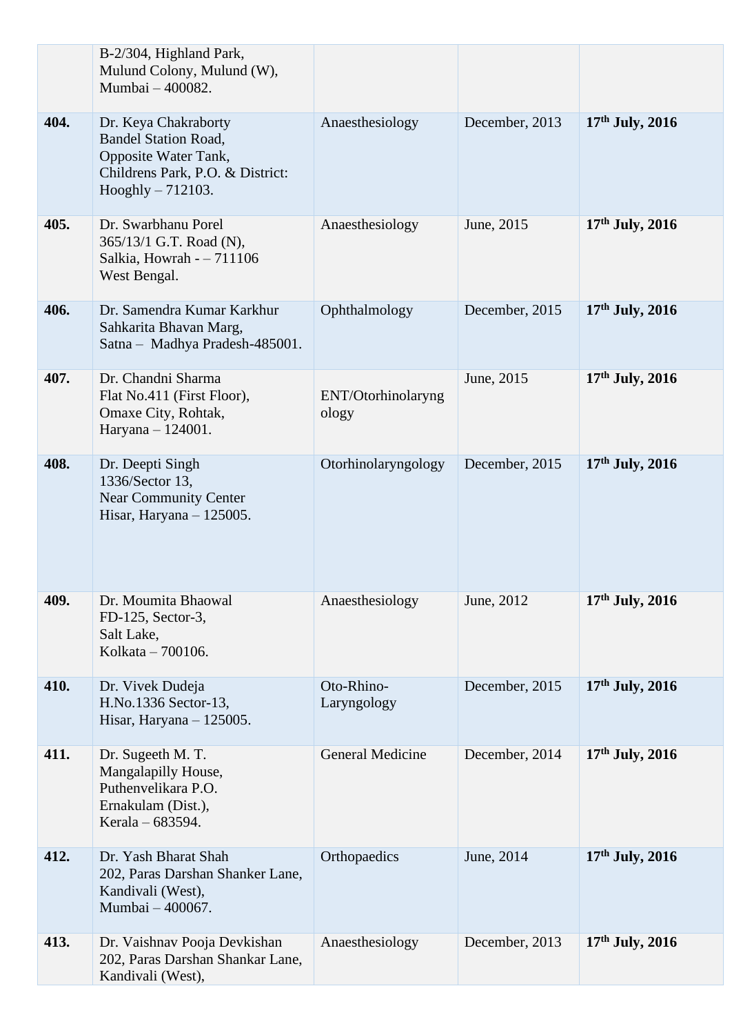| | | | | |
|---|---|---|---|---|
| | B-2/304, Highland Park,<br>Mulund Colony, Mulund (W),<br>Mumbai – 400082. | | | |
| **404.** | Dr. Keya Chakraborty<br>Bandel Station Road,<br>Opposite Water Tank,<br>Childrens Park, P.O. & District:<br>Hooghly – 712103. | Anaesthesiology | December, 2013 | **17th July, 2016** |
| **405.** | Dr. Swarbhanu Porel<br>365/13/1 G.T. Road (N),<br>Salkia, Howrah - – 711106<br>West Bengal. | Anaesthesiology | June, 2015 | **17th July, 2016** |
| **406.** | Dr. Samendra Kumar Karkhur<br>Sahkarita Bhavan Marg,<br>Satna – Madhya Pradesh-485001. | Ophthalmology | December, 2015 | **17th July, 2016** |
| **407.** | Dr. Chandni Sharma<br>Flat No.411 (First Floor),<br>Omaxe City, Rohtak,<br>Haryana – 124001. | ENT/Otorhinolaryngology | June, 2015 | **17th July, 2016** |
| **408.** | Dr. Deepti Singh<br>1336/Sector 13,<br>Near Community Center<br>Hisar, Haryana – 125005. | Otorhinolaryngology | December, 2015 | **17th July, 2016** |
| **409.** | Dr. Moumita Bhaowal<br>FD-125, Sector-3,<br>Salt Lake,<br>Kolkata – 700106. | Anaesthesiology | June, 2012 | **17th July, 2016** |
| **410.** | Dr. Vivek Dudeja<br>H.No.1336 Sector-13,<br>Hisar, Haryana – 125005. | Oto-Rhino-Laryngology | December, 2015 | **17th July, 2016** |
| **411.** | Dr. Sugeeth M. T.<br>Mangalapilly House,<br>Puthenvelikara P.O.<br>Ernakulam (Dist.),<br>Kerala – 683594. | General Medicine | December, 2014 | **17th July, 2016** |
| **412.** | Dr. Yash Bharat Shah<br>202, Paras Darshan Shanker Lane,<br>Kandivali (West),<br>Mumbai – 400067. | Orthopaedics | June, 2014 | **17th July, 2016** |
| **413.** | Dr. Vaishnav Pooja Devkishan<br>202, Paras Darshan Shankar Lane,<br>Kandivali (West), | Anaesthesiology | December, 2013 | **17th July, 2016** |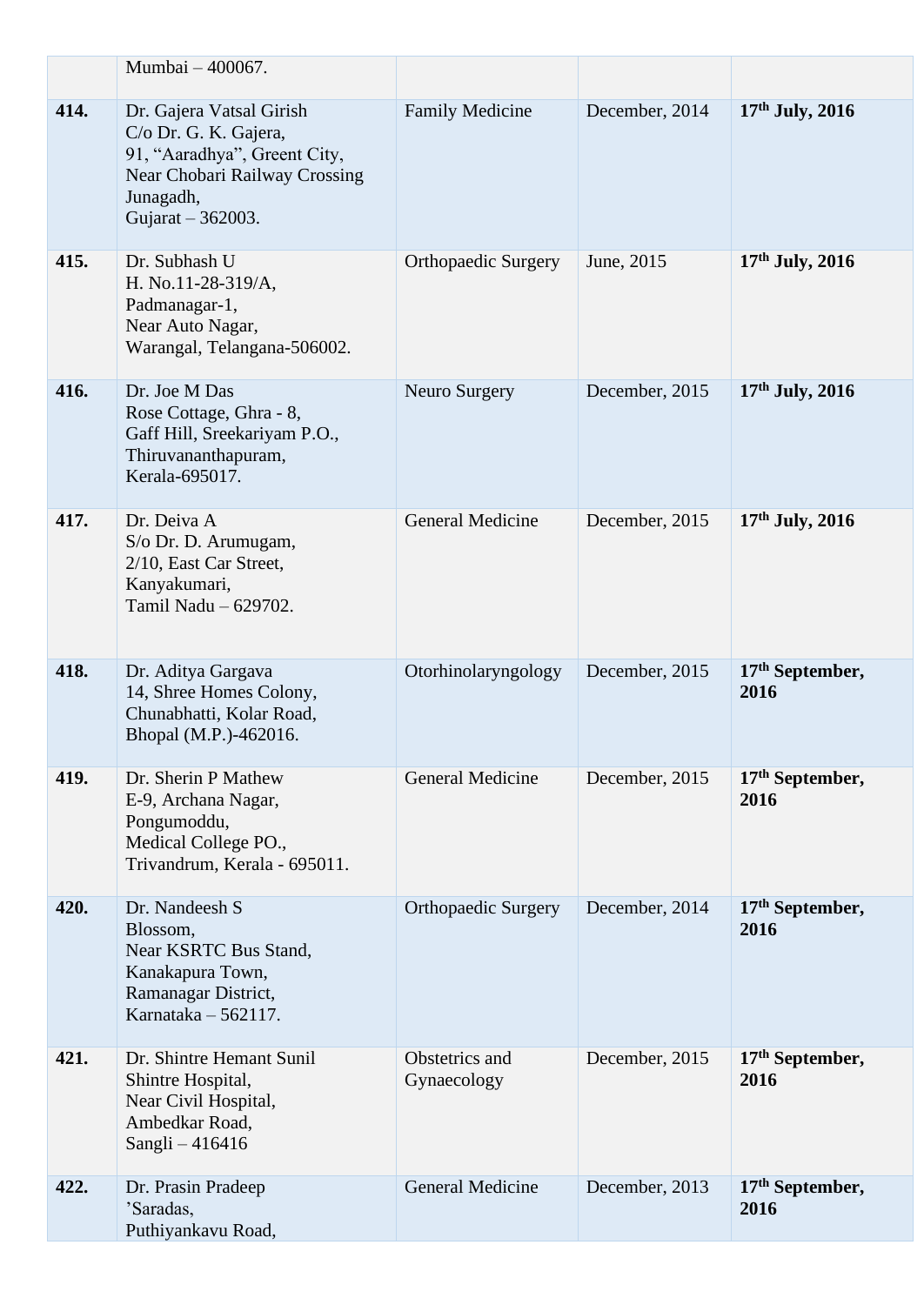| | | | | |
|---|---|---|---|---|
| | Mumbai – 400067. | | | |
| **414.** | Dr. Gajera Vatsal Girish<br>C/o Dr. G. K. Gajera,<br>91, "Aaradhya", Greent City,<br>Near Chobari Railway Crossing<br>Junagadh,<br>Gujarat – 362003. | Family Medicine | December, 2014 | **17th July, 2016** |
| **415.** | Dr. Subhash U<br>H. No.11-28-319/A,<br>Padmanagar-1,<br>Near Auto Nagar,<br>Warangal, Telangana-506002. | Orthopaedic Surgery | June, 2015 | **17th July, 2016** |
| **416.** | Dr. Joe M Das<br>Rose Cottage, Ghra - 8,<br>Gaff Hill, Sreekariyam P.O.,<br>Thiruvananthapuram,<br>Kerala-695017. | Neuro Surgery | December, 2015 | **17th July, 2016** |
| **417.** | Dr. Deiva A<br>S/o Dr. D. Arumugam,<br>2/10, East Car Street,<br>Kanyakumari,<br>Tamil Nadu – 629702. | General Medicine | December, 2015 | **17th July, 2016** |
| **418.** | Dr. Aditya Gargava<br>14, Shree Homes Colony,<br>Chunabhatti, Kolar Road,<br>Bhopal (M.P.)-462016. | Otorhinolaryngology | December, 2015 | **17th September, 2016** |
| **419.** | Dr. Sherin P Mathew<br>E-9, Archana Nagar,<br>Pongumoddu,<br>Medical College PO.,<br>Trivandrum, Kerala - 695011. | General Medicine | December, 2015 | **17th September, 2016** |
| **420.** | Dr. Nandeesh S<br>Blossom,<br>Near KSRTC Bus Stand,<br>Kanakapura Town,<br>Ramanagar District,<br>Karnataka – 562117. | Orthopaedic Surgery | December, 2014 | **17th September, 2016** |
| **421.** | Dr. Shintre Hemant Sunil<br>Shintre Hospital,<br>Near Civil Hospital,<br>Ambedkar Road,<br>Sangli – 416416 | Obstetrics and Gynaecology | December, 2015 | **17th September, 2016** |
| **422.** | Dr. Prasin Pradeep<br>'Saradas,<br>Puthiyankavu Road, | General Medicine | December, 2013 | **17th September, 2016** |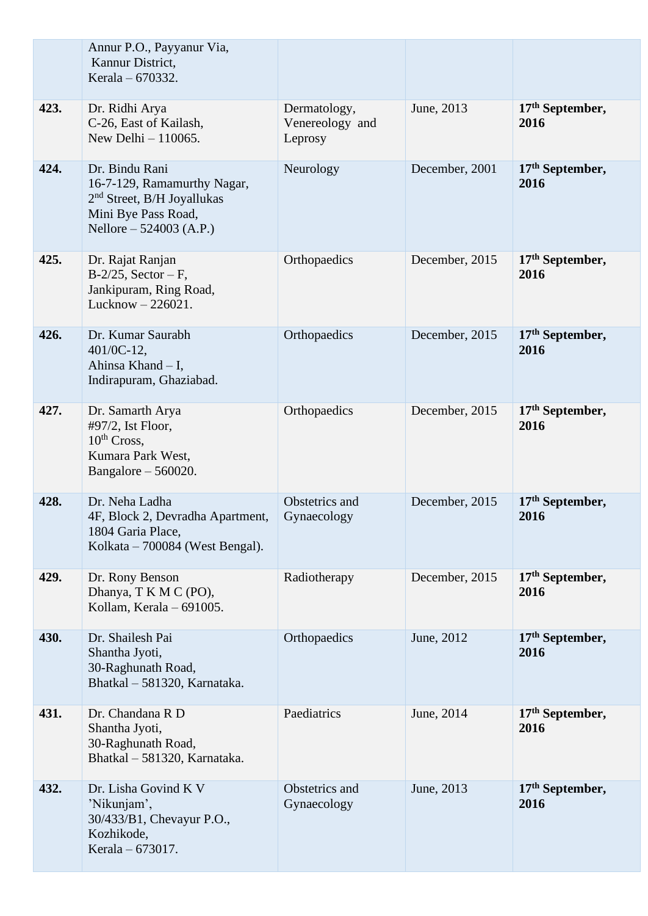| | | | | |
|---|---|---|---|---|
| | Annur P.O., Payyanur Via, Kannur District, Kerala – 670332. | | | |
| **423.** | Dr. Ridhi Arya C-26, East of Kailash, New Delhi – 110065. | Dermatology, Venereology and Leprosy | June, 2013 | **17th September, 2016** |
| **424.** | Dr. Bindu Rani 16-7-129, Ramamurthy Nagar, 2nd Street, B/H Joyallukas Mini Bye Pass Road, Nellore – 524003 (A.P.) | Neurology | December, 2001 | **17th September, 2016** |
| **425.** | Dr. Rajat Ranjan B-2/25, Sector – F, Jankipuram, Ring Road, Lucknow – 226021. | Orthopaedics | December, 2015 | **17th September, 2016** |
| **426.** | Dr. Kumar Saurabh 401/0C-12, Ahinsa Khand – I, Indirapuram, Ghaziabad. | Orthopaedics | December, 2015 | **17th September, 2016** |
| **427.** | Dr. Samarth Arya #97/2, Ist Floor, 10th Cross, Kumara Park West, Bangalore – 560020. | Orthopaedics | December, 2015 | **17th September, 2016** |
| **428.** | Dr. Neha Ladha 4F, Block 2, Devradha Apartment, 1804 Garia Place, Kolkata – 700084 (West Bengal). | Obstetrics and Gynaecology | December, 2015 | **17th September, 2016** |
| **429.** | Dr. Rony Benson Dhanya, T K M C (PO), Kollam, Kerala – 691005. | Radiotherapy | December, 2015 | **17th September, 2016** |
| **430.** | Dr. Shailesh Pai Shantha Jyoti, 30-Raghunath Road, Bhatkal – 581320, Karnataka. | Orthopaedics | June, 2012 | **17th September, 2016** |
| **431.** | Dr. Chandana R D Shantha Jyoti, 30-Raghunath Road, Bhatkal – 581320, Karnataka. | Paediatrics | June, 2014 | **17th September, 2016** |
| **432.** | Dr. Lisha Govind K V 'Nikunjam', 30/433/B1, Chevayur P.O., Kozhikode, Kerala – 673017. | Obstetrics and Gynaecology | June, 2013 | **17th September, 2016** |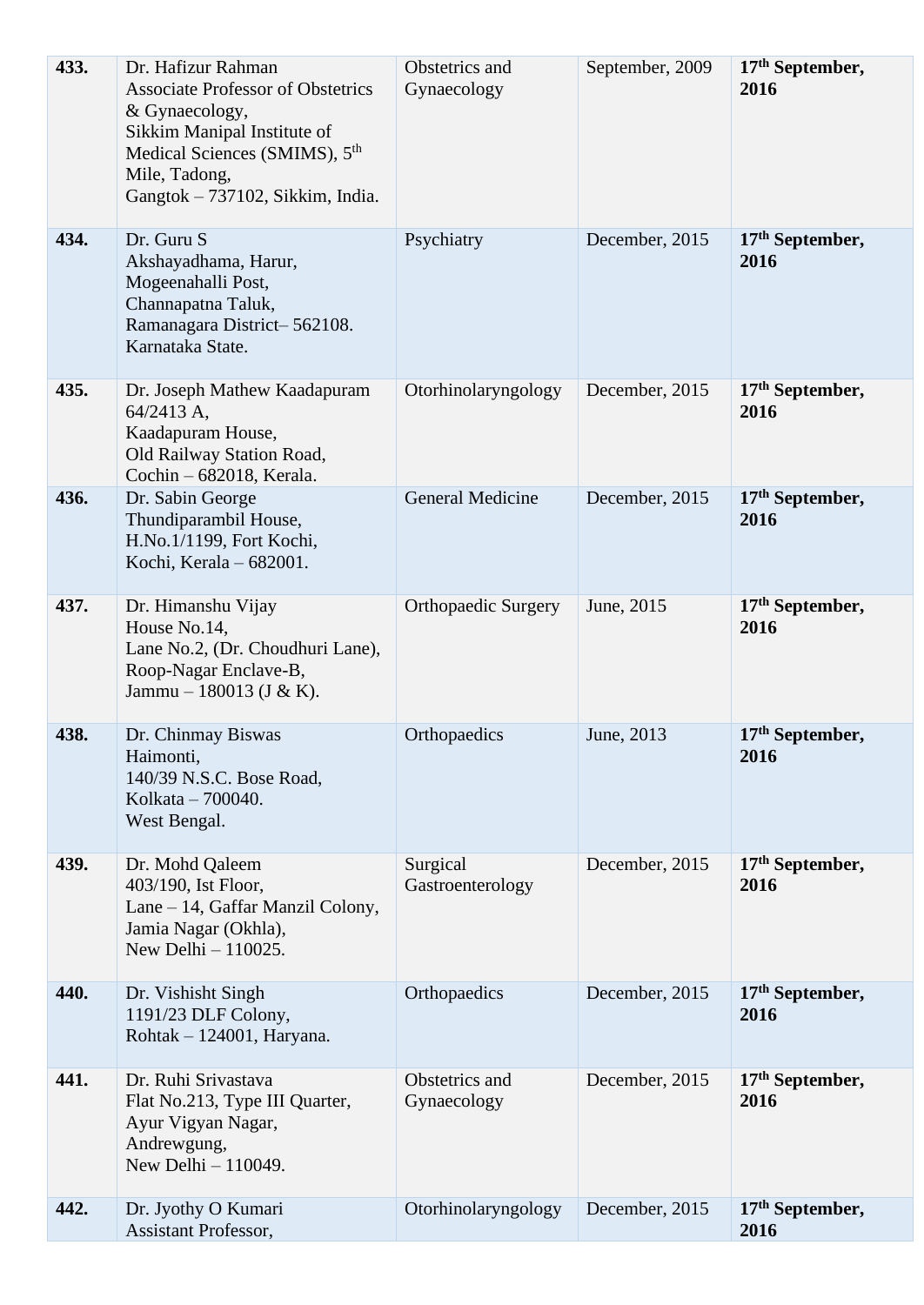| **433.** | Dr. Hafizur Rahman<br>Associate Professor of Obstetrics & Gynaecology,<br>Sikkim Manipal Institute of Medical Sciences (SMIMS), 5th Mile, Tadong,<br>Gangtok – 737102, Sikkim, India. | Obstetrics and Gynaecology | September, 2009 | **17th September, 2016** |
|---|---|---|---|---|
| **434.** | Dr. Guru S<br>Akshayadhama, Harur,<br>Mogeenahalli Post,<br>Channapatna Taluk,<br>Ramanagara District– 562108.<br>Karnataka State. | Psychiatry | December, 2015 | **17th September, 2016** |
| **435.** | Dr. Joseph Mathew Kaadapuram<br>64/2413 A,<br>Kaadapuram House,<br>Old Railway Station Road,<br>Cochin – 682018, Kerala. | Otorhinolaryngology | December, 2015 | **17th September, 2016** |
| **436.** | Dr. Sabin George<br>Thundiparambil House,<br>H.No.1/1199, Fort Kochi,<br>Kochi, Kerala – 682001. | General Medicine | December, 2015 | **17th September, 2016** |
| **437.** | Dr. Himanshu Vijay<br>House No.14,<br>Lane No.2, (Dr. Choudhuri Lane),<br>Roop-Nagar Enclave-B,<br>Jammu – 180013 (J & K). | Orthopaedic Surgery | June, 2015 | **17th September, 2016** |
| **438.** | Dr. Chinmay Biswas<br>Haimonti,<br>140/39 N.S.C. Bose Road,<br>Kolkata – 700040.<br>West Bengal. | Orthopaedics | June, 2013 | **17th September, 2016** |
| **439.** | Dr. Mohd Qaleem<br>403/190, Ist Floor,<br>Lane – 14, Gaffar Manzil Colony,<br>Jamia Nagar (Okhla),<br>New Delhi – 110025. | Surgical Gastroenterology | December, 2015 | **17th September, 2016** |
| **440.** | Dr. Vishisht Singh<br>1191/23 DLF Colony,<br>Rohtak – 124001, Haryana. | Orthopaedics | December, 2015 | **17th September, 2016** |
| **441.** | Dr. Ruhi Srivastava<br>Flat No.213, Type III Quarter,<br>Ayur Vigyan Nagar,<br>Andrewgung,<br>New Delhi – 110049. | Obstetrics and Gynaecology | December, 2015 | **17th September, 2016** |
| **442.** | Dr. Jyothy O Kumari<br>Assistant Professor, | Otorhinolaryngology | December, 2015 | **17th September, 2016** |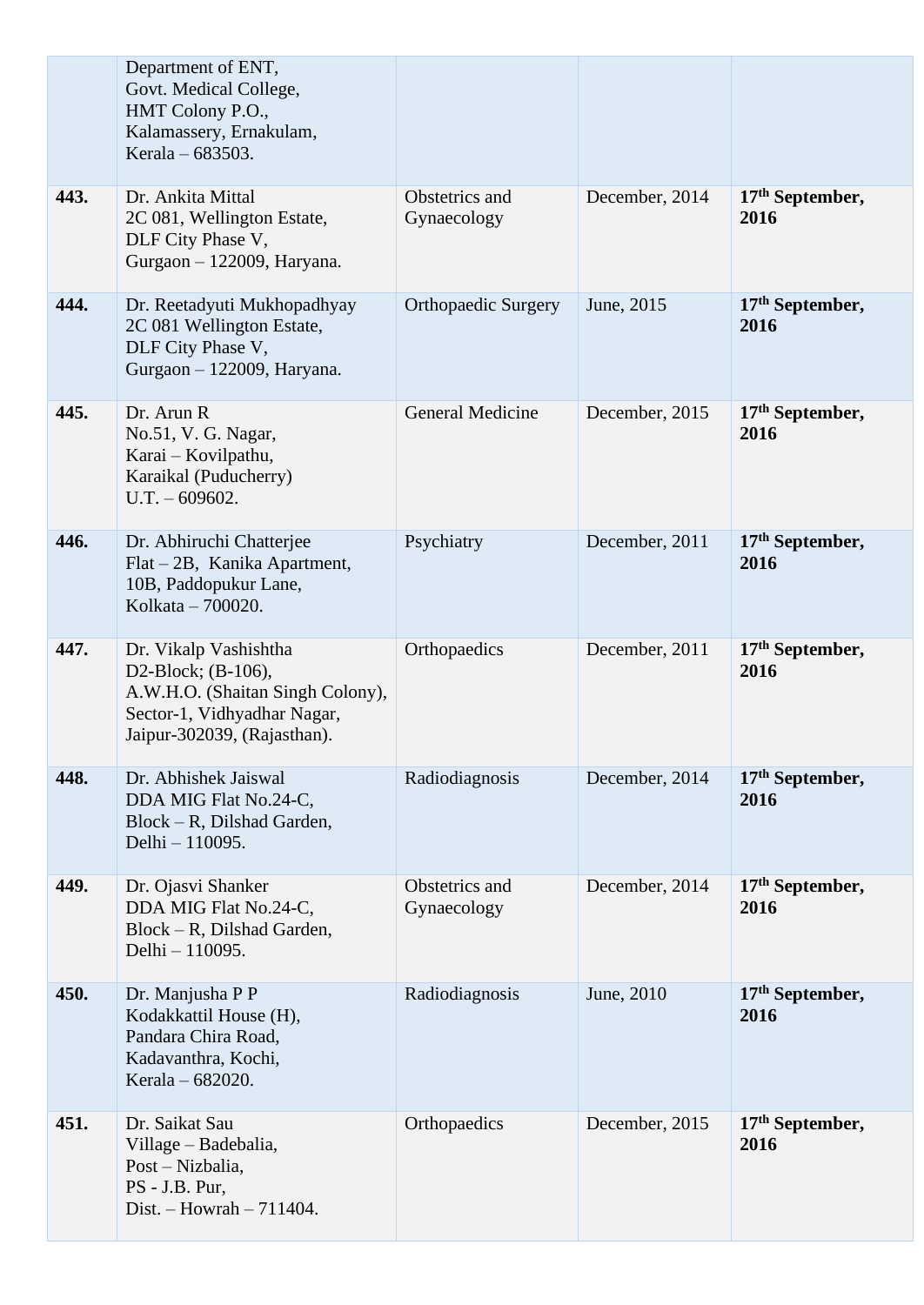| | | | | |
|---|---|---|---|---|
| | Department of ENT,<br>Govt. Medical College,<br>HMT Colony P.O.,<br>Kalamassery, Ernakulam,<br>Kerala – 683503. | | | |
| **443.** | Dr. Ankita Mittal<br>2C 081, Wellington Estate,<br>DLF City Phase V,<br>Gurgaon – 122009, Haryana. | Obstetrics and Gynaecology | December, 2014 | **17th September, 2016** |
| **444.** | Dr. Reetadyuti Mukhopadhyay<br>2C 081 Wellington Estate,<br>DLF City Phase V,<br>Gurgaon – 122009, Haryana. | Orthopaedic Surgery | June, 2015 | **17th September, 2016** |
| **445.** | Dr. Arun R<br>No.51, V. G. Nagar,<br>Karai – Kovilpathu,<br>Karaikal (Puducherry)<br>U.T. – 609602. | General Medicine | December, 2015 | **17th September, 2016** |
| **446.** | Dr. Abhiruchi Chatterjee<br>Flat – 2B, Kanika Apartment,<br>10B, Paddopukur Lane,<br>Kolkata – 700020. | Psychiatry | December, 2011 | **17th September, 2016** |
| **447.** | Dr. Vikalp Vashishtha<br>D2-Block; (B-106),<br>A.W.H.O. (Shaitan Singh Colony),<br>Sector-1, Vidhyadhar Nagar,<br>Jaipur-302039, (Rajasthan). | Orthopaedics | December, 2011 | **17th September, 2016** |
| **448.** | Dr. Abhishek Jaiswal<br>DDA MIG Flat No.24-C,<br>Block – R, Dilshad Garden,<br>Delhi – 110095. | Radiodiagnosis | December, 2014 | **17th September, 2016** |
| **449.** | Dr. Ojasvi Shanker<br>DDA MIG Flat No.24-C,<br>Block – R, Dilshad Garden,<br>Delhi – 110095. | Obstetrics and Gynaecology | December, 2014 | **17th September, 2016** |
| **450.** | Dr. Manjusha P P<br>Kodakkattil House (H),<br>Pandara Chira Road,<br>Kadavanthra, Kochi,<br>Kerala – 682020. | Radiodiagnosis | June, 2010 | **17th September, 2016** |
| **451.** | Dr. Saikat Sau<br>Village – Badebalia,<br>Post – Nizbalia,<br>PS - J.B. Pur,<br>Dist. – Howrah – 711404. | Orthopaedics | December, 2015 | **17th September, 2016** |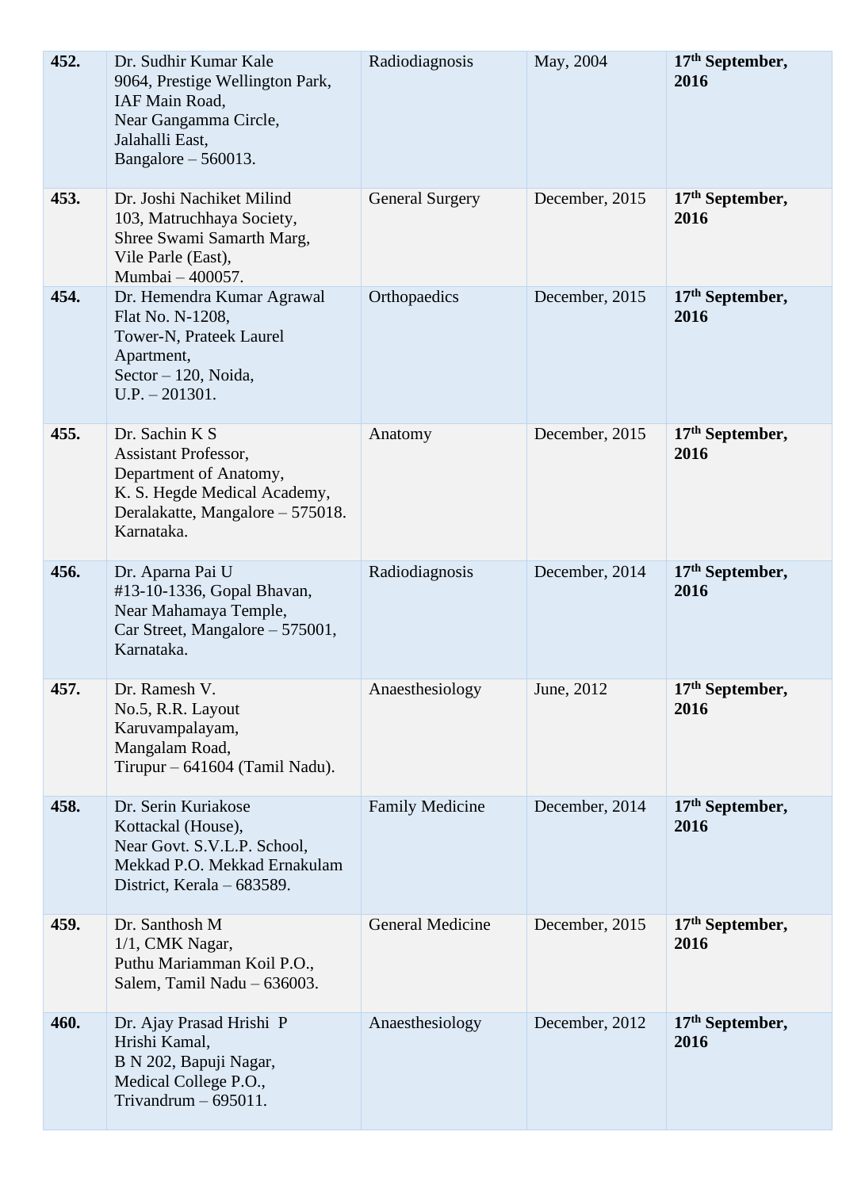| | | | | |
|---|---|---|---|---|
| **452.** | Dr. Sudhir Kumar Kale<br>9064, Prestige Wellington Park,<br>IAF Main Road,<br>Near Gangamma Circle,<br>Jalahalli East,<br>Bangalore – 560013. | Radiodiagnosis | May, 2004 | **17th September, 2016** |
| **453.** | Dr. Joshi Nachiket Milind<br>103, Matruchhaya Society,<br>Shree Swami Samarth Marg,<br>Vile Parle (East),<br>Mumbai – 400057. | General Surgery | December, 2015 | **17th September, 2016** |
| **454.** | Dr. Hemendra Kumar Agrawal<br>Flat No. N-1208,<br>Tower-N, Prateek Laurel Apartment,<br>Sector – 120, Noida,<br>U.P. – 201301. | Orthopaedics | December, 2015 | **17th September, 2016** |
| **455.** | Dr. Sachin K S<br>Assistant Professor,<br>Department of Anatomy,<br>K. S. Hegde Medical Academy,<br>Deralakatte, Mangalore – 575018.<br>Karnataka. | Anatomy | December, 2015 | **17th September, 2016** |
| **456.** | Dr. Aparna Pai U<br>#13-10-1336, Gopal Bhavan,<br>Near Mahamaya Temple,<br>Car Street, Mangalore – 575001,<br>Karnataka. | Radiodiagnosis | December, 2014 | **17th September, 2016** |
| **457.** | Dr. Ramesh V.<br>No.5, R.R. Layout<br>Karuvampalayam,<br>Mangalam Road,<br>Tirupur – 641604 (Tamil Nadu). | Anaesthesiology | June, 2012 | **17th September, 2016** |
| **458.** | Dr. Serin Kuriakose<br>Kottackal (House),<br>Near Govt. S.V.L.P. School,<br>Mekkad P.O. Mekkad Ernakulam<br>District, Kerala – 683589. | Family Medicine | December, 2014 | **17th September, 2016** |
| **459.** | Dr. Santhosh M<br>1/1, CMK Nagar,<br>Puthu Mariamman Koil P.O.,<br>Salem, Tamil Nadu – 636003. | General Medicine | December, 2015 | **17th September, 2016** |
| **460.** | Dr. Ajay Prasad Hrishi P<br>Hrishi Kamal,<br>B N 202, Bapuji Nagar,<br>Medical College P.O.,<br>Trivandrum – 695011. | Anaesthesiology | December, 2012 | **17th September, 2016** |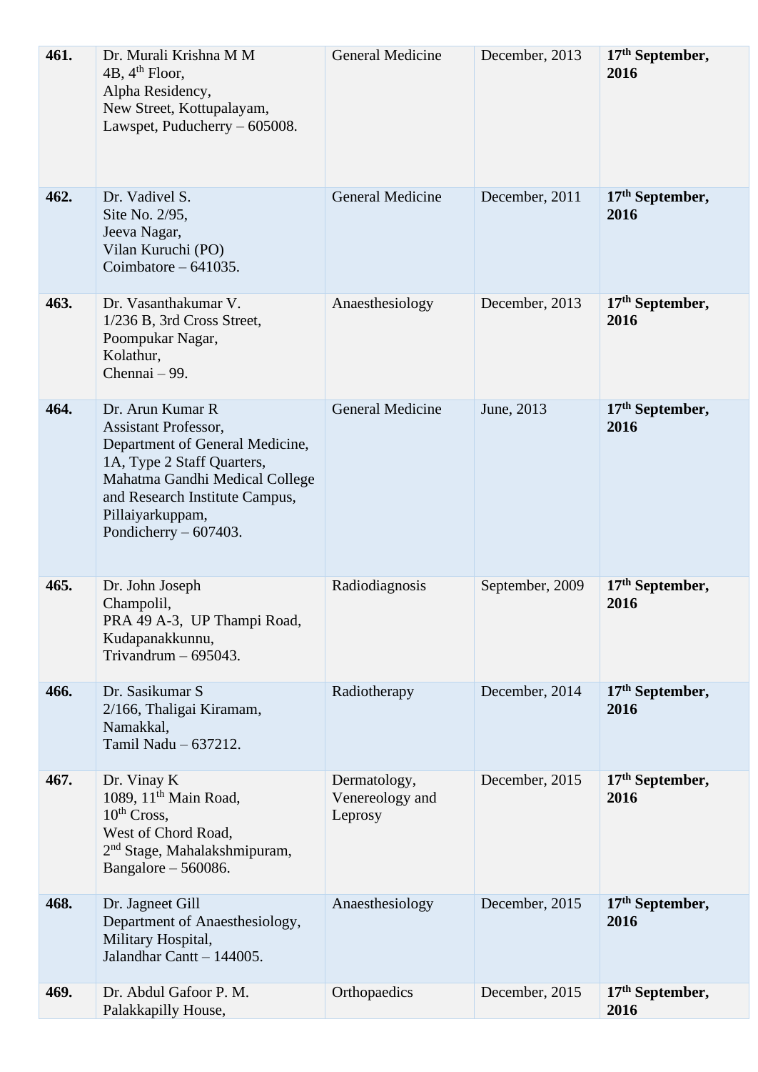| **461.** | Dr. Murali Krishna M M<br>4B, 4th Floor,<br>Alpha Residency,<br>New Street, Kottupalayam,<br>Lawspet, Puducherry – 605008. | General Medicine | December, 2013 | **17th September, 2016** |
|---|---|---|---|---|
| **462.** | Dr. Vadivel S.<br>Site No. 2/95,<br>Jeeva Nagar,<br>Vilan Kuruchi (PO)<br>Coimbatore – 641035. | General Medicine | December, 2011 | **17th September, 2016** |
| **463.** | Dr. Vasanthakumar V.<br>1/236 B, 3rd Cross Street,<br>Poompukar Nagar,<br>Kolathur,<br>Chennai – 99. | Anaesthesiology | December, 2013 | **17th September, 2016** |
| **464.** | Dr. Arun Kumar R<br>Assistant Professor,<br>Department of General Medicine,<br>1A, Type 2 Staff Quarters,<br>Mahatma Gandhi Medical College and Research Institute Campus,<br>Pillaiyarkuppam,<br>Pondicherry – 607403. | General Medicine | June, 2013 | **17th September, 2016** |
| **465.** | Dr. John Joseph<br>Champolil,<br>PRA 49 A-3, UP Thampi Road,<br>Kudapanakkunnu,<br>Trivandrum – 695043. | Radiodiagnosis | September, 2009 | **17th September, 2016** |
| **466.** | Dr. Sasikumar S<br>2/166, Thaligai Kiramam,<br>Namakkal,<br>Tamil Nadu – 637212. | Radiotherapy | December, 2014 | **17th September, 2016** |
| **467.** | Dr. Vinay K<br>1089, 11th Main Road,<br>10th Cross,<br>West of Chord Road,<br>2nd Stage, Mahalakshmipuram,<br>Bangalore – 560086. | Dermatology, Venereology and Leprosy | December, 2015 | **17th September, 2016** |
| **468.** | Dr. Jagneet Gill<br>Department of Anaesthesiology,<br>Military Hospital,<br>Jalandhar Cantt – 144005. | Anaesthesiology | December, 2015 | **17th September, 2016** |
| **469.** | Dr. Abdul Gafoor P. M.<br>Palakkapilly House, | Orthopaedics | December, 2015 | **17th September, 2016** |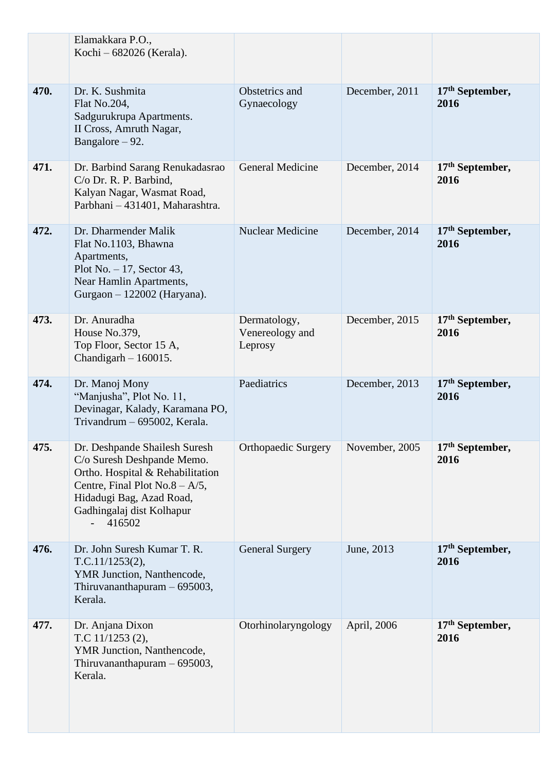| | | | | |
|---|---|---|---|---|
| | Elamakkara P.O.,<br>Kochi – 682026 (Kerala). | | | |
| **470.** | Dr. K. Sushmita<br>Flat No.204,<br>Sadgurukrupa Apartments.<br>II Cross, Amruth Nagar,<br>Bangalore – 92. | Obstetrics and Gynaecology | December, 2011 | **17th September, 2016** |
| **471.** | Dr. Barbind Sarang Renukadasrao<br>C/o Dr. R. P. Barbind,<br>Kalyan Nagar, Wasmat Road,<br>Parbhani – 431401, Maharashtra. | General Medicine | December, 2014 | **17th September, 2016** |
| **472.** | Dr. Dharmender Malik<br>Flat No.1103, Bhawna Apartments,<br>Plot No. – 17, Sector 43,<br>Near Hamlin Apartments,<br>Gurgaon – 122002 (Haryana). | Nuclear Medicine | December, 2014 | **17th September, 2016** |
| **473.** | Dr. Anuradha<br>House No.379,<br>Top Floor, Sector 15 A,<br>Chandigarh – 160015. | Dermatology, Venereology and Leprosy | December, 2015 | **17th September, 2016** |
| **474.** | Dr. Manoj Mony<br>"Manjusha", Plot No. 11,<br>Devinagar, Kalady, Karamana PO,<br>Trivandrum – 695002, Kerala. | Paediatrics | December, 2013 | **17th September, 2016** |
| **475.** | Dr. Deshpande Shailesh Suresh<br>C/o Suresh Deshpande Memo. Ortho. Hospital & Rehabilitation Centre, Final Plot No.8 – A/5,<br>Hidadugi Bag, Azad Road,<br>Gadhingalaj dist Kolhapur<br>- 416502 | Orthopaedic Surgery | November, 2005 | **17th September, 2016** |
| **476.** | Dr. John Suresh Kumar T. R.<br>T.C.11/1253(2),<br>YMR Junction, Nanthencode,<br>Thiruvananthapuram – 695003, Kerala. | General Surgery | June, 2013 | **17th September, 2016** |
| **477.** | Dr. Anjana Dixon<br>T.C 11/1253 (2),<br>YMR Junction, Nanthencode,<br>Thiruvananthapuram – 695003, Kerala. | Otorhinolaryngology | April, 2006 | **17th September, 2016** |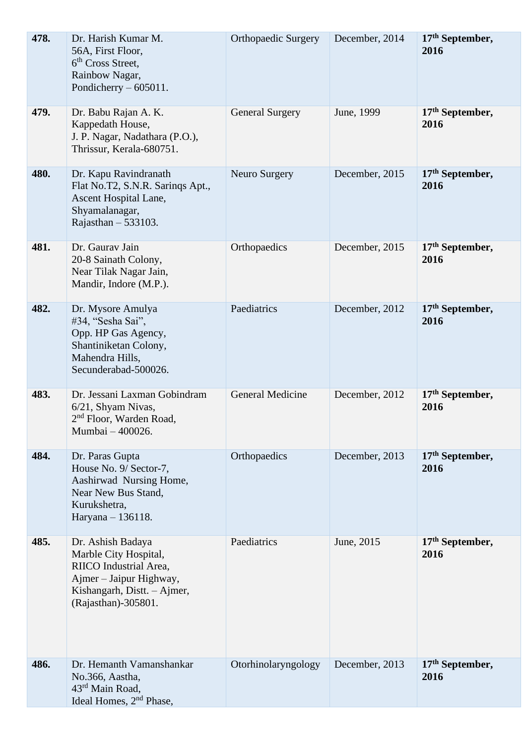| | | | | |
|---|---|---|---|---|
| **478.** | Dr. Harish Kumar M.<br>56A, First Floor,<br>6th Cross Street,<br>Rainbow Nagar,<br>Pondicherry – 605011. | Orthopaedic Surgery | December, 2014 | **17th September, 2016** |
| **479.** | Dr. Babu Rajan A. K.<br>Kappedath House,<br>J. P. Nagar, Nadathara (P.O.),<br>Thrissur, Kerala-680751. | General Surgery | June, 1999 | **17th September, 2016** |
| **480.** | Dr. Kapu Ravindranath<br>Flat No.T2, S.N.R. Sarinqs Apt.,<br>Ascent Hospital Lane,<br>Shyamalanagar,<br>Rajasthan – 533103. | Neuro Surgery | December, 2015 | **17th September, 2016** |
| **481.** | Dr. Gaurav Jain<br>20-8 Sainath Colony,<br>Near Tilak Nagar Jain,<br>Mandir, Indore (M.P.). | Orthopaedics | December, 2015 | **17th September, 2016** |
| **482.** | Dr. Mysore Amulya<br>#34, "Sesha Sai",<br>Opp. HP Gas Agency,<br>Shantiniketan Colony,<br>Mahendra Hills,<br>Secunderabad-500026. | Paediatrics | December, 2012 | **17th September, 2016** |
| **483.** | Dr. Jessani Laxman Gobindram<br>6/21, Shyam Nivas,<br>2nd Floor, Warden Road,<br>Mumbai – 400026. | General Medicine | December, 2012 | **17th September, 2016** |
| **484.** | Dr. Paras Gupta<br>House No. 9/ Sector-7,<br>Aashirwad Nursing Home,<br>Near New Bus Stand,<br>Kurukshetra,<br>Haryana – 136118. | Orthopaedics | December, 2013 | **17th September, 2016** |
| **485.** | Dr. Ashish Badaya<br>Marble City Hospital,<br>RIICO Industrial Area,<br>Ajmer – Jaipur Highway,<br>Kishangarh, Distt. – Ajmer,<br>(Rajasthan)-305801. | Paediatrics | June, 2015 | **17th September, 2016** |
| **486.** | Dr. Hemanth Vamanshankar<br>No.366, Aastha,<br>43rd Main Road,<br>Ideal Homes, 2nd Phase, | Otorhinolaryngology | December, 2013 | **17th September, 2016** |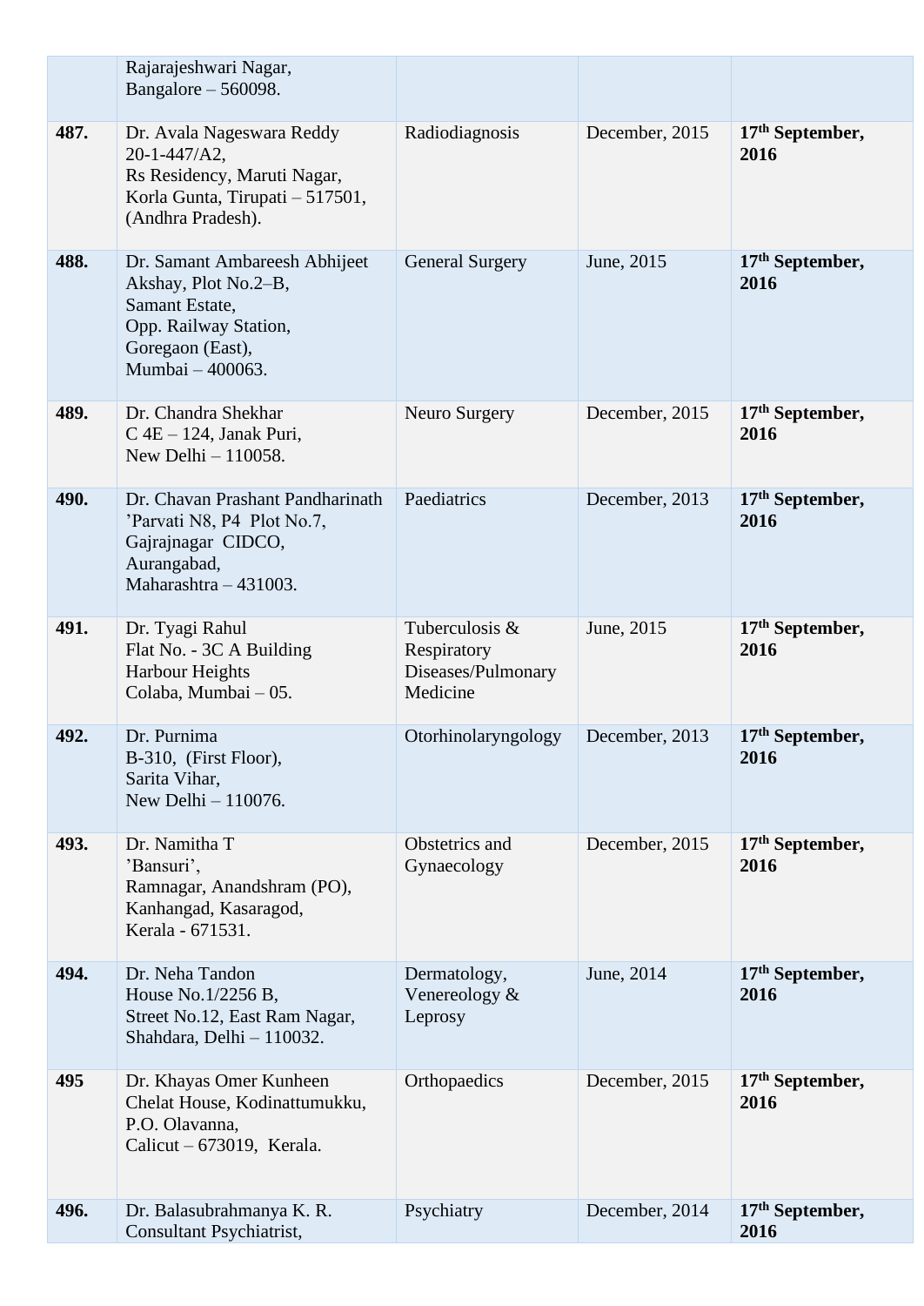| | | | | |
|---|---|---|---|---|
| | Rajarajeshwari Nagar, Bangalore – 560098. | | | |
| **487.** | Dr. Avala Nageswara Reddy 20-1-447/A2, Rs Residency, Maruti Nagar, Korla Gunta, Tirupati – 517501, (Andhra Pradesh). | Radiodiagnosis | December, 2015 | **17th September, 2016** |
| **488.** | Dr. Samant Ambareesh Abhijeet Akshay, Plot No.2–B, Samant Estate, Opp. Railway Station, Goregaon (East), Mumbai – 400063. | General Surgery | June, 2015 | **17th September, 2016** |
| **489.** | Dr. Chandra Shekhar C 4E – 124, Janak Puri, New Delhi – 110058. | Neuro Surgery | December, 2015 | **17th September, 2016** |
| **490.** | Dr. Chavan Prashant Pandharinath ’Parvati N8, P4 Plot No.7, Gajrajnagar CIDCO, Aurangabad, Maharashtra – 431003. | Paediatrics | December, 2013 | **17th September, 2016** |
| **491.** | Dr. Tyagi Rahul Flat No. - 3C A Building Harbour Heights Colaba, Mumbai – 05. | Tuberculosis & Respiratory Diseases/Pulmonary Medicine | June, 2015 | **17th September, 2016** |
| **492.** | Dr. Purnima B-310, (First Floor), Sarita Vihar, New Delhi – 110076. | Otorhinolaryngology | December, 2013 | **17th September, 2016** |
| **493.** | Dr. Namitha T ’Bansuri’, Ramnagar, Anandshram (PO), Kanhangad, Kasaragod, Kerala - 671531. | Obstetrics and Gynaecology | December, 2015 | **17th September, 2016** |
| **494.** | Dr. Neha Tandon House No.1/2256 B, Street No.12, East Ram Nagar, Shahdara, Delhi – 110032. | Dermatology, Venereology & Leprosy | June, 2014 | **17th September, 2016** |
| **495** | Dr. Khayas Omer Kunheen Chelat House, Kodinattumukku, P.O. Olavanna, Calicut – 673019, Kerala. | Orthopaedics | December, 2015 | **17th September, 2016** |
| **496.** | Dr. Balasubrahmanya K. R. Consultant Psychiatrist, | Psychiatry | December, 2014 | **17th September, 2016** |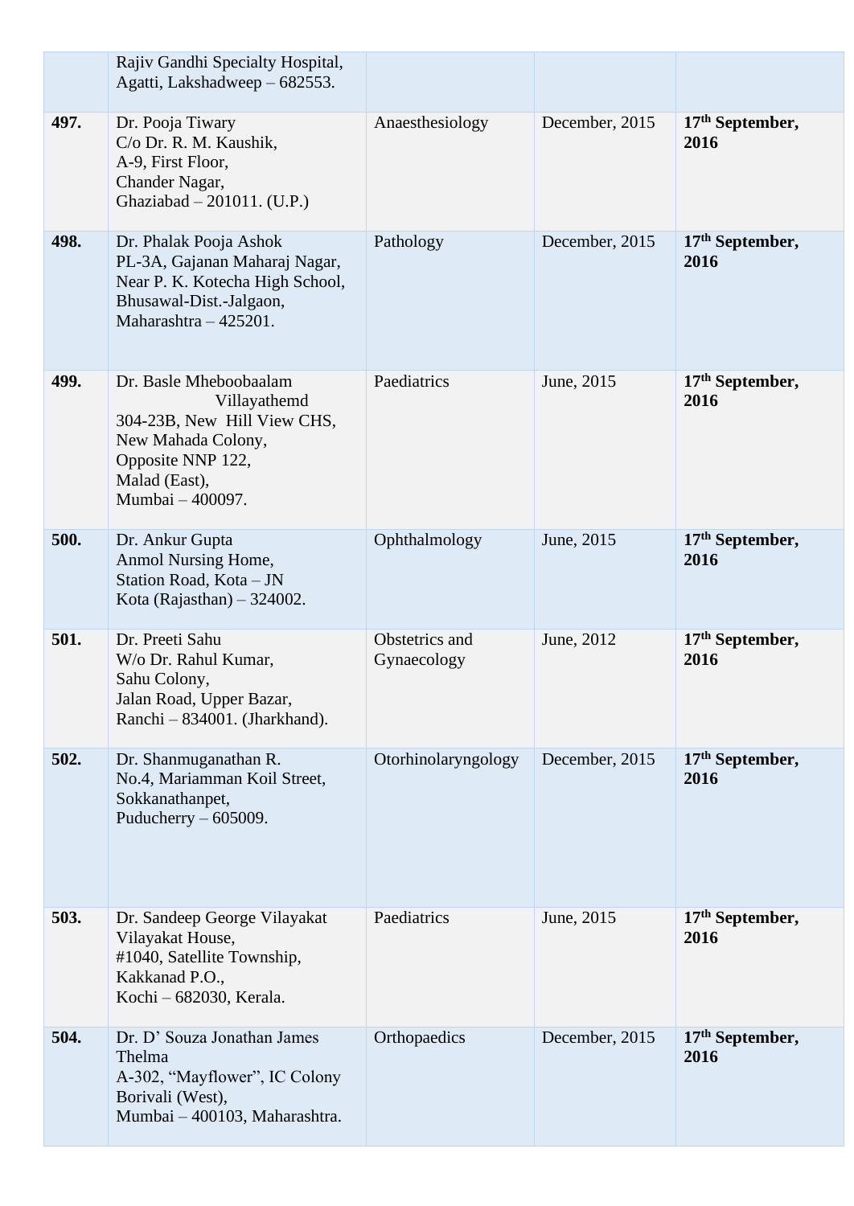| | | | | |
|---|---|---|---|---|
| | Rajiv Gandhi Specialty Hospital,<br>Agatti, Lakshadweep – 682553. | | | |
| **497.** | Dr. Pooja Tiwary<br>C/o Dr. R. M. Kaushik,<br>A-9, First Floor,<br>Chander Nagar,<br>Ghaziabad – 201011. (U.P.) | Anaesthesiology | December, 2015 | **17th September, 2016** |
| **498.** | Dr. Phalak Pooja Ashok<br>PL-3A, Gajanan Maharaj Nagar,<br>Near P. K. Kotecha High School,<br>Bhusawal-Dist.-Jalgaon,<br>Maharashtra – 425201. | Pathology | December, 2015 | **17th September, 2016** |
| **499.** | Dr. Basle Mheboobaalam Villayathemd<br>304-23B, New Hill View CHS,<br>New Mahada Colony,<br>Opposite NNP 122,<br>Malad (East),<br>Mumbai – 400097. | Paediatrics | June, 2015 | **17th September, 2016** |
| **500.** | Dr. Ankur Gupta<br>Anmol Nursing Home,<br>Station Road, Kota – JN<br>Kota (Rajasthan) – 324002. | Ophthalmology | June, 2015 | **17th September, 2016** |
| **501.** | Dr. Preeti Sahu<br>W/o Dr. Rahul Kumar,<br>Sahu Colony,<br>Jalan Road, Upper Bazar,<br>Ranchi – 834001. (Jharkhand). | Obstetrics and Gynaecology | June, 2012 | **17th September, 2016** |
| **502.** | Dr. Shanmuganathan R.<br>No.4, Mariamman Koil Street,<br>Sokkanathanpet,<br>Puducherry – 605009. | Otorhinolaryngology | December, 2015 | **17th September, 2016** |
| **503.** | Dr. Sandeep George Vilayakat<br>Vilayakat House,<br>#1040, Satellite Township,<br>Kakkanad P.O.,<br>Kochi – 682030, Kerala. | Paediatrics | June, 2015 | **17th September, 2016** |
| **504.** | Dr. D' Souza Jonathan James Thelma<br>A-302, "Mayflower", IC Colony<br>Borivali (West),<br>Mumbai – 400103, Maharashtra. | Orthopaedics | December, 2015 | **17th September, 2016** |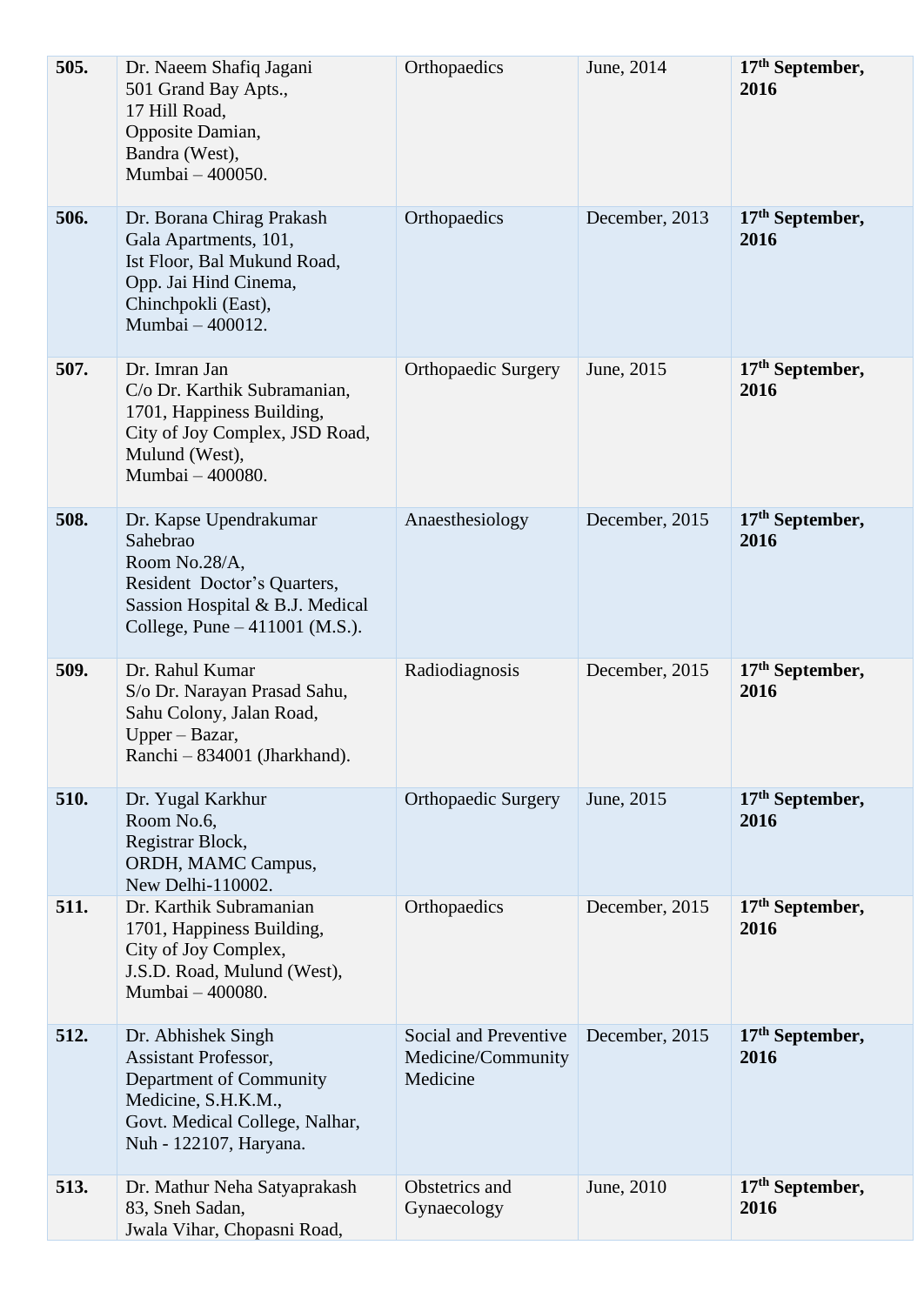| | | | | |
|---|---|---|---|---|
| **505.** | Dr. Naeem Shafiq Jagani<br>501 Grand Bay Apts.,<br>17 Hill Road,<br>Opposite Damian,<br>Bandra (West),<br>Mumbai – 400050. | Orthopaedics | June, 2014 | **17th September, 2016** |
| **506.** | Dr. Borana Chirag Prakash<br>Gala Apartments, 101,<br>Ist Floor, Bal Mukund Road,<br>Opp. Jai Hind Cinema,<br>Chinchpokli (East),<br>Mumbai – 400012. | Orthopaedics | December, 2013 | **17th September, 2016** |
| **507.** | Dr. Imran Jan<br>C/o Dr. Karthik Subramanian,<br>1701, Happiness Building,<br>City of Joy Complex, JSD Road,<br>Mulund (West),<br>Mumbai – 400080. | Orthopaedic Surgery | June, 2015 | **17th September, 2016** |
| **508.** | Dr. Kapse Upendrakumar Sahebrao<br>Room No.28/A,<br>Resident Doctor's Quarters,<br>Sassion Hospital & B.J. Medical College, Pune – 411001 (M.S.). | Anaesthesiology | December, 2015 | **17th September, 2016** |
| **509.** | Dr. Rahul Kumar<br>S/o Dr. Narayan Prasad Sahu,<br>Sahu Colony, Jalan Road,<br>Upper – Bazar,<br>Ranchi – 834001 (Jharkhand). | Radiodiagnosis | December, 2015 | **17th September, 2016** |
| **510.** | Dr. Yugal Karkhur<br>Room No.6,<br>Registrar Block,<br>ORDH, MAMC Campus,<br>New Delhi-110002. | Orthopaedic Surgery | June, 2015 | **17th September, 2016** |
| **511.** | Dr. Karthik Subramanian<br>1701, Happiness Building,<br>City of Joy Complex,<br>J.S.D. Road, Mulund (West),<br>Mumbai – 400080. | Orthopaedics | December, 2015 | **17th September, 2016** |
| **512.** | Dr. Abhishek Singh<br>Assistant Professor,<br>Department of Community Medicine, S.H.K.M.,<br>Govt. Medical College, Nalhar,<br>Nuh - 122107, Haryana. | Social and Preventive Medicine/Community Medicine | December, 2015 | **17th September, 2016** |
| **513.** | Dr. Mathur Neha Satyaprakash<br>83, Sneh Sadan,<br>Jwala Vihar, Chopasni Road, | Obstetrics and Gynaecology | June, 2010 | **17th September, 2016** |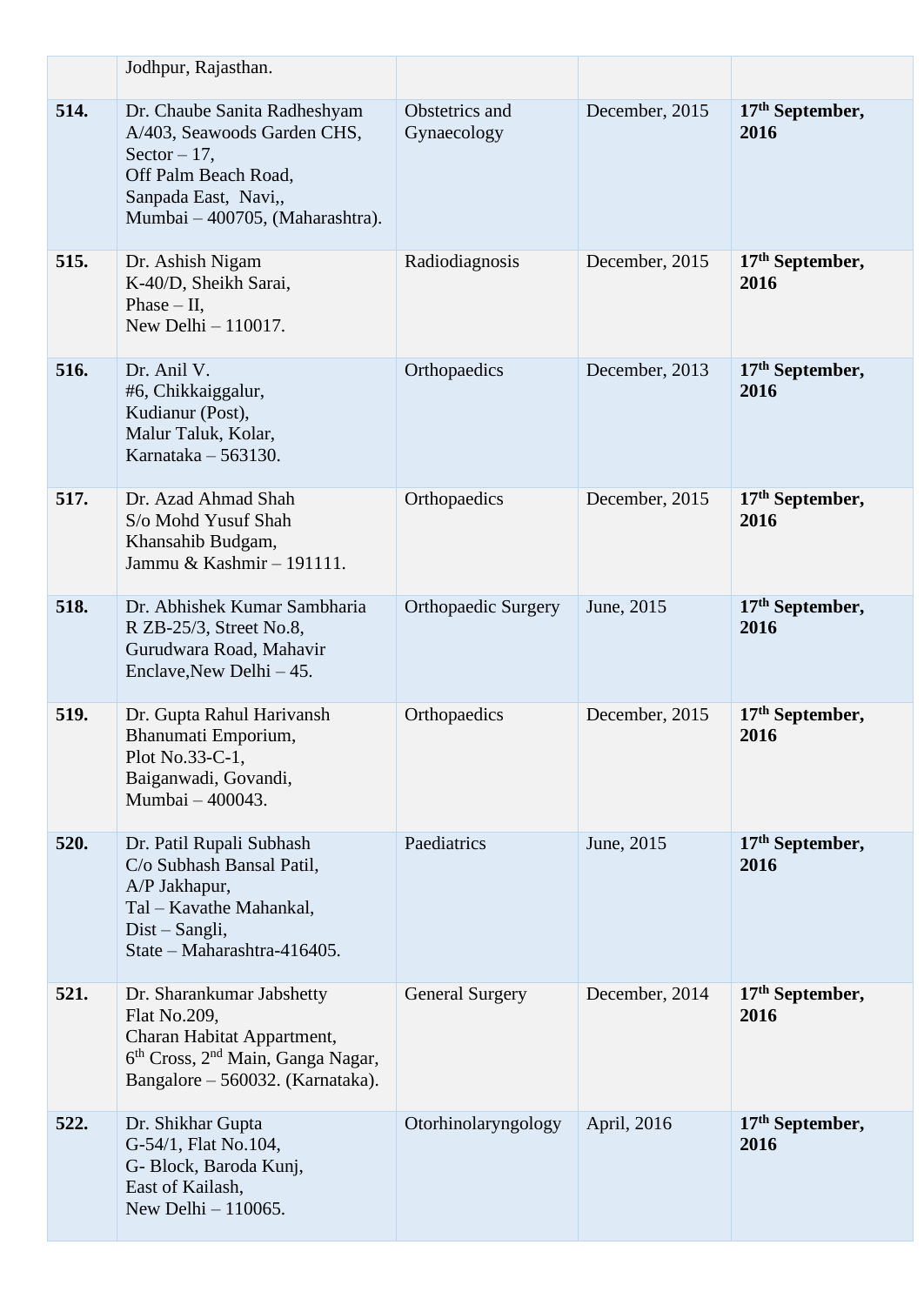| | | | | |
|---|---|---|---|---|
| | Jodhpur, Rajasthan. | | | |
| **514.** | Dr. Chaube Sanita Radheshyam<br>A/403, Seawoods Garden CHS,<br>Sector – 17,<br>Off Palm Beach Road,<br>Sanpada East, Navi,,<br>Mumbai – 400705, (Maharashtra). | Obstetrics and Gynaecology | December, 2015 | **17th September, 2016** |
| **515.** | Dr. Ashish Nigam<br>K-40/D, Sheikh Sarai,<br>Phase – II,<br>New Delhi – 110017. | Radiodiagnosis | December, 2015 | **17th September, 2016** |
| **516.** | Dr. Anil V.<br>#6, Chikkaiggalur,<br>Kudianur (Post),<br>Malur Taluk, Kolar,<br>Karnataka – 563130. | Orthopaedics | December, 2013 | **17th September, 2016** |
| **517.** | Dr. Azad Ahmad Shah<br>S/o Mohd Yusuf Shah<br>Khansahib Budgam,<br>Jammu & Kashmir – 191111. | Orthopaedics | December, 2015 | **17th September, 2016** |
| **518.** | Dr. Abhishek Kumar Sambharia<br>R ZB-25/3, Street No.8,<br>Gurudwara Road, Mahavir Enclave,New Delhi – 45. | Orthopaedic Surgery | June, 2015 | **17th September, 2016** |
| **519.** | Dr. Gupta Rahul Harivansh<br>Bhanumati Emporium,<br>Plot No.33-C-1,<br>Baiganwadi, Govandi,<br>Mumbai – 400043. | Orthopaedics | December, 2015 | **17th September, 2016** |
| **520.** | Dr. Patil Rupali Subhash<br>C/o Subhash Bansal Patil,<br>A/P Jakhapur,<br>Tal – Kavathe Mahankal,<br>Dist – Sangli,<br>State – Maharashtra-416405. | Paediatrics | June, 2015 | **17th September, 2016** |
| **521.** | Dr. Sharankumar Jabshetty<br>Flat No.209,<br>Charan Habitat Appartment,<br>6th Cross, 2nd Main, Ganga Nagar,<br>Bangalore – 560032. (Karnataka). | General Surgery | December, 2014 | **17th September, 2016** |
| **522.** | Dr. Shikhar Gupta<br>G-54/1, Flat No.104,<br>G- Block, Baroda Kunj,<br>East of Kailash,<br>New Delhi – 110065. | Otorhinolaryngology | April, 2016 | **17th September, 2016** |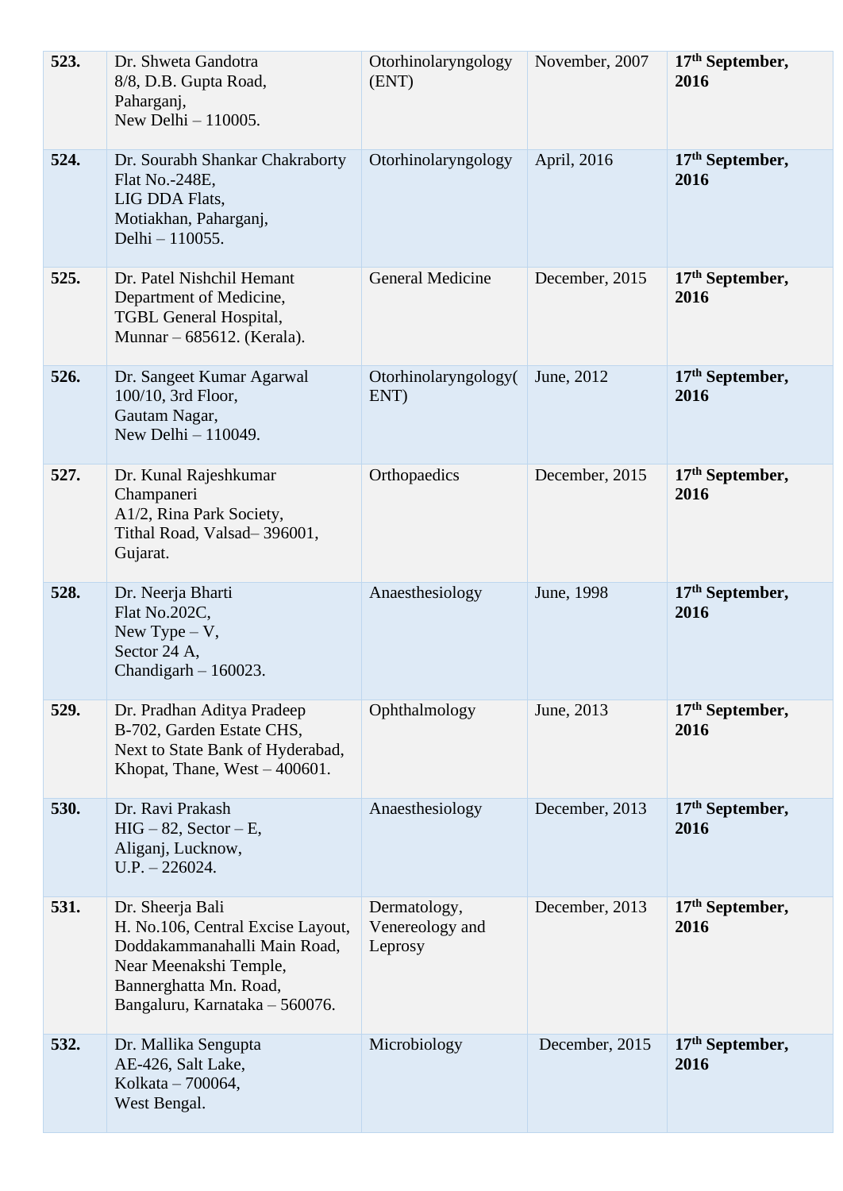| **523.** | Dr. Shweta Gandotra<br>8/8, D.B. Gupta Road,<br>Paharganj,<br>New Delhi – 110005. | Otorhinolaryngology (ENT) | November, 2007 | **17th September, 2016** |
|---|---|---|---|---|
| **524.** | Dr. Sourabh Shankar Chakraborty<br>Flat No.-248E,<br>LIG DDA Flats,<br>Motiakhan, Paharganj,<br>Delhi – 110055. | Otorhinolaryngology | April, 2016 | **17th September, 2016** |
| **525.** | Dr. Patel Nishchil Hemant<br>Department of Medicine,<br>TGBL General Hospital,<br>Munnar – 685612. (Kerala). | General Medicine | December, 2015 | **17th September, 2016** |
| **526.** | Dr. Sangeet Kumar Agarwal<br>100/10, 3rd Floor,<br>Gautam Nagar,<br>New Delhi – 110049. | Otorhinolaryngology( ENT) | June, 2012 | **17th September, 2016** |
| **527.** | Dr. Kunal Rajeshkumar Champaneri<br>A1/2, Rina Park Society,<br>Tithal Road, Valsad– 396001,<br>Gujarat. | Orthopaedics | December, 2015 | **17th September, 2016** |
| **528.** | Dr. Neerja Bharti<br>Flat No.202C,<br>New Type – V,<br>Sector 24 A,<br>Chandigarh – 160023. | Anaesthesiology | June, 1998 | **17th September, 2016** |
| **529.** | Dr. Pradhan Aditya Pradeep<br>B-702, Garden Estate CHS,<br>Next to State Bank of Hyderabad,<br>Khopat, Thane, West – 400601. | Ophthalmology | June, 2013 | **17th September, 2016** |
| **530.** | Dr. Ravi Prakash<br>HIG – 82, Sector – E,<br>Aliganj, Lucknow,<br>U.P. – 226024. | Anaesthesiology | December, 2013 | **17th September, 2016** |
| **531.** | Dr. Sheerja Bali<br>H. No.106, Central Excise Layout,<br>Doddakammanahalli Main Road,<br>Near Meenakshi Temple,<br>Bannerghatta Mn. Road,<br>Bangaluru, Karnataka – 560076. | Dermatology, Venereology and Leprosy | December, 2013 | **17th September, 2016** |
| **532.** | Dr. Mallika Sengupta<br>AE-426, Salt Lake,<br>Kolkata – 700064,<br>West Bengal. | Microbiology | December, 2015 | **17th September, 2016** |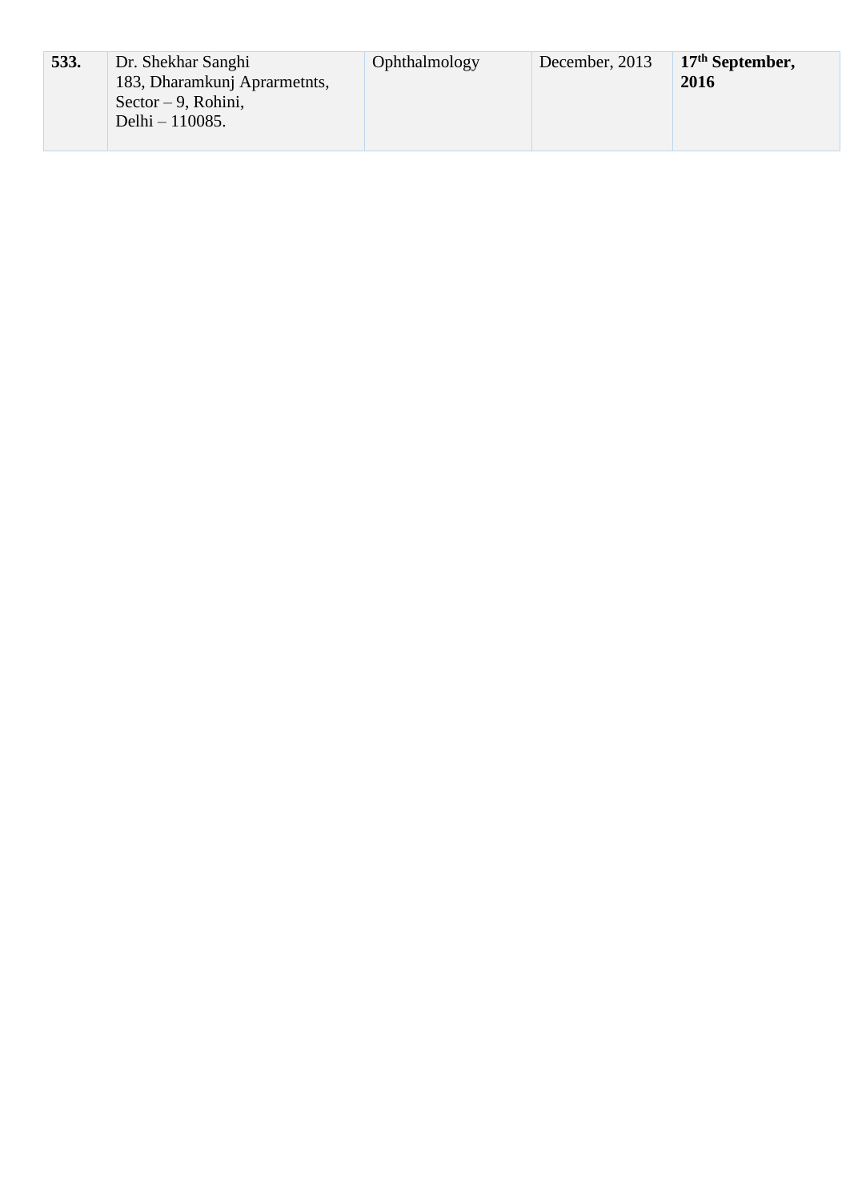| | | | | |
|---|---|---|---|---|
| **533.** | Dr. Shekhar Sanghi<br>183, Dharamkunj Aprarmetnts,<br>Sector – 9, Rohini,<br>Delhi – 110085. | Ophthalmology | December, 2013 | **17th September, 2016** |